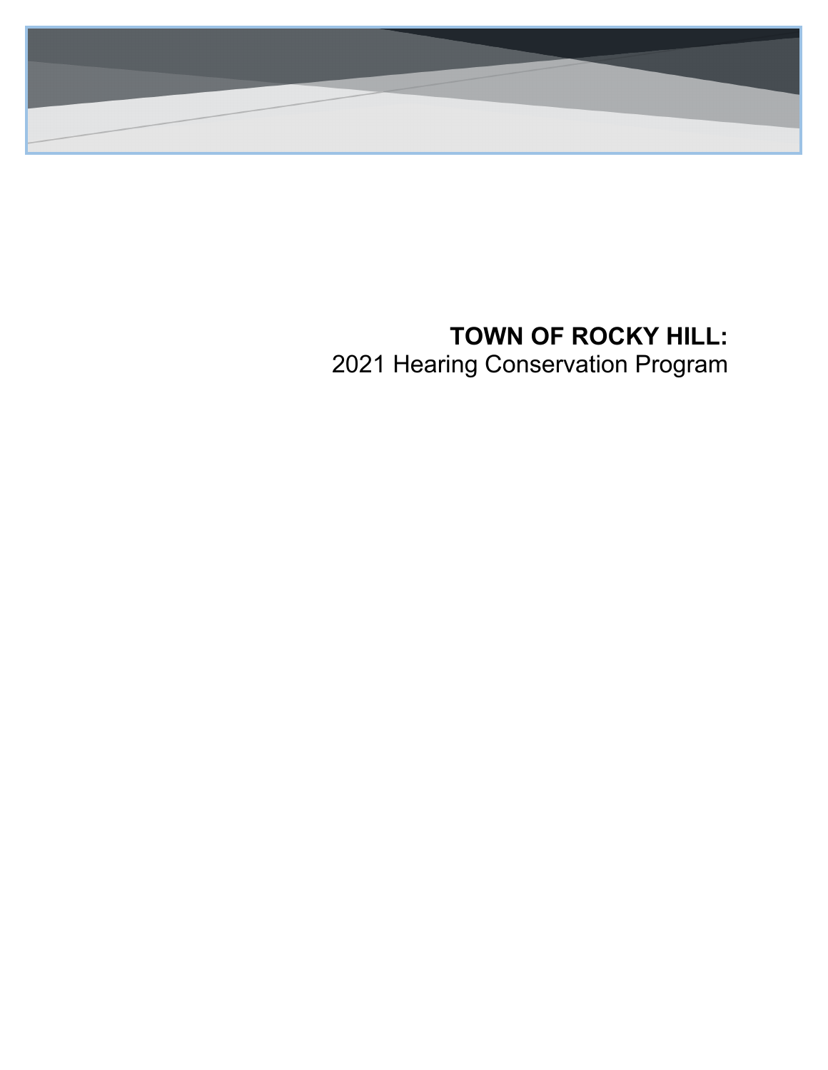# TOWN OF ROCKY HILL:

2021 Hearing Conservation Program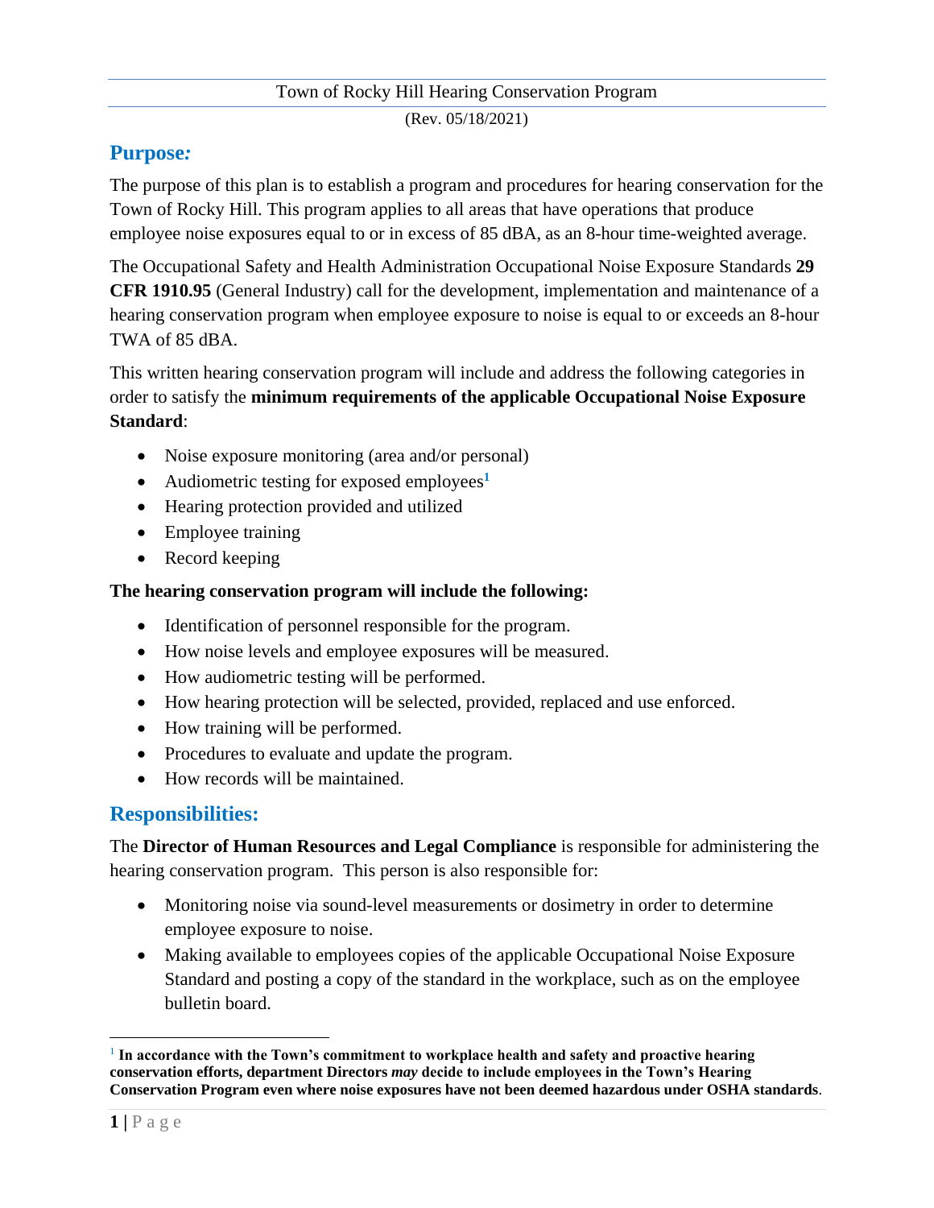Town of Rocky Hill Hearing Conservation Program

(Rev. 05/18/2021)

## Purpose:

The purpose of this plan is to establish a program and procedures for hearing conservation for the Town of Rocky Hill. This program applies to all areas that have operations that produce employee noise exposures equal to or in excess of 85 dBA, as an 8-hour time-weighted average.

The Occupational Safety and Health Administration Occupational Noise Exposure Standards **29 CFR 1910.95** (General Industry) call for the development, implementation and maintenance of a hearing conservation program when employee exposure to noise is equal to or exceeds an 8-hour TWA of 85 dBA.

This written hearing conservation program will include and address the following categories in order to satisfy the **minimum requirements of the applicable Occupational Noise Exposure Standard**:

- Noise exposure monitoring (area and/or personal)
- Audiometric testing for exposed employees[1]
- Hearing protection provided and utilized
- Employee training
- Record keeping

**The hearing conservation program will include the following:**

- Identification of personnel responsible for the program.
- How noise levels and employee exposures will be measured.
- How audiometric testing will be performed.
- How hearing protection will be selected, provided, replaced and use enforced.
- How training will be performed.
- Procedures to evaluate and update the program.
- How records will be maintained.

## Responsibilities:

The **Director of Human Resources and Legal Compliance** is responsible for administering the hearing conservation program. This person is also responsible for:

- Monitoring noise via sound-level measurements or dosimetry in order to determine employee exposure to noise.
- Making available to employees copies of the applicable Occupational Noise Exposure Standard and posting a copy of the standard in the workplace, such as on the employee bulletin board.

---

[1] **In accordance with the Town's commitment to workplace health and safety and proactive hearing conservation efforts, department Directors *may* decide to include employees in the Town's Hearing Conservation Program even where noise exposures have not been deemed hazardous under OSHA standards**.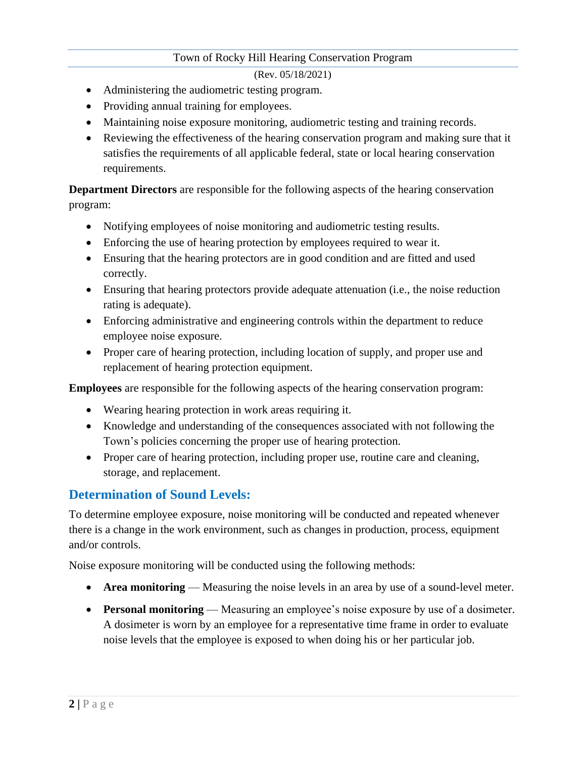- Administering the audiometric testing program.
- Providing annual training for employees.
- Maintaining noise exposure monitoring, audiometric testing and training records.
- Reviewing the effectiveness of the hearing conservation program and making sure that it satisfies the requirements of all applicable federal, state or local hearing conservation requirements.

**Department Directors** are responsible for the following aspects of the hearing conservation program:

- Notifying employees of noise monitoring and audiometric testing results.
- Enforcing the use of hearing protection by employees required to wear it.
- Ensuring that the hearing protectors are in good condition and are fitted and used correctly.
- Ensuring that hearing protectors provide adequate attenuation (i.e., the noise reduction rating is adequate).
- Enforcing administrative and engineering controls within the department to reduce employee noise exposure.
- Proper care of hearing protection, including location of supply, and proper use and replacement of hearing protection equipment.

**Employees** are responsible for the following aspects of the hearing conservation program:

- Wearing hearing protection in work areas requiring it.
- Knowledge and understanding of the consequences associated with not following the Town's policies concerning the proper use of hearing protection.
- Proper care of hearing protection, including proper use, routine care and cleaning, storage, and replacement.

## Determination of Sound Levels:

To determine employee exposure, noise monitoring will be conducted and repeated whenever there is a change in the work environment, such as changes in production, process, equipment and/or controls.

Noise exposure monitoring will be conducted using the following methods:

- **Area monitoring** — Measuring the noise levels in an area by use of a sound-level meter.
- **Personal monitoring** — Measuring an employee's noise exposure by use of a dosimeter. A dosimeter is worn by an employee for a representative time frame in order to evaluate noise levels that the employee is exposed to when doing his or her particular job.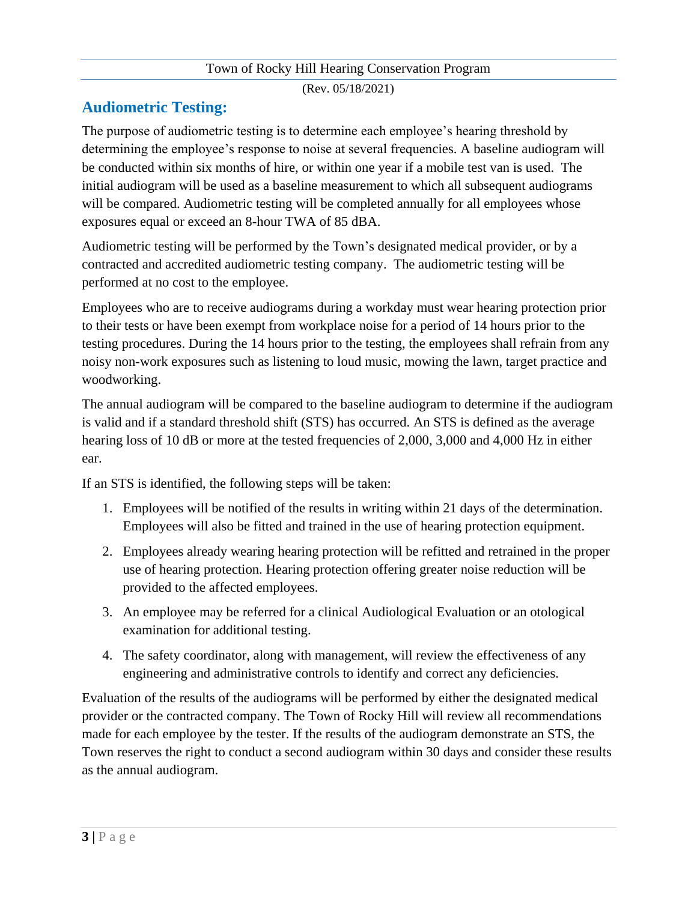## Audiometric Testing:

The purpose of audiometric testing is to determine each employee's hearing threshold by determining the employee's response to noise at several frequencies. A baseline audiogram will be conducted within six months of hire, or within one year if a mobile test van is used. The initial audiogram will be used as a baseline measurement to which all subsequent audiograms will be compared. Audiometric testing will be completed annually for all employees whose exposures equal or exceed an 8-hour TWA of 85 dBA.

Audiometric testing will be performed by the Town's designated medical provider, or by a contracted and accredited audiometric testing company. The audiometric testing will be performed at no cost to the employee.

Employees who are to receive audiograms during a workday must wear hearing protection prior to their tests or have been exempt from workplace noise for a period of 14 hours prior to the testing procedures. During the 14 hours prior to the testing, the employees shall refrain from any noisy non-work exposures such as listening to loud music, mowing the lawn, target practice and woodworking.

The annual audiogram will be compared to the baseline audiogram to determine if the audiogram is valid and if a standard threshold shift (STS) has occurred. An STS is defined as the average hearing loss of 10 dB or more at the tested frequencies of 2,000, 3,000 and 4,000 Hz in either ear.

If an STS is identified, the following steps will be taken:

1. Employees will be notified of the results in writing within 21 days of the determination. Employees will also be fitted and trained in the use of hearing protection equipment.
2. Employees already wearing hearing protection will be refitted and retrained in the proper use of hearing protection. Hearing protection offering greater noise reduction will be provided to the affected employees.
3. An employee may be referred for a clinical Audiological Evaluation or an otological examination for additional testing.
4. The safety coordinator, along with management, will review the effectiveness of any engineering and administrative controls to identify and correct any deficiencies.

Evaluation of the results of the audiograms will be performed by either the designated medical provider or the contracted company. The Town of Rocky Hill will review all recommendations made for each employee by the tester. If the results of the audiogram demonstrate an STS, the Town reserves the right to conduct a second audiogram within 30 days and consider these results as the annual audiogram.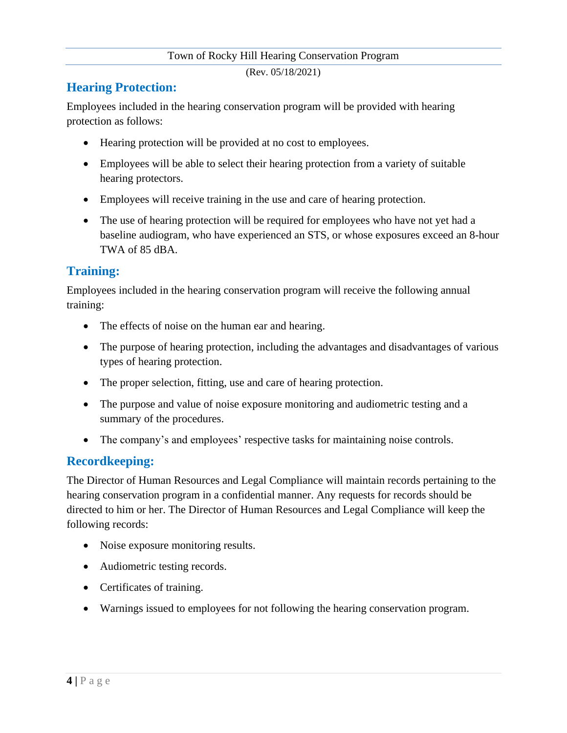## Hearing Protection:

Employees included in the hearing conservation program will be provided with hearing protection as follows:

- Hearing protection will be provided at no cost to employees.
- Employees will be able to select their hearing protection from a variety of suitable hearing protectors.
- Employees will receive training in the use and care of hearing protection.
- The use of hearing protection will be required for employees who have not yet had a baseline audiogram, who have experienced an STS, or whose exposures exceed an 8-hour TWA of 85 dBA.

## Training:

Employees included in the hearing conservation program will receive the following annual training:

- The effects of noise on the human ear and hearing.
- The purpose of hearing protection, including the advantages and disadvantages of various types of hearing protection.
- The proper selection, fitting, use and care of hearing protection.
- The purpose and value of noise exposure monitoring and audiometric testing and a summary of the procedures.
- The company's and employees' respective tasks for maintaining noise controls.

## Recordkeeping:

The Director of Human Resources and Legal Compliance will maintain records pertaining to the hearing conservation program in a confidential manner. Any requests for records should be directed to him or her. The Director of Human Resources and Legal Compliance will keep the following records:

- Noise exposure monitoring results.
- Audiometric testing records.
- Certificates of training.
- Warnings issued to employees for not following the hearing conservation program.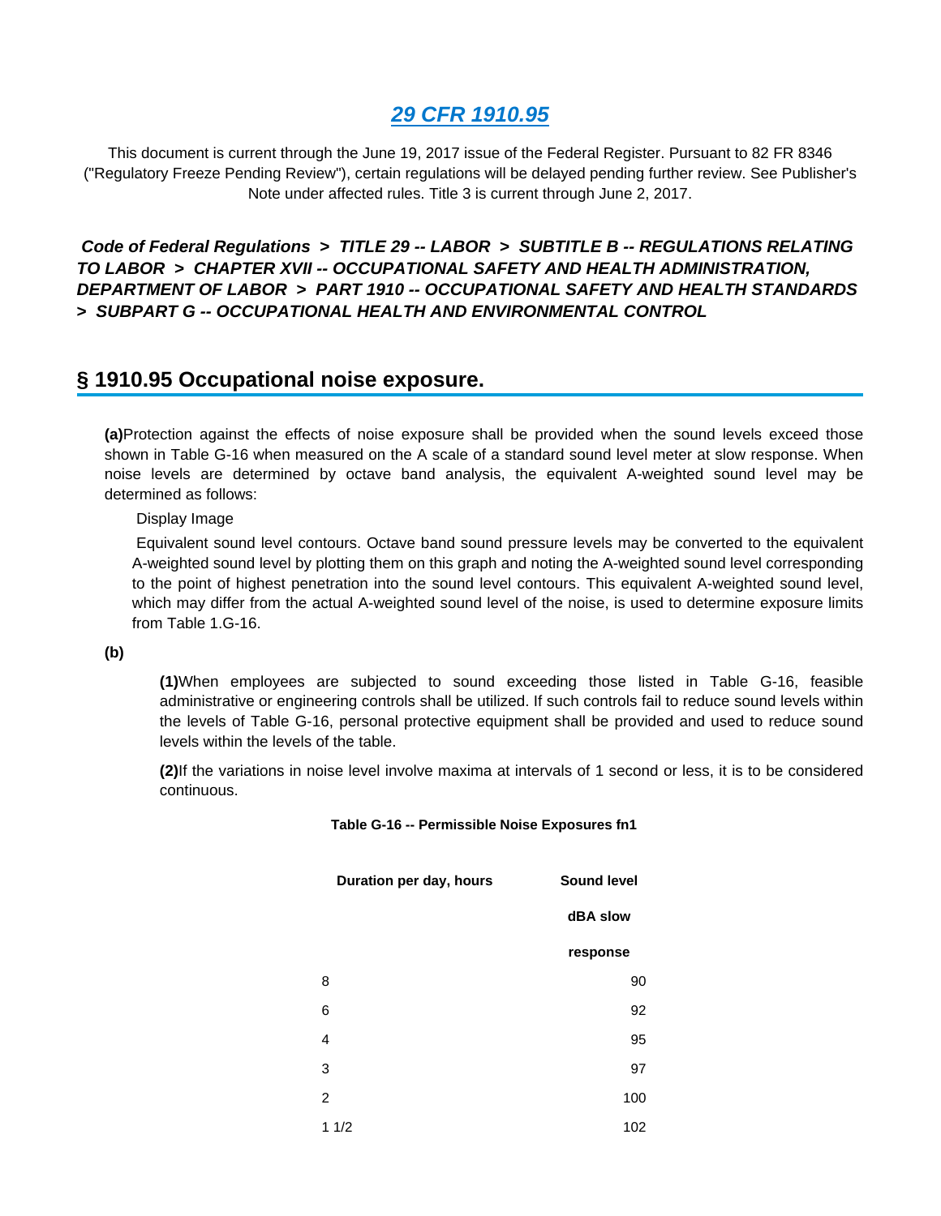# [29 CFR 1910.95](#)

This document is current through the June 19, 2017 issue of the Federal Register. Pursuant to 82 FR 8346 ("Regulatory Freeze Pending Review"), certain regulations will be delayed pending further review. See Publisher's Note under affected rules. Title 3 is current through June 2, 2017.

***Code of Federal Regulations > TITLE 29 -- LABOR > SUBTITLE B -- REGULATIONS RELATING TO LABOR > CHAPTER XVII -- OCCUPATIONAL SAFETY AND HEALTH ADMINISTRATION, DEPARTMENT OF LABOR > PART 1910 -- OCCUPATIONAL SAFETY AND HEALTH STANDARDS > SUBPART G -- OCCUPATIONAL HEALTH AND ENVIRONMENTAL CONTROL***

## § 1910.95 Occupational noise exposure.

**(a)**Protection against the effects of noise exposure shall be provided when the sound levels exceed those shown in Table G-16 when measured on the A scale of a standard sound level meter at slow response. When noise levels are determined by octave band analysis, the equivalent A-weighted sound level may be determined as follows:

Display Image

Equivalent sound level contours. Octave band sound pressure levels may be converted to the equivalent A-weighted sound level by plotting them on this graph and noting the A-weighted sound level corresponding to the point of highest penetration into the sound level contours. This equivalent A-weighted sound level, which may differ from the actual A-weighted sound level of the noise, is used to determine exposure limits from Table 1.G-16.

**(b)**

**(1)**When employees are subjected to sound exceeding those listed in Table G-16, feasible administrative or engineering controls shall be utilized. If such controls fail to reduce sound levels within the levels of Table G-16, personal protective equipment shall be provided and used to reduce sound levels within the levels of the table.

**(2)**If the variations in noise level involve maxima at intervals of 1 second or less, it is to be considered continuous.

**Table G-16 -- Permissible Noise Exposures fn1**

| Duration per day, hours | Sound level dBA slow response |
|---|---|
| 8 | 90 |
| 6 | 92 |
| 4 | 95 |
| 3 | 97 |
| 2 | 100 |
| 1 1/2 | 102 |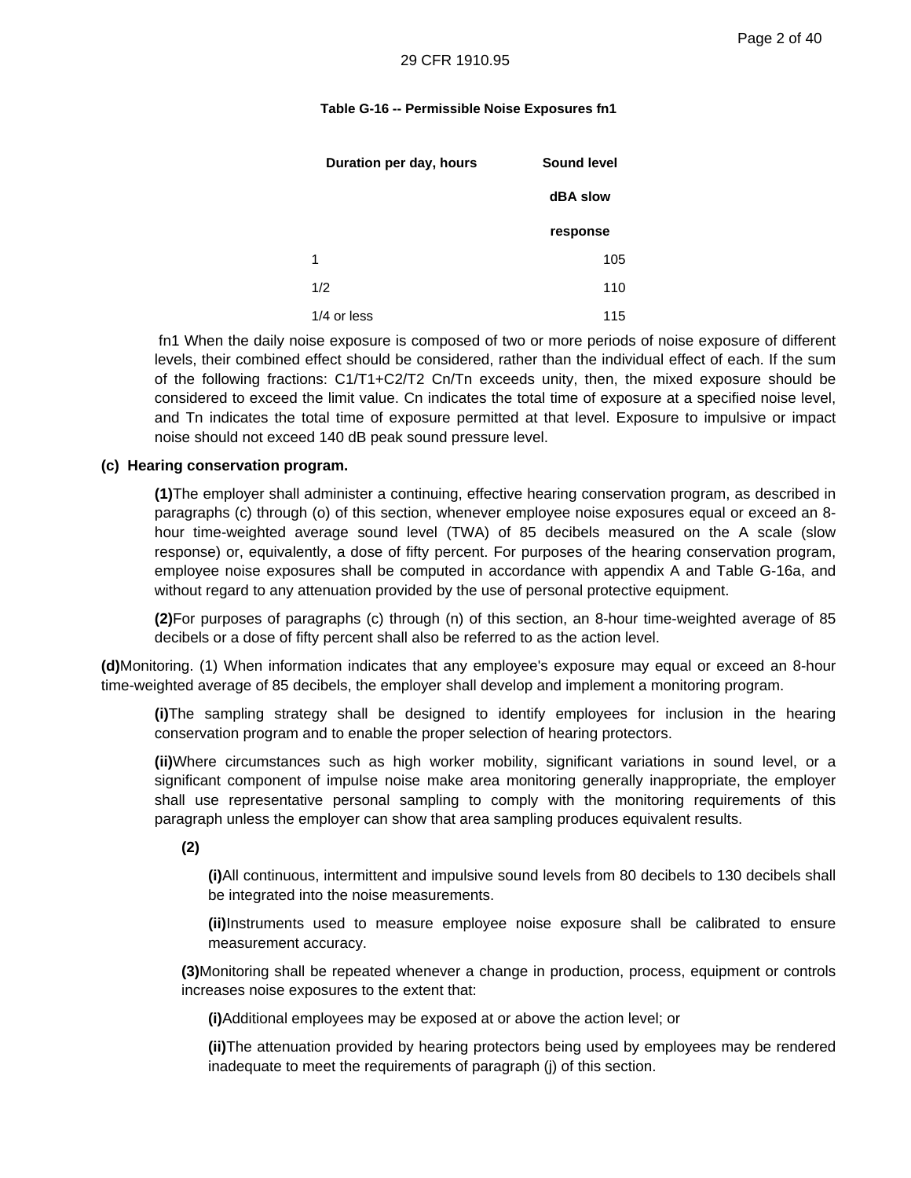**Table G-16 -- Permissible Noise Exposures fn1**

| Duration per day, hours | Sound level dBA slow response |
| --- | --- |
| 1 | 105 |
| 1/2 | 110 |
| 1/4 or less | 115 |

fn1 When the daily noise exposure is composed of two or more periods of noise exposure of different levels, their combined effect should be considered, rather than the individual effect of each. If the sum of the following fractions: $C1/T1+C2/T2$ $Cn/Tn$ exceeds unity, then, the mixed exposure should be considered to exceed the limit value. Cn indicates the total time of exposure at a specified noise level, and Tn indicates the total time of exposure permitted at that level. Exposure to impulsive or impact noise should not exceed 140 dB peak sound pressure level.

**(c) Hearing conservation program.**

**(1)**The employer shall administer a continuing, effective hearing conservation program, as described in paragraphs (c) through (o) of this section, whenever employee noise exposures equal or exceed an 8-hour time-weighted average sound level (TWA) of 85 decibels measured on the A scale (slow response) or, equivalently, a dose of fifty percent. For purposes of the hearing conservation program, employee noise exposures shall be computed in accordance with appendix A and Table G-16a, and without regard to any attenuation provided by the use of personal protective equipment.

**(2)**For purposes of paragraphs (c) through (n) of this section, an 8-hour time-weighted average of 85 decibels or a dose of fifty percent shall also be referred to as the action level.

**(d)**Monitoring. (1) When information indicates that any employee's exposure may equal or exceed an 8-hour time-weighted average of 85 decibels, the employer shall develop and implement a monitoring program.

**(i)**The sampling strategy shall be designed to identify employees for inclusion in the hearing conservation program and to enable the proper selection of hearing protectors.

**(ii)**Where circumstances such as high worker mobility, significant variations in sound level, or a significant component of impulse noise make area monitoring generally inappropriate, the employer shall use representative personal sampling to comply with the monitoring requirements of this paragraph unless the employer can show that area sampling produces equivalent results.

**(2)**

**(i)**All continuous, intermittent and impulsive sound levels from 80 decibels to 130 decibels shall be integrated into the noise measurements.

**(ii)**Instruments used to measure employee noise exposure shall be calibrated to ensure measurement accuracy.

**(3)**Monitoring shall be repeated whenever a change in production, process, equipment or controls increases noise exposures to the extent that:

**(i)**Additional employees may be exposed at or above the action level; or

**(ii)**The attenuation provided by hearing protectors being used by employees may be rendered inadequate to meet the requirements of paragraph (j) of this section.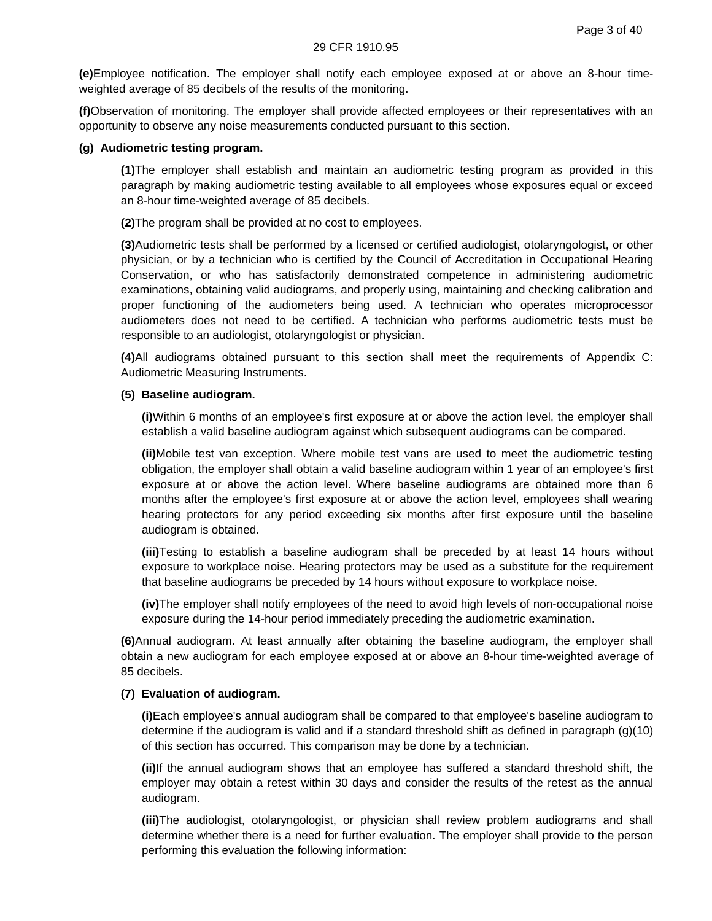**(e)** Employee notification. The employer shall notify each employee exposed at or above an 8-hour time-weighted average of 85 decibels of the results of the monitoring.

**(f)** Observation of monitoring. The employer shall provide affected employees or their representatives with an opportunity to observe any noise measurements conducted pursuant to this section.

**(g) Audiometric testing program.**

**(1)** The employer shall establish and maintain an audiometric testing program as provided in this paragraph by making audiometric testing available to all employees whose exposures equal or exceed an 8-hour time-weighted average of 85 decibels.

**(2)** The program shall be provided at no cost to employees.

**(3)** Audiometric tests shall be performed by a licensed or certified audiologist, otolaryngologist, or other physician, or by a technician who is certified by the Council of Accreditation in Occupational Hearing Conservation, or who has satisfactorily demonstrated competence in administering audiometric examinations, obtaining valid audiograms, and properly using, maintaining and checking calibration and proper functioning of the audiometers being used. A technician who operates microprocessor audiometers does not need to be certified. A technician who performs audiometric tests must be responsible to an audiologist, otolaryngologist or physician.

**(4)** All audiograms obtained pursuant to this section shall meet the requirements of Appendix C: Audiometric Measuring Instruments.

**(5) Baseline audiogram.**

**(i)** Within 6 months of an employee's first exposure at or above the action level, the employer shall establish a valid baseline audiogram against which subsequent audiograms can be compared.

**(ii)** Mobile test van exception. Where mobile test vans are used to meet the audiometric testing obligation, the employer shall obtain a valid baseline audiogram within 1 year of an employee's first exposure at or above the action level. Where baseline audiograms are obtained more than 6 months after the employee's first exposure at or above the action level, employees shall wearing hearing protectors for any period exceeding six months after first exposure until the baseline audiogram is obtained.

**(iii)** Testing to establish a baseline audiogram shall be preceded by at least 14 hours without exposure to workplace noise. Hearing protectors may be used as a substitute for the requirement that baseline audiograms be preceded by 14 hours without exposure to workplace noise.

**(iv)** The employer shall notify employees of the need to avoid high levels of non-occupational noise exposure during the 14-hour period immediately preceding the audiometric examination.

**(6)** Annual audiogram. At least annually after obtaining the baseline audiogram, the employer shall obtain a new audiogram for each employee exposed at or above an 8-hour time-weighted average of 85 decibels.

**(7) Evaluation of audiogram.**

**(i)** Each employee's annual audiogram shall be compared to that employee's baseline audiogram to determine if the audiogram is valid and if a standard threshold shift as defined in paragraph (g)(10) of this section has occurred. This comparison may be done by a technician.

**(ii)** If the annual audiogram shows that an employee has suffered a standard threshold shift, the employer may obtain a retest within 30 days and consider the results of the retest as the annual audiogram.

**(iii)** The audiologist, otolaryngologist, or physician shall review problem audiograms and shall determine whether there is a need for further evaluation. The employer shall provide to the person performing this evaluation the following information: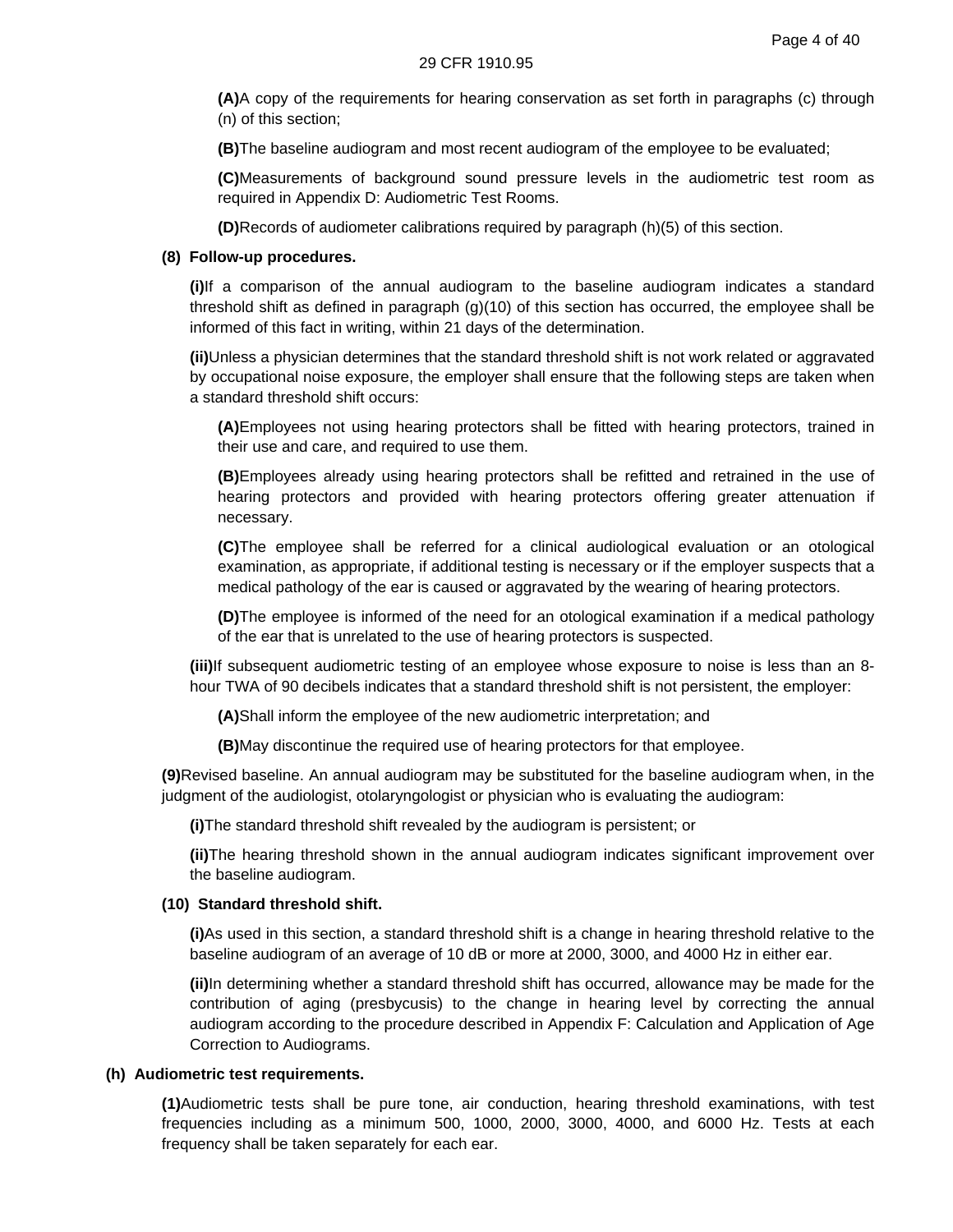**(A)** A copy of the requirements for hearing conservation as set forth in paragraphs (c) through (n) of this section;

**(B)** The baseline audiogram and most recent audiogram of the employee to be evaluated;

**(C)** Measurements of background sound pressure levels in the audiometric test room as required in Appendix D: Audiometric Test Rooms.

**(D)** Records of audiometer calibrations required by paragraph (h)(5) of this section.

**(8) Follow-up procedures.**

**(i)** If a comparison of the annual audiogram to the baseline audiogram indicates a standard threshold shift as defined in paragraph (g)(10) of this section has occurred, the employee shall be informed of this fact in writing, within 21 days of the determination.

**(ii)** Unless a physician determines that the standard threshold shift is not work related or aggravated by occupational noise exposure, the employer shall ensure that the following steps are taken when a standard threshold shift occurs:

**(A)** Employees not using hearing protectors shall be fitted with hearing protectors, trained in their use and care, and required to use them.

**(B)** Employees already using hearing protectors shall be refitted and retrained in the use of hearing protectors and provided with hearing protectors offering greater attenuation if necessary.

**(C)** The employee shall be referred for a clinical audiological evaluation or an otological examination, as appropriate, if additional testing is necessary or if the employer suspects that a medical pathology of the ear is caused or aggravated by the wearing of hearing protectors.

**(D)** The employee is informed of the need for an otological examination if a medical pathology of the ear that is unrelated to the use of hearing protectors is suspected.

**(iii)** If subsequent audiometric testing of an employee whose exposure to noise is less than an 8-hour TWA of 90 decibels indicates that a standard threshold shift is not persistent, the employer:

**(A)** Shall inform the employee of the new audiometric interpretation; and

**(B)** May discontinue the required use of hearing protectors for that employee.

**(9)** Revised baseline. An annual audiogram may be substituted for the baseline audiogram when, in the judgment of the audiologist, otolaryngologist or physician who is evaluating the audiogram:

**(i)** The standard threshold shift revealed by the audiogram is persistent; or

**(ii)** The hearing threshold shown in the annual audiogram indicates significant improvement over the baseline audiogram.

**(10) Standard threshold shift.**

**(i)** As used in this section, a standard threshold shift is a change in hearing threshold relative to the baseline audiogram of an average of 10 dB or more at 2000, 3000, and 4000 Hz in either ear.

**(ii)** In determining whether a standard threshold shift has occurred, allowance may be made for the contribution of aging (presbycusis) to the change in hearing level by correcting the annual audiogram according to the procedure described in Appendix F: Calculation and Application of Age Correction to Audiograms.

**(h) Audiometric test requirements.**

**(1)** Audiometric tests shall be pure tone, air conduction, hearing threshold examinations, with test frequencies including as a minimum 500, 1000, 2000, 3000, 4000, and 6000 Hz. Tests at each frequency shall be taken separately for each ear.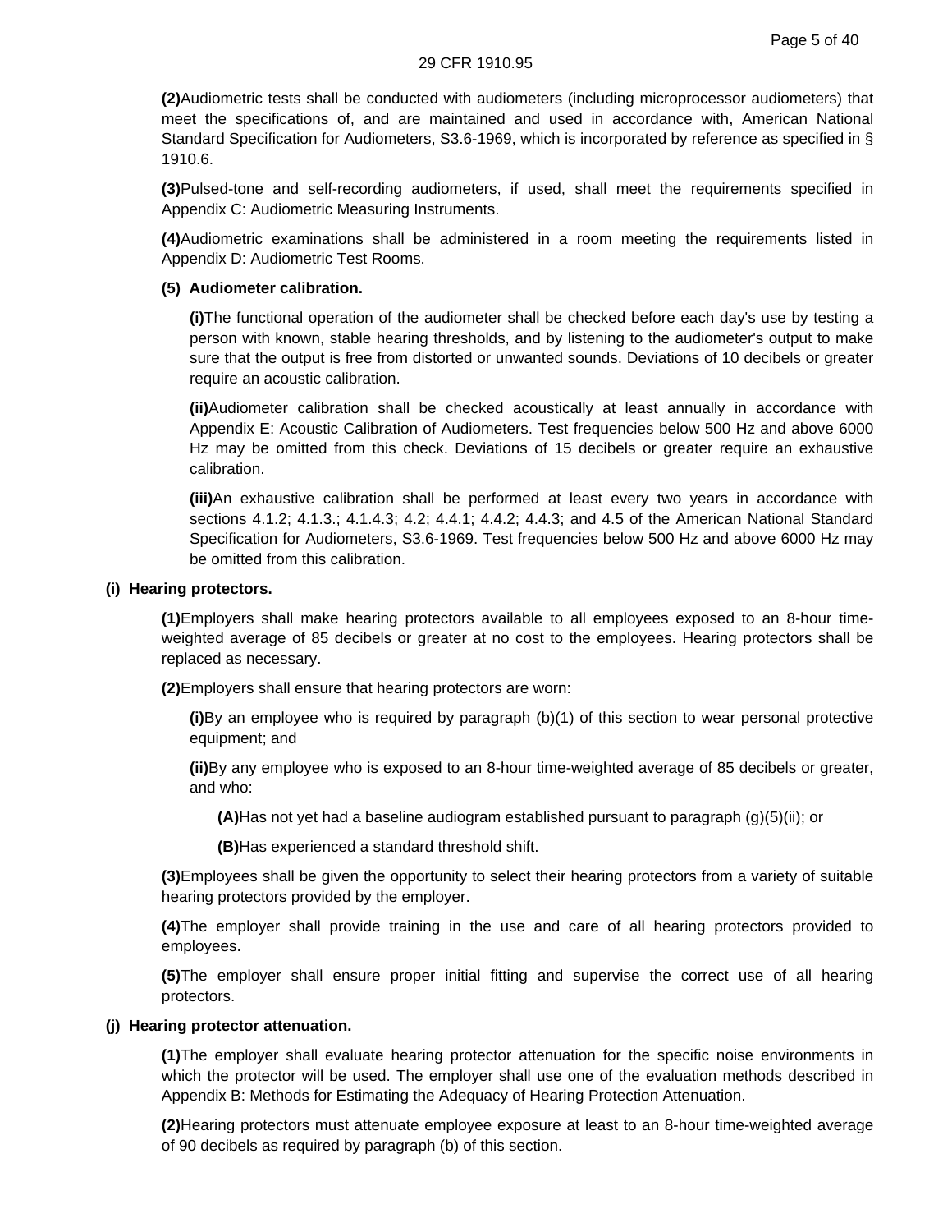**(2)** Audiometric tests shall be conducted with audiometers (including microprocessor audiometers) that meet the specifications of, and are maintained and used in accordance with, American National Standard Specification for Audiometers, S3.6-1969, which is incorporated by reference as specified in § 1910.6.

**(3)** Pulsed-tone and self-recording audiometers, if used, shall meet the requirements specified in Appendix C: Audiometric Measuring Instruments.

**(4)** Audiometric examinations shall be administered in a room meeting the requirements listed in Appendix D: Audiometric Test Rooms.

**(5) Audiometer calibration.**

**(i)** The functional operation of the audiometer shall be checked before each day's use by testing a person with known, stable hearing thresholds, and by listening to the audiometer's output to make sure that the output is free from distorted or unwanted sounds. Deviations of 10 decibels or greater require an acoustic calibration.

**(ii)** Audiometer calibration shall be checked acoustically at least annually in accordance with Appendix E: Acoustic Calibration of Audiometers. Test frequencies below 500 Hz and above 6000 Hz may be omitted from this check. Deviations of 15 decibels or greater require an exhaustive calibration.

**(iii)** An exhaustive calibration shall be performed at least every two years in accordance with sections 4.1.2; 4.1.3.; 4.1.4.3; 4.2; 4.4.1; 4.4.2; 4.4.3; and 4.5 of the American National Standard Specification for Audiometers, S3.6-1969. Test frequencies below 500 Hz and above 6000 Hz may be omitted from this calibration.

**(i) Hearing protectors.**

**(1)** Employers shall make hearing protectors available to all employees exposed to an 8-hour time-weighted average of 85 decibels or greater at no cost to the employees. Hearing protectors shall be replaced as necessary.

**(2)** Employers shall ensure that hearing protectors are worn:

**(i)** By an employee who is required by paragraph (b)(1) of this section to wear personal protective equipment; and

**(ii)** By any employee who is exposed to an 8-hour time-weighted average of 85 decibels or greater, and who:

**(A)** Has not yet had a baseline audiogram established pursuant to paragraph (g)(5)(ii); or

**(B)** Has experienced a standard threshold shift.

**(3)** Employees shall be given the opportunity to select their hearing protectors from a variety of suitable hearing protectors provided by the employer.

**(4)** The employer shall provide training in the use and care of all hearing protectors provided to employees.

**(5)** The employer shall ensure proper initial fitting and supervise the correct use of all hearing protectors.

**(j) Hearing protector attenuation.**

**(1)** The employer shall evaluate hearing protector attenuation for the specific noise environments in which the protector will be used. The employer shall use one of the evaluation methods described in Appendix B: Methods for Estimating the Adequacy of Hearing Protection Attenuation.

**(2)** Hearing protectors must attenuate employee exposure at least to an 8-hour time-weighted average of 90 decibels as required by paragraph (b) of this section.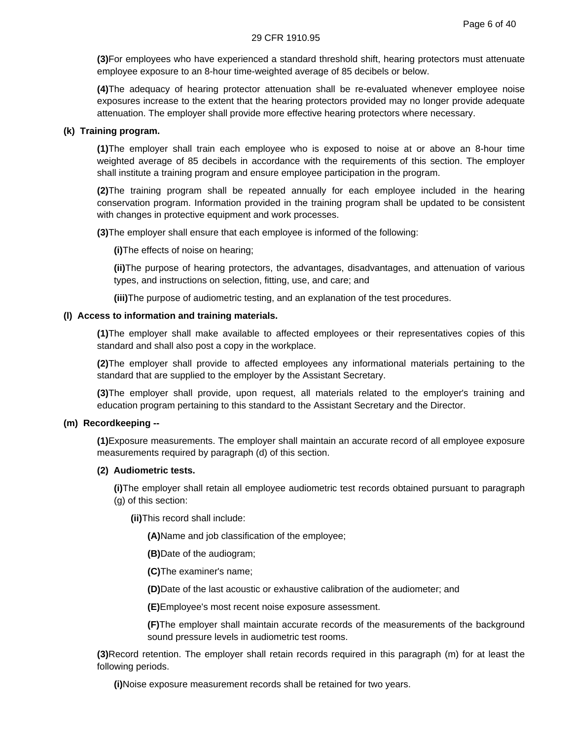**(3)**For employees who have experienced a standard threshold shift, hearing protectors must attenuate employee exposure to an 8-hour time-weighted average of 85 decibels or below.

**(4)**The adequacy of hearing protector attenuation shall be re-evaluated whenever employee noise exposures increase to the extent that the hearing protectors provided may no longer provide adequate attenuation. The employer shall provide more effective hearing protectors where necessary.

**(k) Training program.**

**(1)**The employer shall train each employee who is exposed to noise at or above an 8-hour time weighted average of 85 decibels in accordance with the requirements of this section. The employer shall institute a training program and ensure employee participation in the program.

**(2)**The training program shall be repeated annually for each employee included in the hearing conservation program. Information provided in the training program shall be updated to be consistent with changes in protective equipment and work processes.

**(3)**The employer shall ensure that each employee is informed of the following:

**(i)**The effects of noise on hearing;

**(ii)**The purpose of hearing protectors, the advantages, disadvantages, and attenuation of various types, and instructions on selection, fitting, use, and care; and

**(iii)**The purpose of audiometric testing, and an explanation of the test procedures.

**(l) Access to information and training materials.**

**(1)**The employer shall make available to affected employees or their representatives copies of this standard and shall also post a copy in the workplace.

**(2)**The employer shall provide to affected employees any informational materials pertaining to the standard that are supplied to the employer by the Assistant Secretary.

**(3)**The employer shall provide, upon request, all materials related to the employer's training and education program pertaining to this standard to the Assistant Secretary and the Director.

**(m) Recordkeeping --**

**(1)**Exposure measurements. The employer shall maintain an accurate record of all employee exposure measurements required by paragraph (d) of this section.

**(2) Audiometric tests.**

**(i)**The employer shall retain all employee audiometric test records obtained pursuant to paragraph (g) of this section:

**(ii)**This record shall include:

**(A)**Name and job classification of the employee;

**(B)**Date of the audiogram;

**(C)**The examiner's name;

**(D)**Date of the last acoustic or exhaustive calibration of the audiometer; and

**(E)**Employee's most recent noise exposure assessment.

**(F)**The employer shall maintain accurate records of the measurements of the background sound pressure levels in audiometric test rooms.

**(3)**Record retention. The employer shall retain records required in this paragraph (m) for at least the following periods.

**(i)**Noise exposure measurement records shall be retained for two years.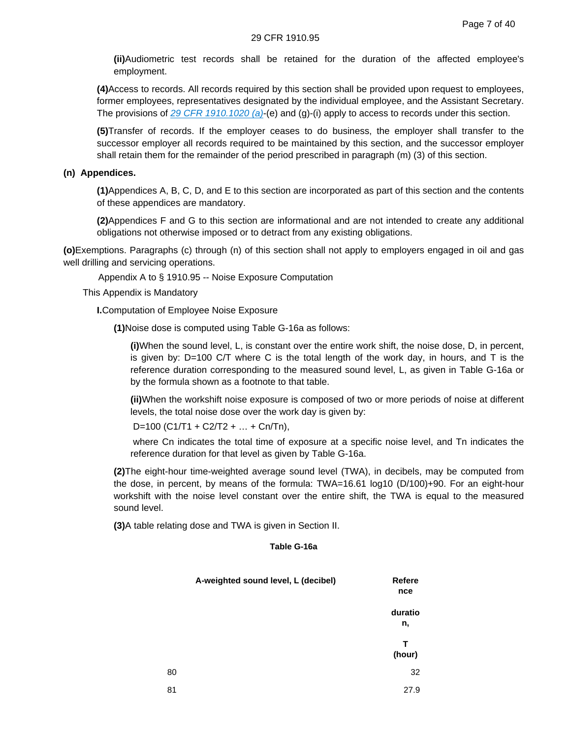**(ii)** Audiometric test records shall be retained for the duration of the affected employee's employment.

**(4)** Access to records. All records required by this section shall be provided upon request to employees, former employees, representatives designated by the individual employee, and the Assistant Secretary. The provisions of *29 CFR 1910.1020 (a)*-(e) and (g)-(i) apply to access to records under this section.

**(5)** Transfer of records. If the employer ceases to do business, the employer shall transfer to the successor employer all records required to be maintained by this section, and the successor employer shall retain them for the remainder of the period prescribed in paragraph (m) (3) of this section.

**(n) Appendices.**

**(1)** Appendices A, B, C, D, and E to this section are incorporated as part of this section and the contents of these appendices are mandatory.

**(2)** Appendices F and G to this section are informational and are not intended to create any additional obligations not otherwise imposed or to detract from any existing obligations.

**(o)** Exemptions. Paragraphs (c) through (n) of this section shall not apply to employers engaged in oil and gas well drilling and servicing operations.

Appendix A to § 1910.95 -- Noise Exposure Computation

This Appendix is Mandatory

**I.** Computation of Employee Noise Exposure

**(1)** Noise dose is computed using Table G-16a as follows:

**(i)** When the sound level, L, is constant over the entire work shift, the noise dose, D, in percent, is given by: $D=100\ C/T$ where C is the total length of the work day, in hours, and T is the reference duration corresponding to the measured sound level, L, as given in Table G-16a or by the formula shown as a footnote to that table.

**(ii)** When the workshift noise exposure is composed of two or more periods of noise at different levels, the total noise dose over the work day is given by:

$D=100\ (C1/T1 + C2/T2 + \ldots + Cn/Tn)$,

where Cn indicates the total time of exposure at a specific noise level, and Tn indicates the reference duration for that level as given by Table G-16a.

**(2)** The eight-hour time-weighted average sound level (TWA), in decibels, may be computed from the dose, in percent, by means of the formula: $TWA=16.61 \log_{10} (D/100)+90$. For an eight-hour workshift with the noise level constant over the entire shift, the TWA is equal to the measured sound level.

**(3)** A table relating dose and TWA is given in Section II.

**Table G-16a**

| A-weighted sound level, L (decibel) | Reference duration, T (hour) |
|---|---|
| 80 | 32 |
| 81 | 27.9 |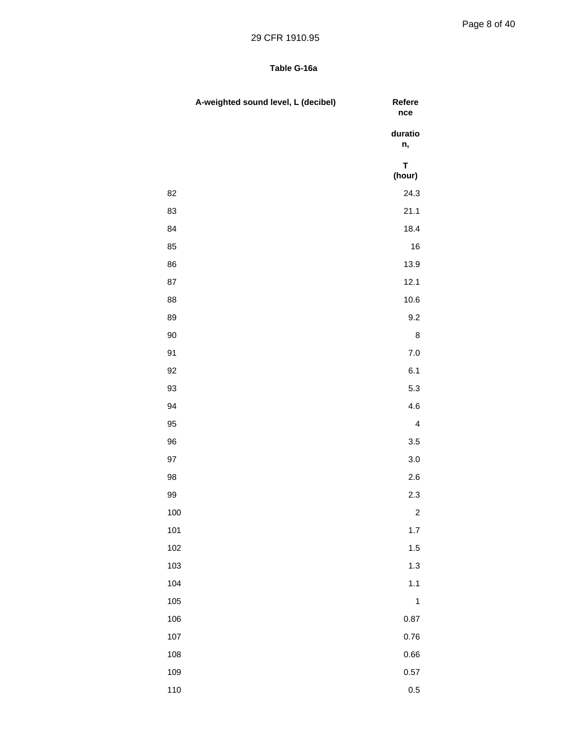**Table G-16a**

| A-weighted sound level, L (decibel) | Reference duration, T (hour) |
|---|---|
| 82 | 24.3 |
| 83 | 21.1 |
| 84 | 18.4 |
| 85 | 16 |
| 86 | 13.9 |
| 87 | 12.1 |
| 88 | 10.6 |
| 89 | 9.2 |
| 90 | 8 |
| 91 | 7.0 |
| 92 | 6.1 |
| 93 | 5.3 |
| 94 | 4.6 |
| 95 | 4 |
| 96 | 3.5 |
| 97 | 3.0 |
| 98 | 2.6 |
| 99 | 2.3 |
| 100 | 2 |
| 101 | 1.7 |
| 102 | 1.5 |
| 103 | 1.3 |
| 104 | 1.1 |
| 105 | 1 |
| 106 | 0.87 |
| 107 | 0.76 |
| 108 | 0.66 |
| 109 | 0.57 |
| 110 | 0.5 |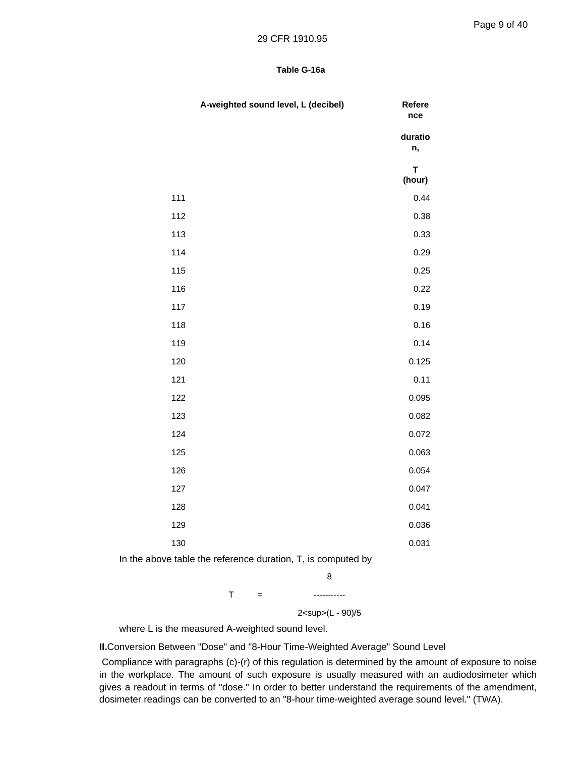**Table G-16a**

| A-weighted sound level, L (decibel) | Reference duration, T (hour) |
|---|---|
| 111 | 0.44 |
| 112 | 0.38 |
| 113 | 0.33 |
| 114 | 0.29 |
| 115 | 0.25 |
| 116 | 0.22 |
| 117 | 0.19 |
| 118 | 0.16 |
| 119 | 0.14 |
| 120 | 0.125 |
| 121 | 0.11 |
| 122 | 0.095 |
| 123 | 0.082 |
| 124 | 0.072 |
| 125 | 0.063 |
| 126 | 0.054 |
| 127 | 0.047 |
| 128 | 0.041 |
| 129 | 0.036 |
| 130 | 0.031 |

In the above table the reference duration, T, is computed by

$$T = \frac{8}{2^{(L - 90)/5}}$$

where L is the measured A-weighted sound level.

**II.**Conversion Between "Dose" and "8-Hour Time-Weighted Average" Sound Level

Compliance with paragraphs (c)-(r) of this regulation is determined by the amount of exposure to noise in the workplace. The amount of such exposure is usually measured with an audiodosimeter which gives a readout in terms of "dose." In order to better understand the requirements of the amendment, dosimeter readings can be converted to an "8-hour time-weighted average sound level." (TWA).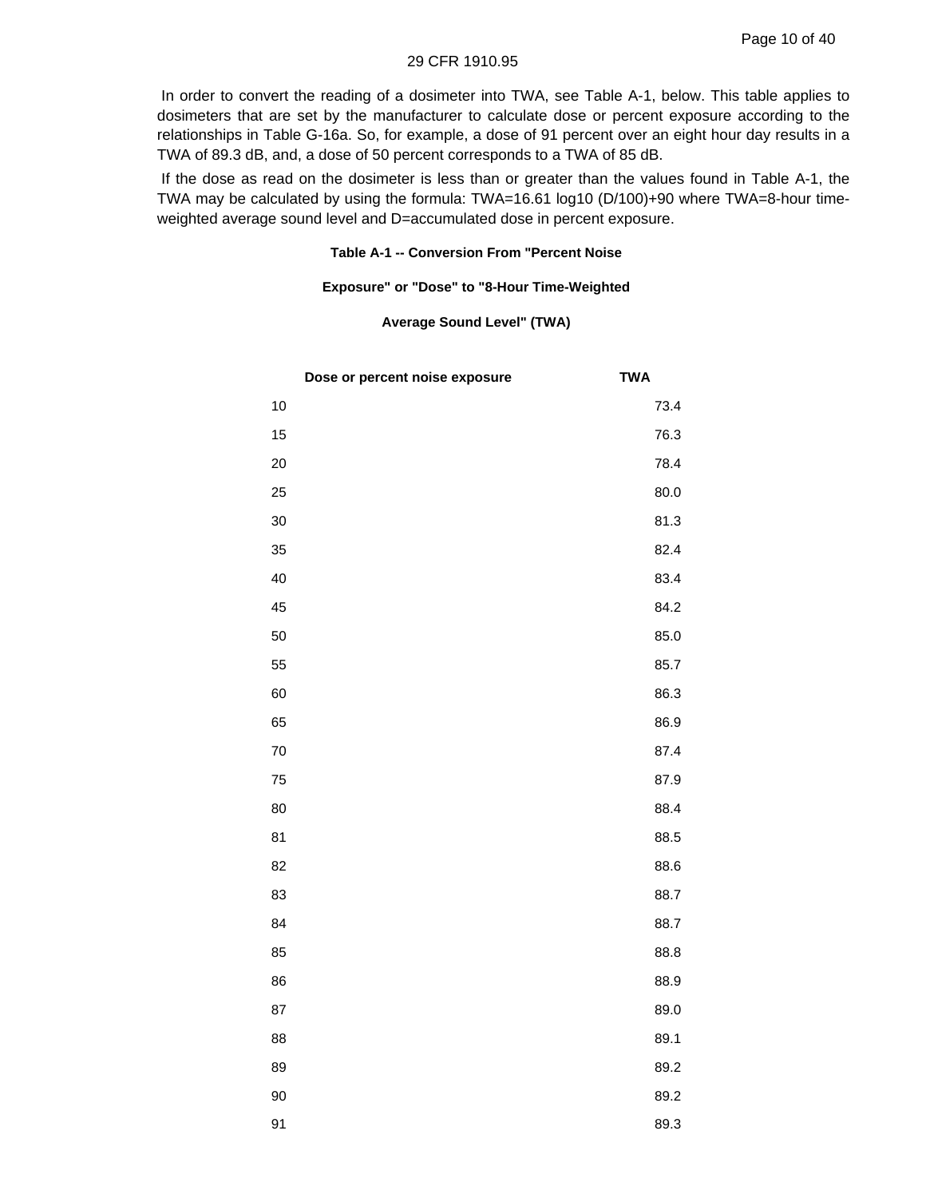In order to convert the reading of a dosimeter into TWA, see Table A-1, below. This table applies to dosimeters that are set by the manufacturer to calculate dose or percent exposure according to the relationships in Table G-16a. So, for example, a dose of 91 percent over an eight hour day results in a TWA of 89.3 dB, and, a dose of 50 percent corresponds to a TWA of 85 dB.

If the dose as read on the dosimeter is less than or greater than the values found in Table A-1, the TWA may be calculated by using the formula: $TWA=16.61 \log_{10} (D/100)+90$ where TWA=8-hour time-weighted average sound level and D=accumulated dose in percent exposure.

**Table A-1 -- Conversion From "Percent Noise Exposure" or "Dose" to "8-Hour Time-Weighted Average Sound Level" (TWA)**

| Dose or percent noise exposure | TWA |
|---|---|
| 10 | 73.4 |
| 15 | 76.3 |
| 20 | 78.4 |
| 25 | 80.0 |
| 30 | 81.3 |
| 35 | 82.4 |
| 40 | 83.4 |
| 45 | 84.2 |
| 50 | 85.0 |
| 55 | 85.7 |
| 60 | 86.3 |
| 65 | 86.9 |
| 70 | 87.4 |
| 75 | 87.9 |
| 80 | 88.4 |
| 81 | 88.5 |
| 82 | 88.6 |
| 83 | 88.7 |
| 84 | 88.7 |
| 85 | 88.8 |
| 86 | 88.9 |
| 87 | 89.0 |
| 88 | 89.1 |
| 89 | 89.2 |
| 90 | 89.2 |
| 91 | 89.3 |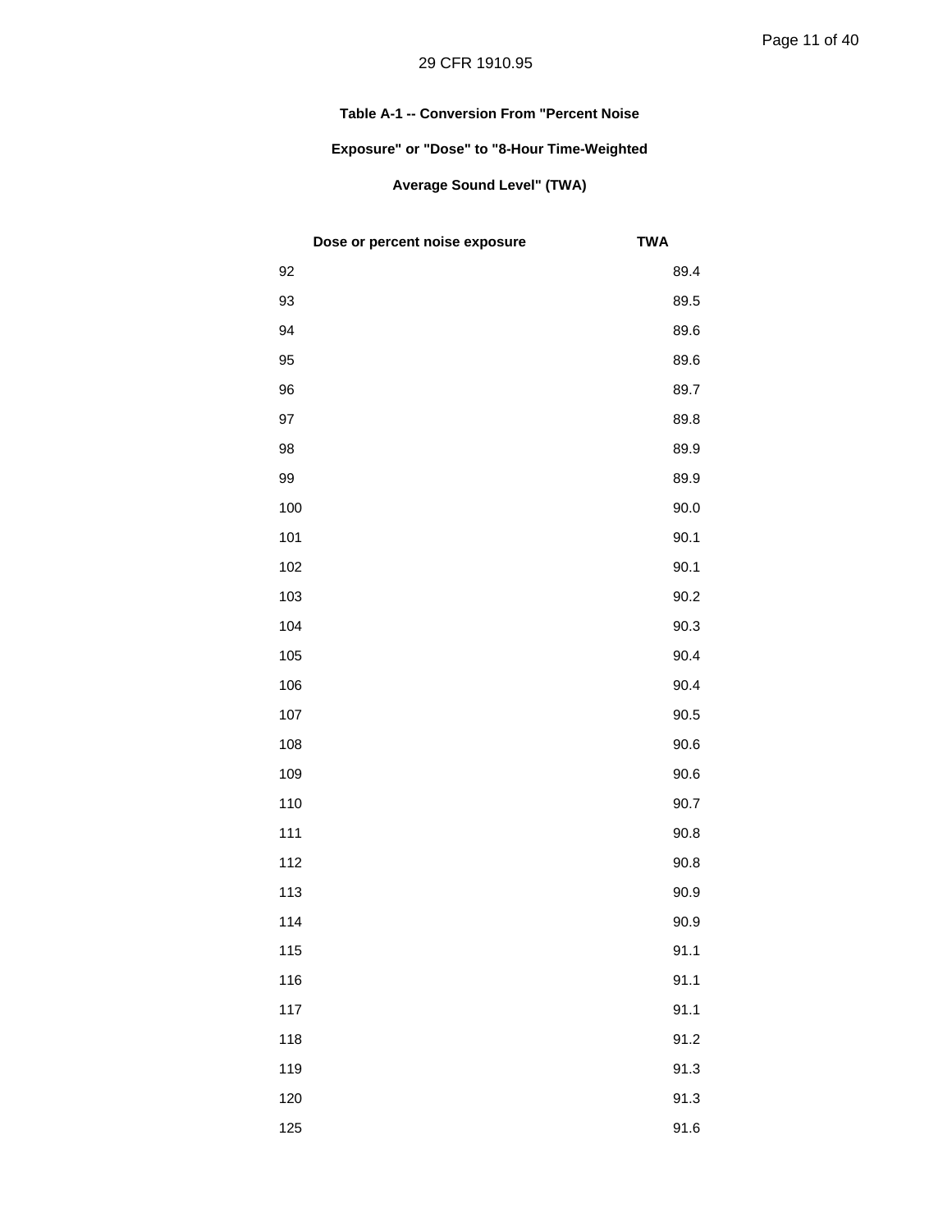**Table A-1 -- Conversion From "Percent Noise Exposure" or "Dose" to "8-Hour Time-Weighted Average Sound Level" (TWA)**

| Dose or percent noise exposure | TWA |
|---|---|
| 92 | 89.4 |
| 93 | 89.5 |
| 94 | 89.6 |
| 95 | 89.6 |
| 96 | 89.7 |
| 97 | 89.8 |
| 98 | 89.9 |
| 99 | 89.9 |
| 100 | 90.0 |
| 101 | 90.1 |
| 102 | 90.1 |
| 103 | 90.2 |
| 104 | 90.3 |
| 105 | 90.4 |
| 106 | 90.4 |
| 107 | 90.5 |
| 108 | 90.6 |
| 109 | 90.6 |
| 110 | 90.7 |
| 111 | 90.8 |
| 112 | 90.8 |
| 113 | 90.9 |
| 114 | 90.9 |
| 115 | 91.1 |
| 116 | 91.1 |
| 117 | 91.1 |
| 118 | 91.2 |
| 119 | 91.3 |
| 120 | 91.3 |
| 125 | 91.6 |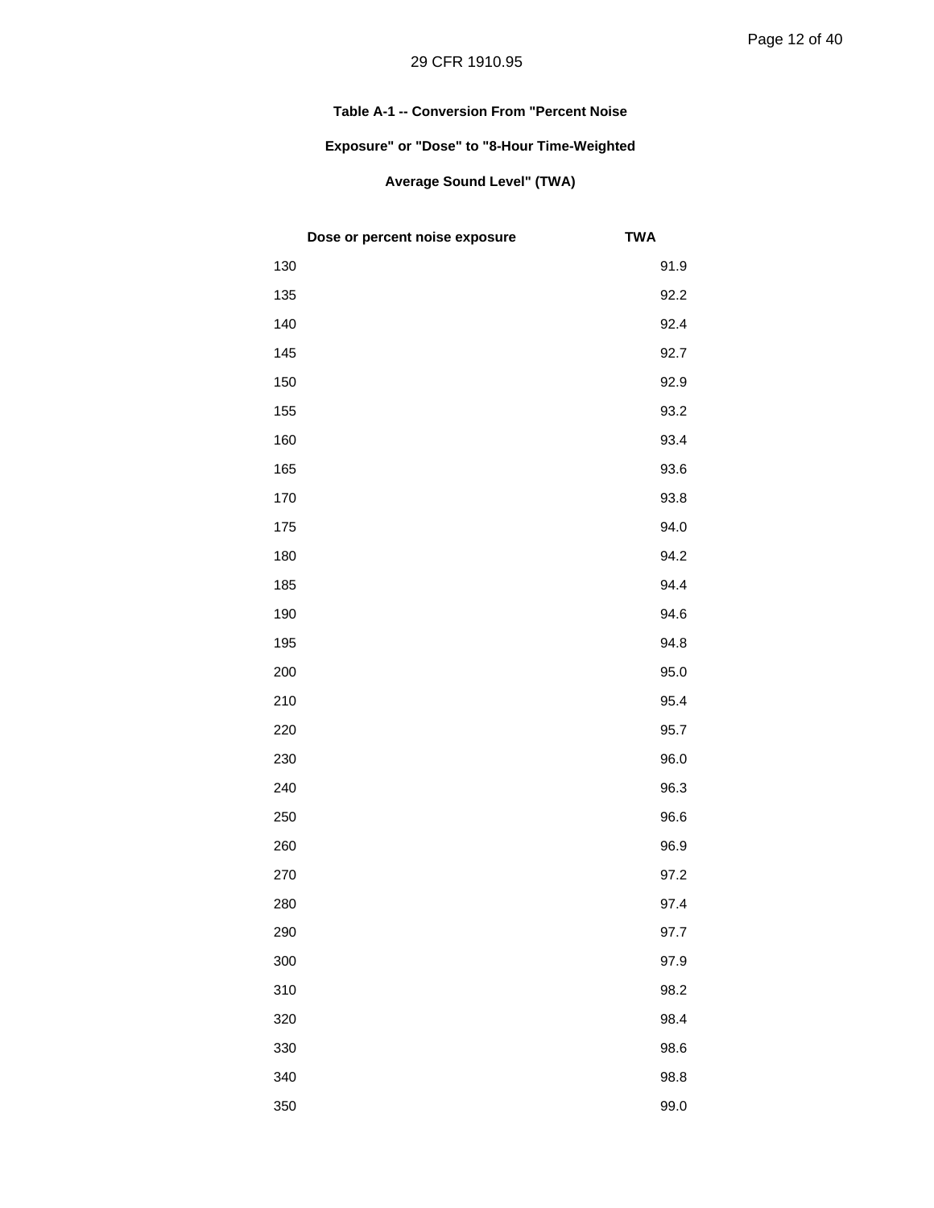**Table A-1 -- Conversion From "Percent Noise Exposure" or "Dose" to "8-Hour Time-Weighted Average Sound Level" (TWA)**

| Dose or percent noise exposure | TWA |
|---|---|
| 130 | 91.9 |
| 135 | 92.2 |
| 140 | 92.4 |
| 145 | 92.7 |
| 150 | 92.9 |
| 155 | 93.2 |
| 160 | 93.4 |
| 165 | 93.6 |
| 170 | 93.8 |
| 175 | 94.0 |
| 180 | 94.2 |
| 185 | 94.4 |
| 190 | 94.6 |
| 195 | 94.8 |
| 200 | 95.0 |
| 210 | 95.4 |
| 220 | 95.7 |
| 230 | 96.0 |
| 240 | 96.3 |
| 250 | 96.6 |
| 260 | 96.9 |
| 270 | 97.2 |
| 280 | 97.4 |
| 290 | 97.7 |
| 300 | 97.9 |
| 310 | 98.2 |
| 320 | 98.4 |
| 330 | 98.6 |
| 340 | 98.8 |
| 350 | 99.0 |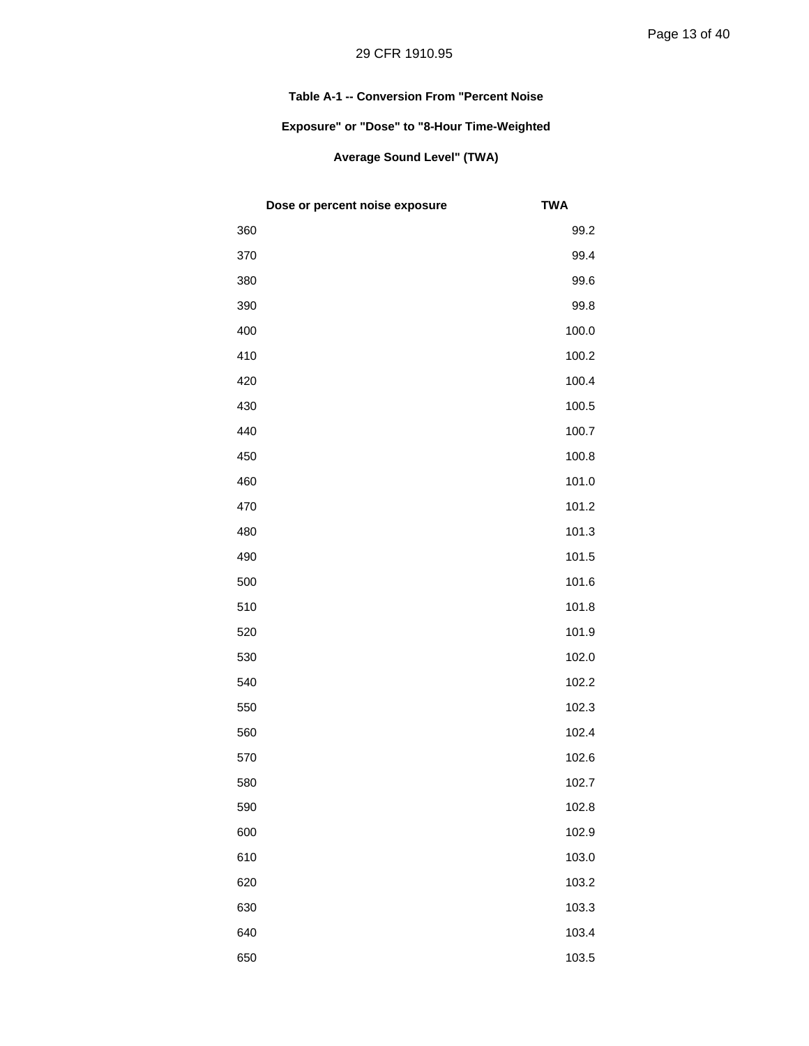**Table A-1 -- Conversion From "Percent Noise Exposure" or "Dose" to "8-Hour Time-Weighted Average Sound Level" (TWA)**

| Dose or percent noise exposure | TWA |
|---|---|
| 360 | 99.2 |
| 370 | 99.4 |
| 380 | 99.6 |
| 390 | 99.8 |
| 400 | 100.0 |
| 410 | 100.2 |
| 420 | 100.4 |
| 430 | 100.5 |
| 440 | 100.7 |
| 450 | 100.8 |
| 460 | 101.0 |
| 470 | 101.2 |
| 480 | 101.3 |
| 490 | 101.5 |
| 500 | 101.6 |
| 510 | 101.8 |
| 520 | 101.9 |
| 530 | 102.0 |
| 540 | 102.2 |
| 550 | 102.3 |
| 560 | 102.4 |
| 570 | 102.6 |
| 580 | 102.7 |
| 590 | 102.8 |
| 600 | 102.9 |
| 610 | 103.0 |
| 620 | 103.2 |
| 630 | 103.3 |
| 640 | 103.4 |
| 650 | 103.5 |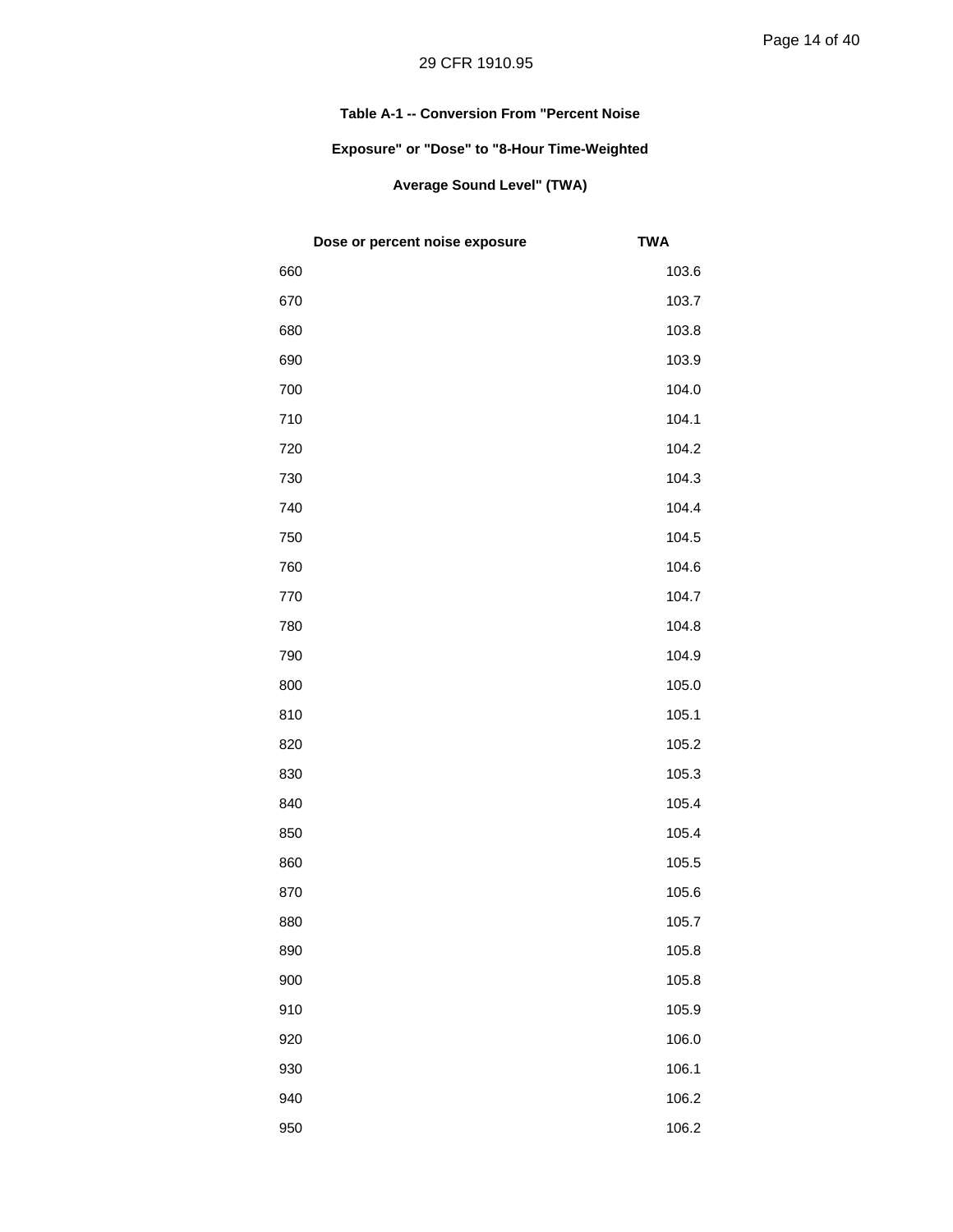**Table A-1 -- Conversion From "Percent Noise Exposure" or "Dose" to "8-Hour Time-Weighted Average Sound Level" (TWA)**

| Dose or percent noise exposure | TWA |
|---|---|
| 660 | 103.6 |
| 670 | 103.7 |
| 680 | 103.8 |
| 690 | 103.9 |
| 700 | 104.0 |
| 710 | 104.1 |
| 720 | 104.2 |
| 730 | 104.3 |
| 740 | 104.4 |
| 750 | 104.5 |
| 760 | 104.6 |
| 770 | 104.7 |
| 780 | 104.8 |
| 790 | 104.9 |
| 800 | 105.0 |
| 810 | 105.1 |
| 820 | 105.2 |
| 830 | 105.3 |
| 840 | 105.4 |
| 850 | 105.4 |
| 860 | 105.5 |
| 870 | 105.6 |
| 880 | 105.7 |
| 890 | 105.8 |
| 900 | 105.8 |
| 910 | 105.9 |
| 920 | 106.0 |
| 930 | 106.1 |
| 940 | 106.2 |
| 950 | 106.2 |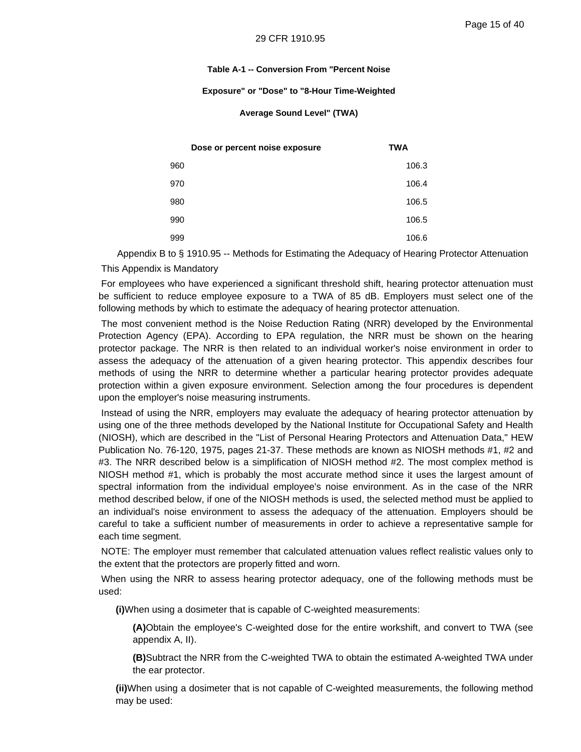**Table A-1 -- Conversion From "Percent Noise Exposure" or "Dose" to "8-Hour Time-Weighted Average Sound Level" (TWA)**

| Dose or percent noise exposure | TWA |
| --- | --- |
| 960 | 106.3 |
| 970 | 106.4 |
| 980 | 106.5 |
| 990 | 106.5 |
| 999 | 106.6 |

## Appendix B to § 1910.95 -- Methods for Estimating the Adequacy of Hearing Protector Attenuation

This Appendix is Mandatory

For employees who have experienced a significant threshold shift, hearing protector attenuation must be sufficient to reduce employee exposure to a TWA of 85 dB. Employers must select one of the following methods by which to estimate the adequacy of hearing protector attenuation.

The most convenient method is the Noise Reduction Rating (NRR) developed by the Environmental Protection Agency (EPA). According to EPA regulation, the NRR must be shown on the hearing protector package. The NRR is then related to an individual worker's noise environment in order to assess the adequacy of the attenuation of a given hearing protector. This appendix describes four methods of using the NRR to determine whether a particular hearing protector provides adequate protection within a given exposure environment. Selection among the four procedures is dependent upon the employer's noise measuring instruments.

Instead of using the NRR, employers may evaluate the adequacy of hearing protector attenuation by using one of the three methods developed by the National Institute for Occupational Safety and Health (NIOSH), which are described in the "List of Personal Hearing Protectors and Attenuation Data," HEW Publication No. 76-120, 1975, pages 21-37. These methods are known as NIOSH methods #1, #2 and #3. The NRR described below is a simplification of NIOSH method #2. The most complex method is NIOSH method #1, which is probably the most accurate method since it uses the largest amount of spectral information from the individual employee's noise environment. As in the case of the NRR method described below, if one of the NIOSH methods is used, the selected method must be applied to an individual's noise environment to assess the adequacy of the attenuation. Employers should be careful to take a sufficient number of measurements in order to achieve a representative sample for each time segment.

NOTE: The employer must remember that calculated attenuation values reflect realistic values only to the extent that the protectors are properly fitted and worn.

When using the NRR to assess hearing protector adequacy, one of the following methods must be used:

**(i)** When using a dosimeter that is capable of C-weighted measurements:

**(A)** Obtain the employee's C-weighted dose for the entire workshift, and convert to TWA (see appendix A, II).

**(B)** Subtract the NRR from the C-weighted TWA to obtain the estimated A-weighted TWA under the ear protector.

**(ii)** When using a dosimeter that is not capable of C-weighted measurements, the following method may be used: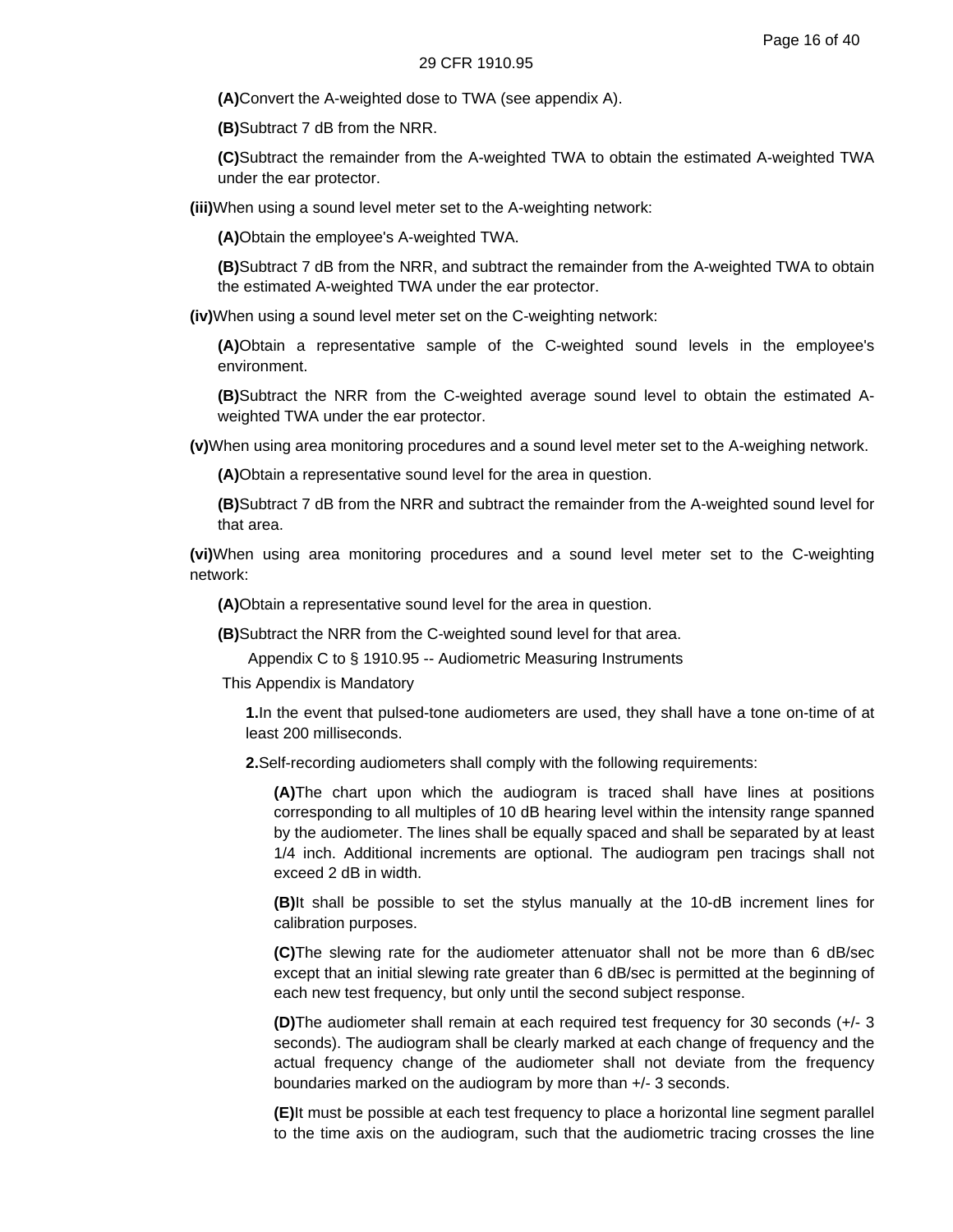**(A)**Convert the A-weighted dose to TWA (see appendix A).

**(B)**Subtract 7 dB from the NRR.

**(C)**Subtract the remainder from the A-weighted TWA to obtain the estimated A-weighted TWA under the ear protector.

**(iii)**When using a sound level meter set to the A-weighting network:

**(A)**Obtain the employee's A-weighted TWA.

**(B)**Subtract 7 dB from the NRR, and subtract the remainder from the A-weighted TWA to obtain the estimated A-weighted TWA under the ear protector.

**(iv)**When using a sound level meter set on the C-weighting network:

**(A)**Obtain a representative sample of the C-weighted sound levels in the employee's environment.

**(B)**Subtract the NRR from the C-weighted average sound level to obtain the estimated A-weighted TWA under the ear protector.

**(v)**When using area monitoring procedures and a sound level meter set to the A-weighing network.

**(A)**Obtain a representative sound level for the area in question.

**(B)**Subtract 7 dB from the NRR and subtract the remainder from the A-weighted sound level for that area.

**(vi)**When using area monitoring procedures and a sound level meter set to the C-weighting network:

**(A)**Obtain a representative sound level for the area in question.

**(B)**Subtract the NRR from the C-weighted sound level for that area.

Appendix C to § 1910.95 -- Audiometric Measuring Instruments

This Appendix is Mandatory

**1.**In the event that pulsed-tone audiometers are used, they shall have a tone on-time of at least 200 milliseconds.

**2.**Self-recording audiometers shall comply with the following requirements:

**(A)**The chart upon which the audiogram is traced shall have lines at positions corresponding to all multiples of 10 dB hearing level within the intensity range spanned by the audiometer. The lines shall be equally spaced and shall be separated by at least 1/4 inch. Additional increments are optional. The audiogram pen tracings shall not exceed 2 dB in width.

**(B)**It shall be possible to set the stylus manually at the 10-dB increment lines for calibration purposes.

**(C)**The slewing rate for the audiometer attenuator shall not be more than 6 dB/sec except that an initial slewing rate greater than 6 dB/sec is permitted at the beginning of each new test frequency, but only until the second subject response.

**(D)**The audiometer shall remain at each required test frequency for 30 seconds (+/- 3 seconds). The audiogram shall be clearly marked at each change of frequency and the actual frequency change of the audiometer shall not deviate from the frequency boundaries marked on the audiogram by more than +/- 3 seconds.

**(E)**It must be possible at each test frequency to place a horizontal line segment parallel to the time axis on the audiogram, such that the audiometric tracing crosses the line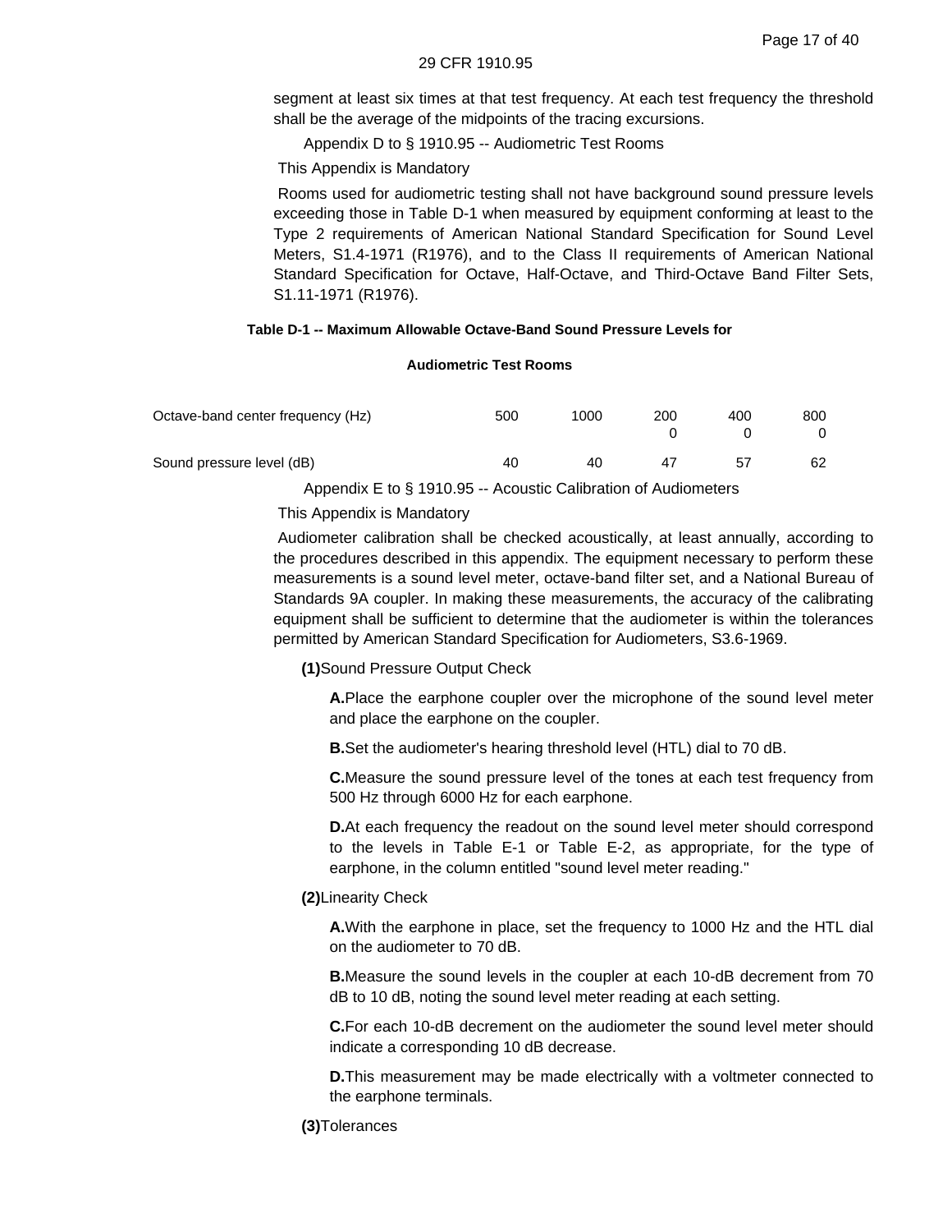segment at least six times at that test frequency. At each test frequency the threshold shall be the average of the midpoints of the tracing excursions.

## Appendix D to § 1910.95 -- Audiometric Test Rooms

This Appendix is Mandatory

Rooms used for audiometric testing shall not have background sound pressure levels exceeding those in Table D-1 when measured by equipment conforming at least to the Type 2 requirements of American National Standard Specification for Sound Level Meters, S1.4-1971 (R1976), and to the Class II requirements of American National Standard Specification for Octave, Half-Octave, and Third-Octave Band Filter Sets, S1.11-1971 (R1976).

**Table D-1 -- Maximum Allowable Octave-Band Sound Pressure Levels for Audiometric Test Rooms**

| Octave-band center frequency (Hz) | 500 | 1000 | 2000 | 4000 | 8000 |
|---|---|---|---|---|---|
| Sound pressure level (dB) | 40 | 40 | 47 | 57 | 62 |

## Appendix E to § 1910.95 -- Acoustic Calibration of Audiometers

This Appendix is Mandatory

Audiometer calibration shall be checked acoustically, at least annually, according to the procedures described in this appendix. The equipment necessary to perform these measurements is a sound level meter, octave-band filter set, and a National Bureau of Standards 9A coupler. In making these measurements, the accuracy of the calibrating equipment shall be sufficient to determine that the audiometer is within the tolerances permitted by American Standard Specification for Audiometers, S3.6-1969.

**(1)** Sound Pressure Output Check

**A.** Place the earphone coupler over the microphone of the sound level meter and place the earphone on the coupler.

**B.** Set the audiometer's hearing threshold level (HTL) dial to 70 dB.

**C.** Measure the sound pressure level of the tones at each test frequency from 500 Hz through 6000 Hz for each earphone.

**D.** At each frequency the readout on the sound level meter should correspond to the levels in Table E-1 or Table E-2, as appropriate, for the type of earphone, in the column entitled "sound level meter reading."

**(2)** Linearity Check

**A.** With the earphone in place, set the frequency to 1000 Hz and the HTL dial on the audiometer to 70 dB.

**B.** Measure the sound levels in the coupler at each 10-dB decrement from 70 dB to 10 dB, noting the sound level meter reading at each setting.

**C.** For each 10-dB decrement on the audiometer the sound level meter should indicate a corresponding 10 dB decrease.

**D.** This measurement may be made electrically with a voltmeter connected to the earphone terminals.

**(3)** Tolerances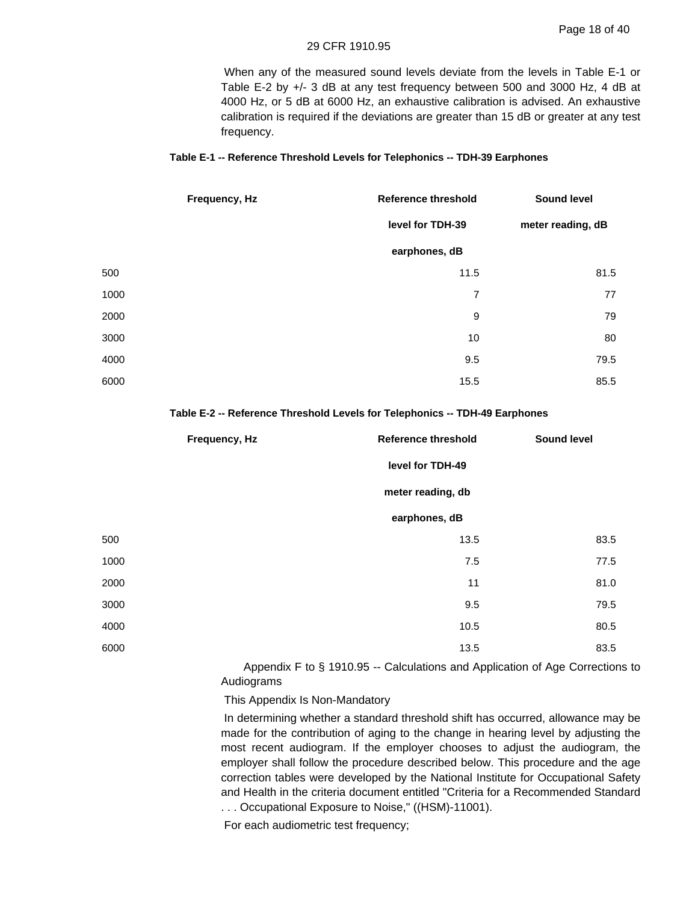When any of the measured sound levels deviate from the levels in Table E-1 or Table E-2 by +/- 3 dB at any test frequency between 500 and 3000 Hz, 4 dB at 4000 Hz, or 5 dB at 6000 Hz, an exhaustive calibration is advised. An exhaustive calibration is required if the deviations are greater than 15 dB or greater at any test frequency.

**Table E-1 -- Reference Threshold Levels for Telephonics -- TDH-39 Earphones**

| Frequency, Hz | Reference threshold level for TDH-39 earphones, dB | Sound level meter reading, dB |
|---|---|---|
| 500 | 11.5 | 81.5 |
| 1000 | 7 | 77 |
| 2000 | 9 | 79 |
| 3000 | 10 | 80 |
| 4000 | 9.5 | 79.5 |
| 6000 | 15.5 | 85.5 |

**Table E-2 -- Reference Threshold Levels for Telephonics -- TDH-49 Earphones**

| Frequency, Hz | Reference threshold level for TDH-49 meter reading, db earphones, dB | Sound level |
|---|---|---|
| 500 | 13.5 | 83.5 |
| 1000 | 7.5 | 77.5 |
| 2000 | 11 | 81.0 |
| 3000 | 9.5 | 79.5 |
| 4000 | 10.5 | 80.5 |
| 6000 | 13.5 | 83.5 |

## Appendix F to § 1910.95 -- Calculations and Application of Age Corrections to Audiograms

This Appendix Is Non-Mandatory

In determining whether a standard threshold shift has occurred, allowance may be made for the contribution of aging to the change in hearing level by adjusting the most recent audiogram. If the employer chooses to adjust the audiogram, the employer shall follow the procedure described below. This procedure and the age correction tables were developed by the National Institute for Occupational Safety and Health in the criteria document entitled "Criteria for a Recommended Standard . . . Occupational Exposure to Noise," ((HSM)-11001).

For each audiometric test frequency;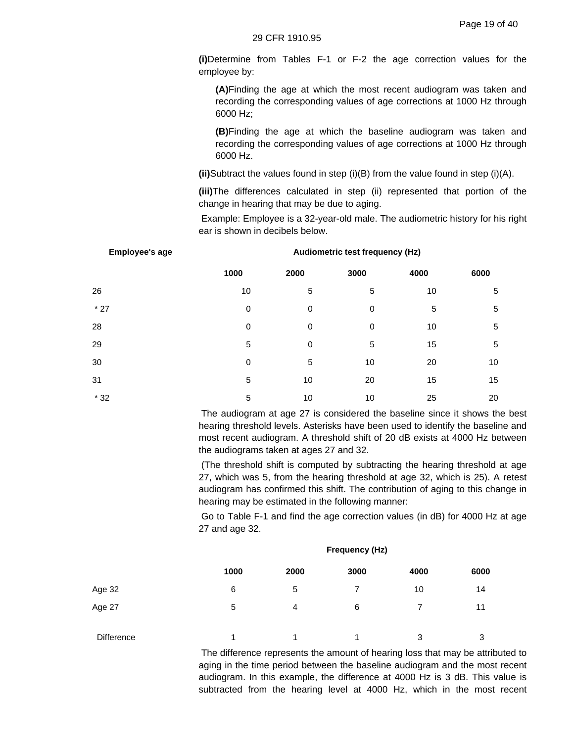**(i)**Determine from Tables F-1 or F-2 the age correction values for the employee by:

**(A)**Finding the age at which the most recent audiogram was taken and recording the corresponding values of age corrections at 1000 Hz through 6000 Hz;

**(B)**Finding the age at which the baseline audiogram was taken and recording the corresponding values of age corrections at 1000 Hz through 6000 Hz.

**(ii)**Subtract the values found in step (i)(B) from the value found in step (i)(A).

**(iii)**The differences calculated in step (ii) represented that portion of the change in hearing that may be due to aging.

Example: Employee is a 32-year-old male. The audiometric history for his right ear is shown in decibels below.

| Employee's age | Audiometric test frequency (Hz) | | | | |
|---|---|---|---|---|---|
| | 1000 | 2000 | 3000 | 4000 | 6000 |
| 26 | 10 | 5 | 5 | 10 | 5 |
| * 27 | 0 | 0 | 0 | 5 | 5 |
| 28 | 0 | 0 | 0 | 10 | 5 |
| 29 | 5 | 0 | 5 | 15 | 5 |
| 30 | 0 | 5 | 10 | 20 | 10 |
| 31 | 5 | 10 | 20 | 15 | 15 |
| * 32 | 5 | 10 | 10 | 25 | 20 |

The audiogram at age 27 is considered the baseline since it shows the best hearing threshold levels. Asterisks have been used to identify the baseline and most recent audiogram. A threshold shift of 20 dB exists at 4000 Hz between the audiograms taken at ages 27 and 32.

(The threshold shift is computed by subtracting the hearing threshold at age 27, which was 5, from the hearing threshold at age 32, which is 25). A retest audiogram has confirmed this shift. The contribution of aging to this change in hearing may be estimated in the following manner:

Go to Table F-1 and find the age correction values (in dB) for 4000 Hz at age 27 and age 32.

| | Frequency (Hz) | | | | |
|---|---|---|---|---|---|
| | 1000 | 2000 | 3000 | 4000 | 6000 |
| Age 32 | 6 | 5 | 7 | 10 | 14 |
| Age 27 | 5 | 4 | 6 | 7 | 11 |
| Difference | 1 | 1 | 1 | 3 | 3 |

The difference represents the amount of hearing loss that may be attributed to aging in the time period between the baseline audiogram and the most recent audiogram. In this example, the difference at 4000 Hz is 3 dB. This value is subtracted from the hearing level at 4000 Hz, which in the most recent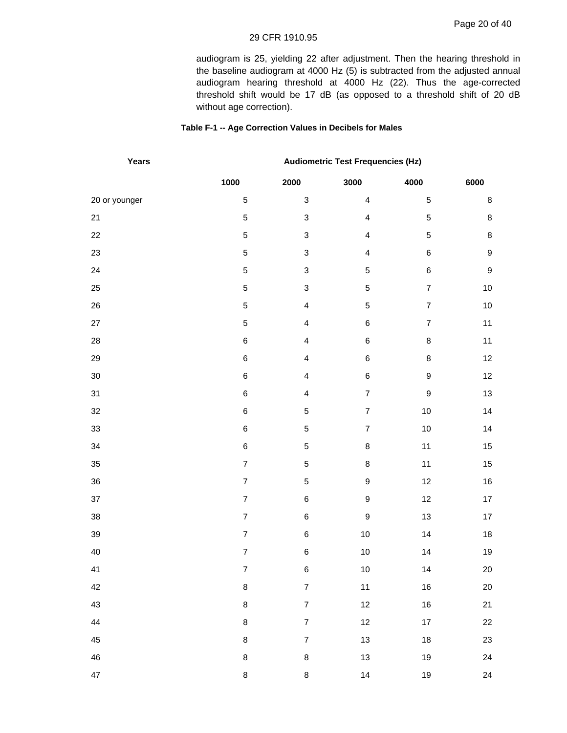audiogram is 25, yielding 22 after adjustment. Then the hearing threshold in the baseline audiogram at 4000 Hz (5) is subtracted from the adjusted annual audiogram hearing threshold at 4000 Hz (22). Thus the age-corrected threshold shift would be 17 dB (as opposed to a threshold shift of 20 dB without age correction).

**Table F-1 -- Age Correction Values in Decibels for Males**

| Years | Audiometric Test Frequencies (Hz) | | | | |
|---|---|---|---|---|---|
| | 1000 | 2000 | 3000 | 4000 | 6000 |
| 20 or younger | 5 | 3 | 4 | 5 | 8 |
| 21 | 5 | 3 | 4 | 5 | 8 |
| 22 | 5 | 3 | 4 | 5 | 8 |
| 23 | 5 | 3 | 4 | 6 | 9 |
| 24 | 5 | 3 | 5 | 6 | 9 |
| 25 | 5 | 3 | 5 | 7 | 10 |
| 26 | 5 | 4 | 5 | 7 | 10 |
| 27 | 5 | 4 | 6 | 7 | 11 |
| 28 | 6 | 4 | 6 | 8 | 11 |
| 29 | 6 | 4 | 6 | 8 | 12 |
| 30 | 6 | 4 | 6 | 9 | 12 |
| 31 | 6 | 4 | 7 | 9 | 13 |
| 32 | 6 | 5 | 7 | 10 | 14 |
| 33 | 6 | 5 | 7 | 10 | 14 |
| 34 | 6 | 5 | 8 | 11 | 15 |
| 35 | 7 | 5 | 8 | 11 | 15 |
| 36 | 7 | 5 | 9 | 12 | 16 |
| 37 | 7 | 6 | 9 | 12 | 17 |
| 38 | 7 | 6 | 9 | 13 | 17 |
| 39 | 7 | 6 | 10 | 14 | 18 |
| 40 | 7 | 6 | 10 | 14 | 19 |
| 41 | 7 | 6 | 10 | 14 | 20 |
| 42 | 8 | 7 | 11 | 16 | 20 |
| 43 | 8 | 7 | 12 | 16 | 21 |
| 44 | 8 | 7 | 12 | 17 | 22 |
| 45 | 8 | 7 | 13 | 18 | 23 |
| 46 | 8 | 8 | 13 | 19 | 24 |
| 47 | 8 | 8 | 14 | 19 | 24 |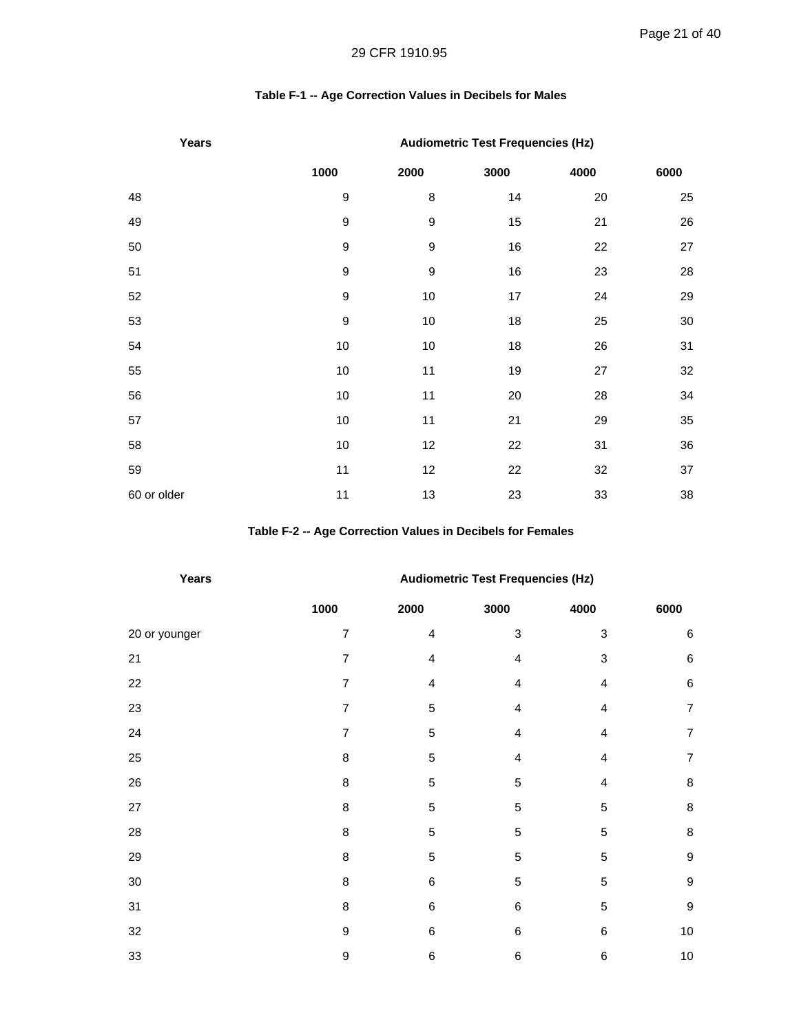### Table F-1 -- Age Correction Values in Decibels for Males

| Years | Audiometric Test Frequencies (Hz) | | | | |
|---|---|---|---|---|---|
| | 1000 | 2000 | 3000 | 4000 | 6000 |
| 48 | 9 | 8 | 14 | 20 | 25 |
| 49 | 9 | 9 | 15 | 21 | 26 |
| 50 | 9 | 9 | 16 | 22 | 27 |
| 51 | 9 | 9 | 16 | 23 | 28 |
| 52 | 9 | 10 | 17 | 24 | 29 |
| 53 | 9 | 10 | 18 | 25 | 30 |
| 54 | 10 | 10 | 18 | 26 | 31 |
| 55 | 10 | 11 | 19 | 27 | 32 |
| 56 | 10 | 11 | 20 | 28 | 34 |
| 57 | 10 | 11 | 21 | 29 | 35 |
| 58 | 10 | 12 | 22 | 31 | 36 |
| 59 | 11 | 12 | 22 | 32 | 37 |
| 60 or older | 11 | 13 | 23 | 33 | 38 |

### Table F-2 -- Age Correction Values in Decibels for Females

| Years | Audiometric Test Frequencies (Hz) | | | | |
|---|---|---|---|---|---|
| | 1000 | 2000 | 3000 | 4000 | 6000 |
| 20 or younger | 7 | 4 | 3 | 3 | 6 |
| 21 | 7 | 4 | 4 | 3 | 6 |
| 22 | 7 | 4 | 4 | 4 | 6 |
| 23 | 7 | 5 | 4 | 4 | 7 |
| 24 | 7 | 5 | 4 | 4 | 7 |
| 25 | 8 | 5 | 4 | 4 | 7 |
| 26 | 8 | 5 | 5 | 4 | 8 |
| 27 | 8 | 5 | 5 | 5 | 8 |
| 28 | 8 | 5 | 5 | 5 | 8 |
| 29 | 8 | 5 | 5 | 5 | 9 |
| 30 | 8 | 6 | 5 | 5 | 9 |
| 31 | 8 | 6 | 6 | 5 | 9 |
| 32 | 9 | 6 | 6 | 6 | 10 |
| 33 | 9 | 6 | 6 | 6 | 10 |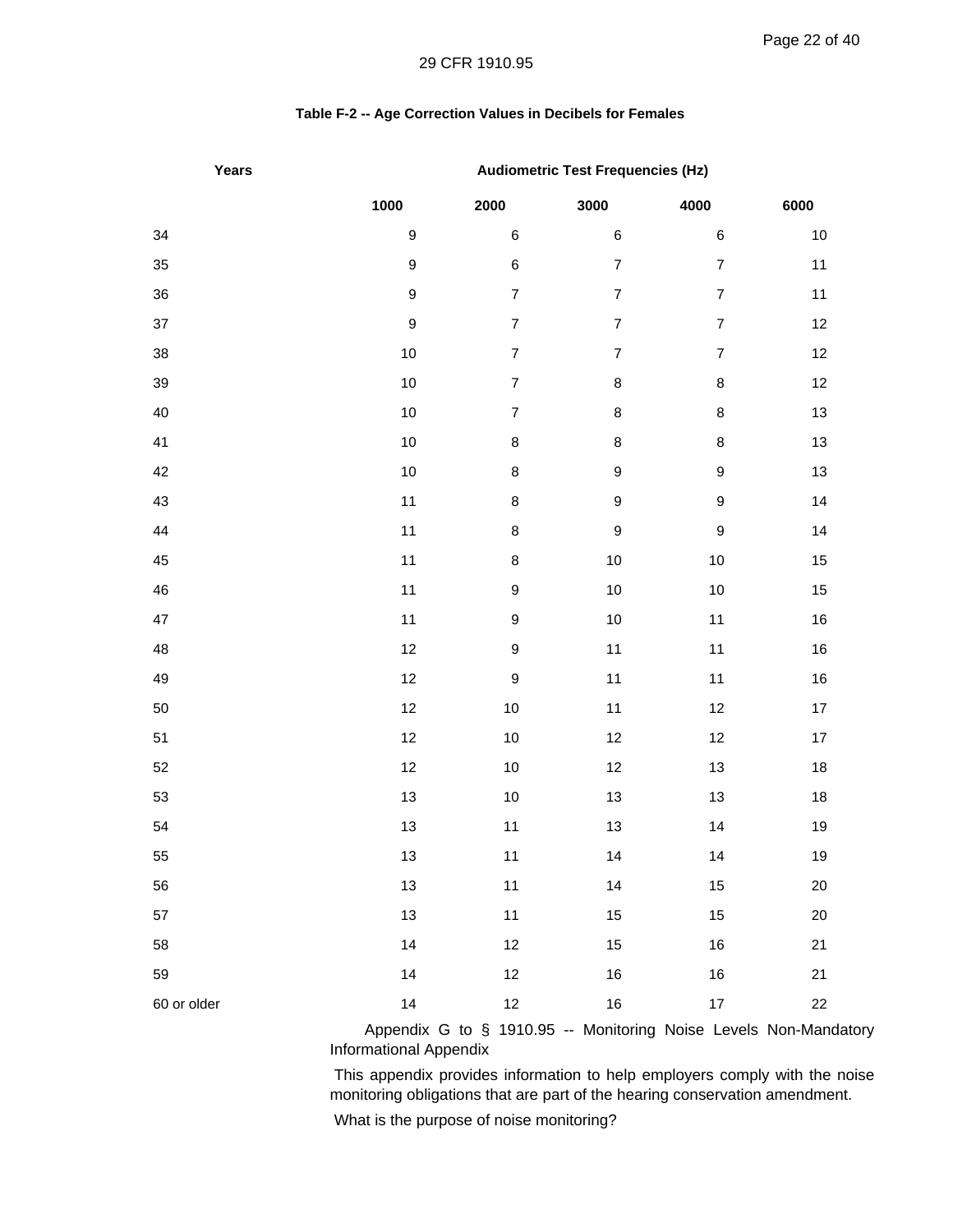### Table F-2 -- Age Correction Values in Decibels for Females

| Years | Audiometric Test Frequencies (Hz) | | | | |
|---|---|---|---|---|---|
| | 1000 | 2000 | 3000 | 4000 | 6000 |
| 34 | 9 | 6 | 6 | 6 | 10 |
| 35 | 9 | 6 | 7 | 7 | 11 |
| 36 | 9 | 7 | 7 | 7 | 11 |
| 37 | 9 | 7 | 7 | 7 | 12 |
| 38 | 10 | 7 | 7 | 7 | 12 |
| 39 | 10 | 7 | 8 | 8 | 12 |
| 40 | 10 | 7 | 8 | 8 | 13 |
| 41 | 10 | 8 | 8 | 8 | 13 |
| 42 | 10 | 8 | 9 | 9 | 13 |
| 43 | 11 | 8 | 9 | 9 | 14 |
| 44 | 11 | 8 | 9 | 9 | 14 |
| 45 | 11 | 8 | 10 | 10 | 15 |
| 46 | 11 | 9 | 10 | 10 | 15 |
| 47 | 11 | 9 | 10 | 11 | 16 |
| 48 | 12 | 9 | 11 | 11 | 16 |
| 49 | 12 | 9 | 11 | 11 | 16 |
| 50 | 12 | 10 | 11 | 12 | 17 |
| 51 | 12 | 10 | 12 | 12 | 17 |
| 52 | 12 | 10 | 12 | 13 | 18 |
| 53 | 13 | 10 | 13 | 13 | 18 |
| 54 | 13 | 11 | 13 | 14 | 19 |
| 55 | 13 | 11 | 14 | 14 | 19 |
| 56 | 13 | 11 | 14 | 15 | 20 |
| 57 | 13 | 11 | 15 | 15 | 20 |
| 58 | 14 | 12 | 15 | 16 | 21 |
| 59 | 14 | 12 | 16 | 16 | 21 |
| 60 or older | 14 | 12 | 16 | 17 | 22 |

## Appendix G to § 1910.95 -- Monitoring Noise Levels Non-Mandatory Informational Appendix

This appendix provides information to help employers comply with the noise monitoring obligations that are part of the hearing conservation amendment.

What is the purpose of noise monitoring?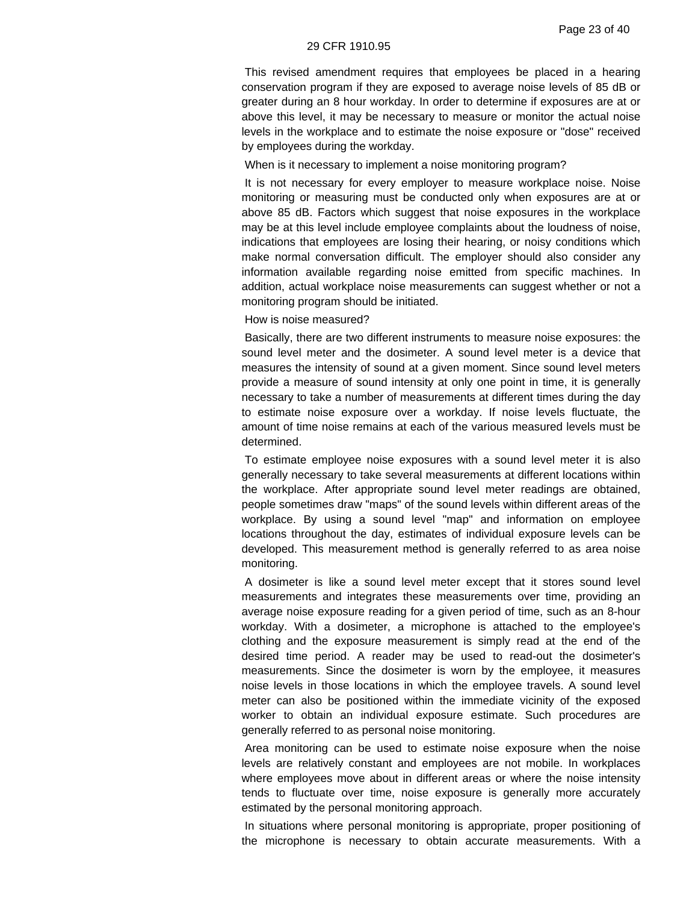This revised amendment requires that employees be placed in a hearing conservation program if they are exposed to average noise levels of 85 dB or greater during an 8 hour workday. In order to determine if exposures are at or above this level, it may be necessary to measure or monitor the actual noise levels in the workplace and to estimate the noise exposure or "dose" received by employees during the workday.

When is it necessary to implement a noise monitoring program?

It is not necessary for every employer to measure workplace noise. Noise monitoring or measuring must be conducted only when exposures are at or above 85 dB. Factors which suggest that noise exposures in the workplace may be at this level include employee complaints about the loudness of noise, indications that employees are losing their hearing, or noisy conditions which make normal conversation difficult. The employer should also consider any information available regarding noise emitted from specific machines. In addition, actual workplace noise measurements can suggest whether or not a monitoring program should be initiated.

How is noise measured?

Basically, there are two different instruments to measure noise exposures: the sound level meter and the dosimeter. A sound level meter is a device that measures the intensity of sound at a given moment. Since sound level meters provide a measure of sound intensity at only one point in time, it is generally necessary to take a number of measurements at different times during the day to estimate noise exposure over a workday. If noise levels fluctuate, the amount of time noise remains at each of the various measured levels must be determined.

To estimate employee noise exposures with a sound level meter it is also generally necessary to take several measurements at different locations within the workplace. After appropriate sound level meter readings are obtained, people sometimes draw "maps" of the sound levels within different areas of the workplace. By using a sound level "map" and information on employee locations throughout the day, estimates of individual exposure levels can be developed. This measurement method is generally referred to as area noise monitoring.

A dosimeter is like a sound level meter except that it stores sound level measurements and integrates these measurements over time, providing an average noise exposure reading for a given period of time, such as an 8-hour workday. With a dosimeter, a microphone is attached to the employee's clothing and the exposure measurement is simply read at the end of the desired time period. A reader may be used to read-out the dosimeter's measurements. Since the dosimeter is worn by the employee, it measures noise levels in those locations in which the employee travels. A sound level meter can also be positioned within the immediate vicinity of the exposed worker to obtain an individual exposure estimate. Such procedures are generally referred to as personal noise monitoring.

Area monitoring can be used to estimate noise exposure when the noise levels are relatively constant and employees are not mobile. In workplaces where employees move about in different areas or where the noise intensity tends to fluctuate over time, noise exposure is generally more accurately estimated by the personal monitoring approach.

In situations where personal monitoring is appropriate, proper positioning of the microphone is necessary to obtain accurate measurements. With a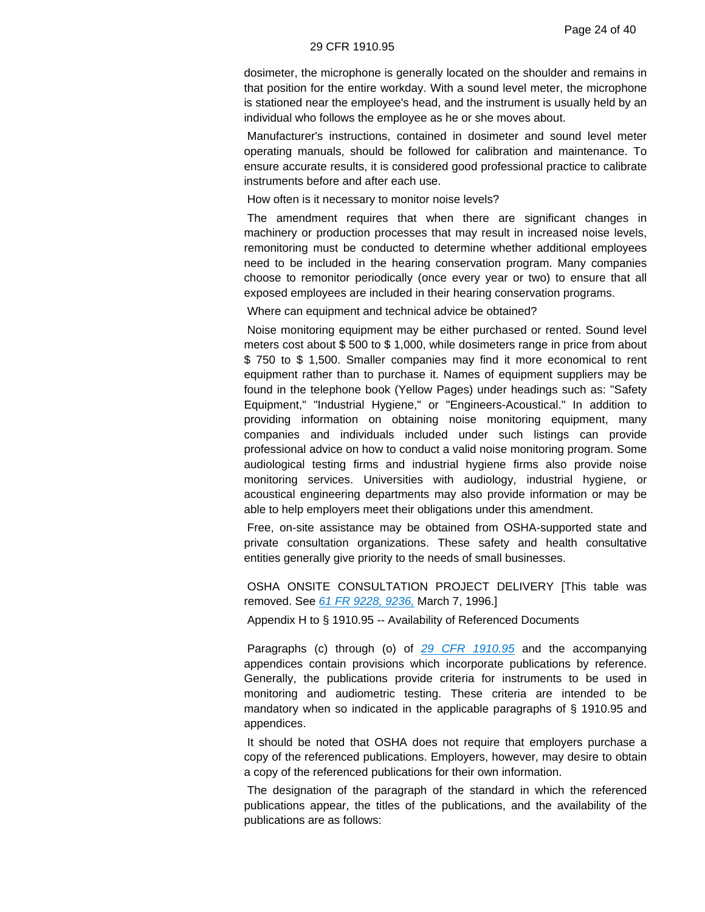dosimeter, the microphone is generally located on the shoulder and remains in that position for the entire workday. With a sound level meter, the microphone is stationed near the employee's head, and the instrument is usually held by an individual who follows the employee as he or she moves about.

Manufacturer's instructions, contained in dosimeter and sound level meter operating manuals, should be followed for calibration and maintenance. To ensure accurate results, it is considered good professional practice to calibrate instruments before and after each use.

How often is it necessary to monitor noise levels?

The amendment requires that when there are significant changes in machinery or production processes that may result in increased noise levels, remonitoring must be conducted to determine whether additional employees need to be included in the hearing conservation program. Many companies choose to remonitor periodically (once every year or two) to ensure that all exposed employees are included in their hearing conservation programs.

Where can equipment and technical advice be obtained?

Noise monitoring equipment may be either purchased or rented. Sound level meters cost about $ 500 to $ 1,000, while dosimeters range in price from about $ 750 to $ 1,500. Smaller companies may find it more economical to rent equipment rather than to purchase it. Names of equipment suppliers may be found in the telephone book (Yellow Pages) under headings such as: "Safety Equipment," "Industrial Hygiene," or "Engineers-Acoustical." In addition to providing information on obtaining noise monitoring equipment, many companies and individuals included under such listings can provide professional advice on how to conduct a valid noise monitoring program. Some audiological testing firms and industrial hygiene firms also provide noise monitoring services. Universities with audiology, industrial hygiene, or acoustical engineering departments may also provide information or may be able to help employers meet their obligations under this amendment.

Free, on-site assistance may be obtained from OSHA-supported state and private consultation organizations. These safety and health consultative entities generally give priority to the needs of small businesses.

OSHA ONSITE CONSULTATION PROJECT DELIVERY [This table was removed. See 61 FR 9228, 9236, March 7, 1996.]

Appendix H to § 1910.95 -- Availability of Referenced Documents

Paragraphs (c) through (o) of 29 CFR 1910.95 and the accompanying appendices contain provisions which incorporate publications by reference. Generally, the publications provide criteria for instruments to be used in monitoring and audiometric testing. These criteria are intended to be mandatory when so indicated in the applicable paragraphs of § 1910.95 and appendices.

It should be noted that OSHA does not require that employers purchase a copy of the referenced publications. Employers, however, may desire to obtain a copy of the referenced publications for their own information.

The designation of the paragraph of the standard in which the referenced publications appear, the titles of the publications, and the availability of the publications are as follows: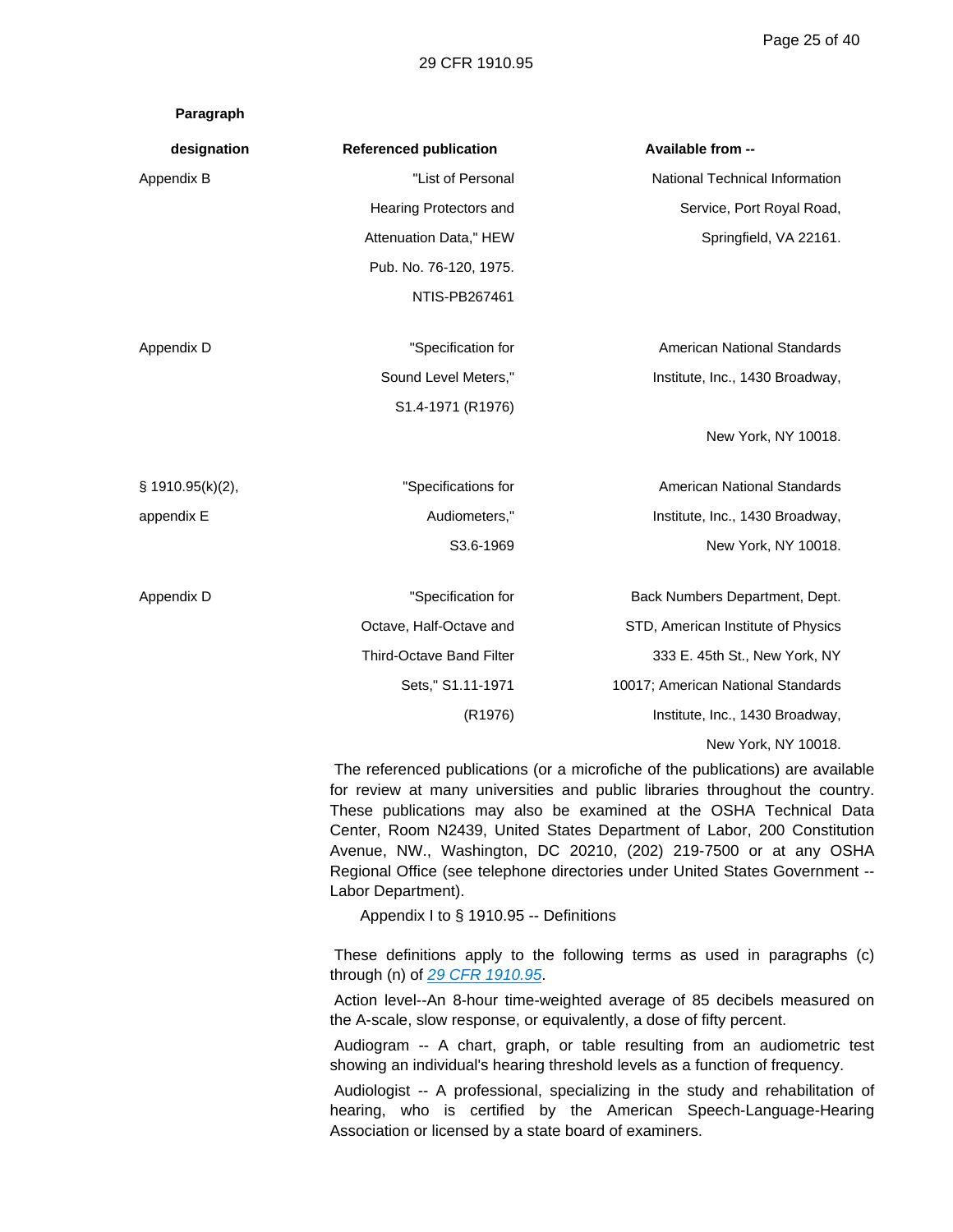| Paragraph designation | Referenced publication | Available from -- |
|---|---|---|
| Appendix B | "List of Personal Hearing Protectors and Attenuation Data," HEW Pub. No. 76-120, 1975. NTIS-PB267461 | National Technical Information Service, Port Royal Road, Springfield, VA 22161. |
| Appendix D | "Specification for Sound Level Meters," S1.4-1971 (R1976) | American National Standards Institute, Inc., 1430 Broadway, New York, NY 10018. |
| § 1910.95(k)(2), appendix E | "Specifications for Audiometers," S3.6-1969 | American National Standards Institute, Inc., 1430 Broadway, New York, NY 10018. |
| Appendix D | "Specification for Octave, Half-Octave and Third-Octave Band Filter Sets," S1.11-1971 (R1976) | Back Numbers Department, Dept. STD, American Institute of Physics 333 E. 45th St., New York, NY 10017; American National Standards Institute, Inc., 1430 Broadway, New York, NY 10018. |

The referenced publications (or a microfiche of the publications) are available for review at many universities and public libraries throughout the country. These publications may also be examined at the OSHA Technical Data Center, Room N2439, United States Department of Labor, 200 Constitution Avenue, NW., Washington, DC 20210, (202) 219-7500 or at any OSHA Regional Office (see telephone directories under United States Government -- Labor Department).

Appendix I to § 1910.95 -- Definitions

These definitions apply to the following terms as used in paragraphs (c) through (n) of 29 CFR 1910.95.

Action level--An 8-hour time-weighted average of 85 decibels measured on the A-scale, slow response, or equivalently, a dose of fifty percent.

Audiogram -- A chart, graph, or table resulting from an audiometric test showing an individual's hearing threshold levels as a function of frequency.

Audiologist -- A professional, specializing in the study and rehabilitation of hearing, who is certified by the American Speech-Language-Hearing Association or licensed by a state board of examiners.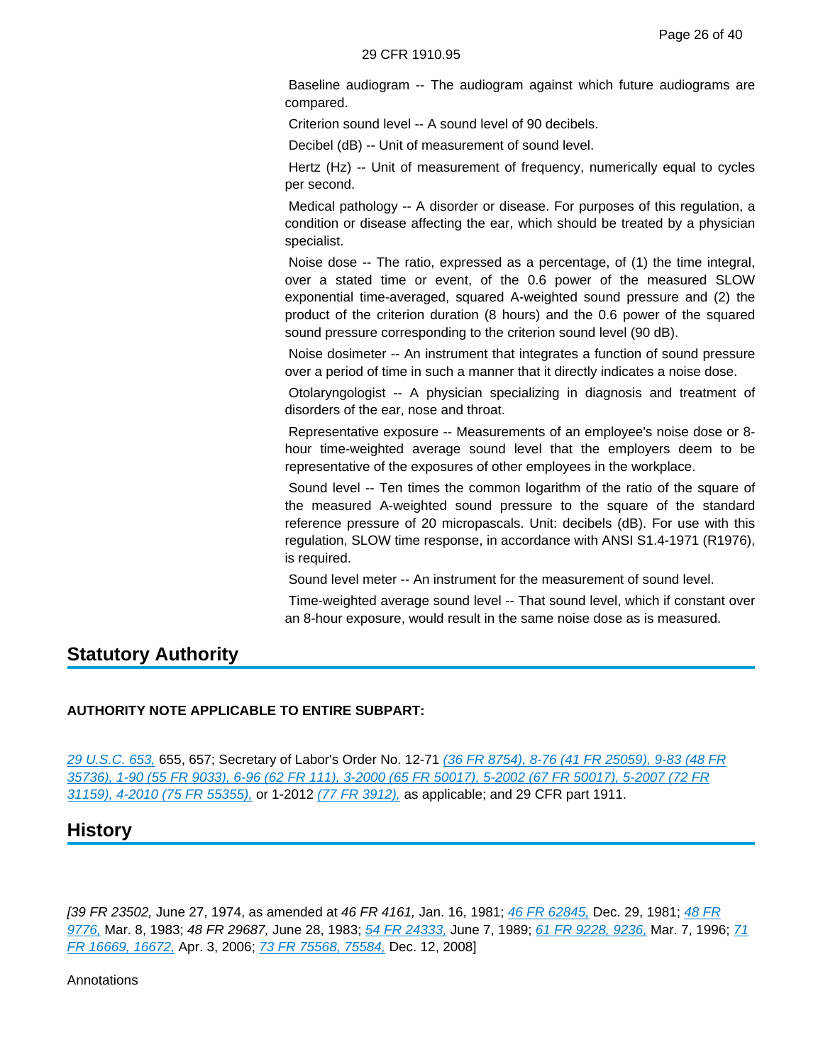Baseline audiogram -- The audiogram against which future audiograms are compared.

Criterion sound level -- A sound level of 90 decibels.

Decibel (dB) -- Unit of measurement of sound level.

Hertz (Hz) -- Unit of measurement of frequency, numerically equal to cycles per second.

Medical pathology -- A disorder or disease. For purposes of this regulation, a condition or disease affecting the ear, which should be treated by a physician specialist.

Noise dose -- The ratio, expressed as a percentage, of (1) the time integral, over a stated time or event, of the 0.6 power of the measured SLOW exponential time-averaged, squared A-weighted sound pressure and (2) the product of the criterion duration (8 hours) and the 0.6 power of the squared sound pressure corresponding to the criterion sound level (90 dB).

Noise dosimeter -- An instrument that integrates a function of sound pressure over a period of time in such a manner that it directly indicates a noise dose.

Otolaryngologist -- A physician specializing in diagnosis and treatment of disorders of the ear, nose and throat.

Representative exposure -- Measurements of an employee's noise dose or 8-hour time-weighted average sound level that the employers deem to be representative of the exposures of other employees in the workplace.

Sound level -- Ten times the common logarithm of the ratio of the square of the measured A-weighted sound pressure to the square of the standard reference pressure of 20 micropascals. Unit: decibels (dB). For use with this regulation, SLOW time response, in accordance with ANSI S1.4-1971 (R1976), is required.

Sound level meter -- An instrument for the measurement of sound level.

Time-weighted average sound level -- That sound level, which if constant over an 8-hour exposure, would result in the same noise dose as is measured.

## Statutory Authority

**AUTHORITY NOTE APPLICABLE TO ENTIRE SUBPART:**

29 U.S.C. 653, 655, 657; Secretary of Labor's Order No. 12-71 (36 FR 8754), 8-76 (41 FR 25059), 9-83 (48 FR 35736), 1-90 (55 FR 9033), 6-96 (62 FR 111), 3-2000 (65 FR 50017), 5-2002 (67 FR 50017), 5-2007 (72 FR 31159), 4-2010 (75 FR 55355), or 1-2012 (77 FR 3912), as applicable; and 29 CFR part 1911.

## History

[*39 FR 23502,* June 27, 1974, as amended at *46 FR 4161,* Jan. 16, 1981; 46 FR 62845, Dec. 29, 1981; 48 FR 9776, Mar. 8, 1983; *48 FR 29687,* June 28, 1983; 54 FR 24333, June 7, 1989; 61 FR 9228, 9236, Mar. 7, 1996; 71 FR 16669, 16672, Apr. 3, 2006; 73 FR 75568, 75584, Dec. 12, 2008]

Annotations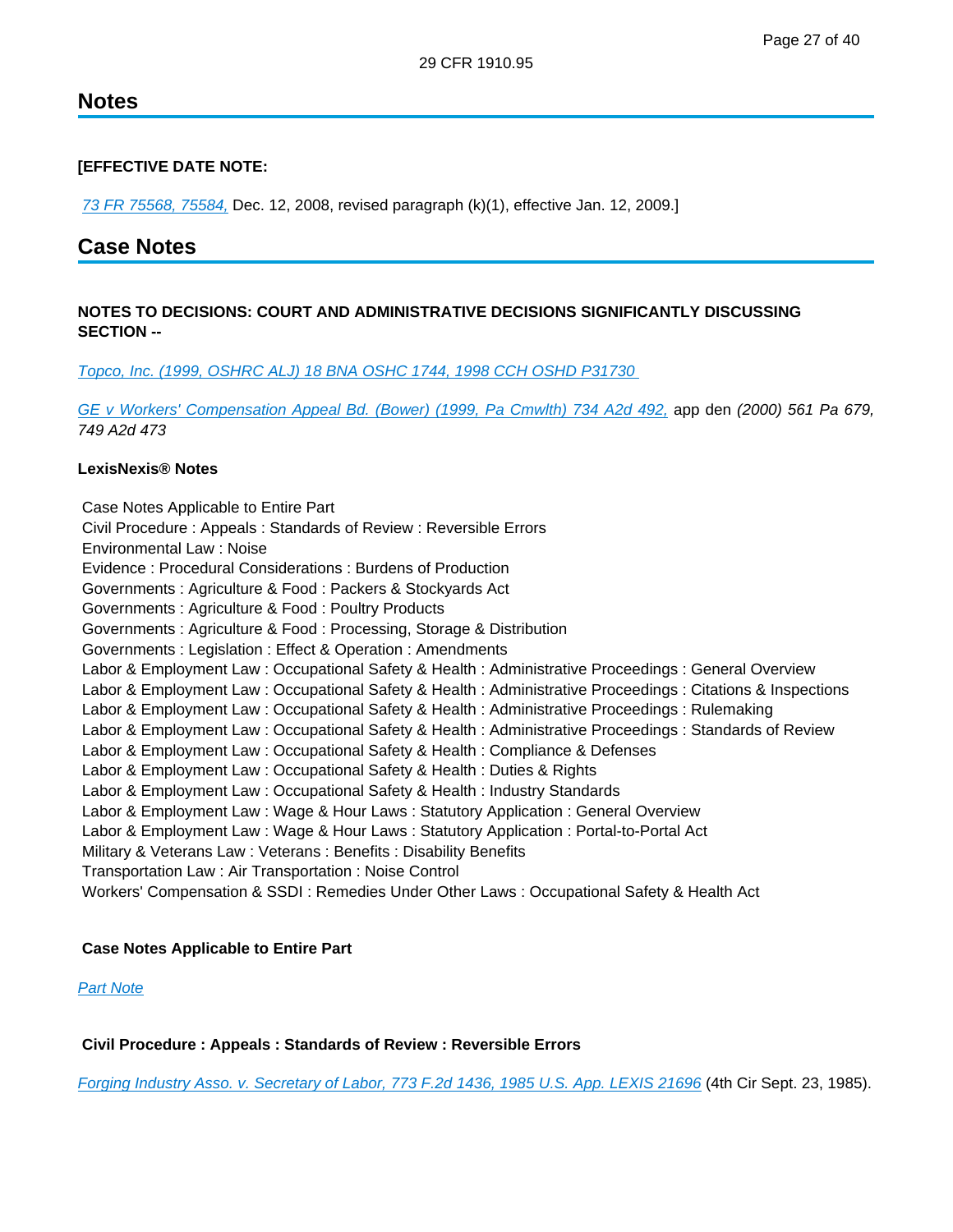## Notes

**[EFFECTIVE DATE NOTE:**

73 FR 75568, 75584, Dec. 12, 2008, revised paragraph (k)(1), effective Jan. 12, 2009.]

## Case Notes

**NOTES TO DECISIONS: COURT AND ADMINISTRATIVE DECISIONS SIGNIFICANTLY DISCUSSING SECTION --**

Topco, Inc. (1999, OSHRC ALJ) 18 BNA OSHC 1744, 1998 CCH OSHD P31730

GE v Workers' Compensation Appeal Bd. (Bower) (1999, Pa Cmwlth) 734 A2d 492, app den *(2000) 561 Pa 679, 749 A2d 473*

**LexisNexis® Notes**

Case Notes Applicable to Entire Part
Civil Procedure : Appeals : Standards of Review : Reversible Errors
Environmental Law : Noise
Evidence : Procedural Considerations : Burdens of Production
Governments : Agriculture & Food : Packers & Stockyards Act
Governments : Agriculture & Food : Poultry Products
Governments : Agriculture & Food : Processing, Storage & Distribution
Governments : Legislation : Effect & Operation : Amendments
Labor & Employment Law : Occupational Safety & Health : Administrative Proceedings : General Overview
Labor & Employment Law : Occupational Safety & Health : Administrative Proceedings : Citations & Inspections
Labor & Employment Law : Occupational Safety & Health : Administrative Proceedings : Rulemaking
Labor & Employment Law : Occupational Safety & Health : Administrative Proceedings : Standards of Review
Labor & Employment Law : Occupational Safety & Health : Compliance & Defenses
Labor & Employment Law : Occupational Safety & Health : Duties & Rights
Labor & Employment Law : Occupational Safety & Health : Industry Standards
Labor & Employment Law : Wage & Hour Laws : Statutory Application : General Overview
Labor & Employment Law : Wage & Hour Laws : Statutory Application : Portal-to-Portal Act
Military & Veterans Law : Veterans : Benefits : Disability Benefits
Transportation Law : Air Transportation : Noise Control
Workers' Compensation & SSDI : Remedies Under Other Laws : Occupational Safety & Health Act

**Case Notes Applicable to Entire Part**

Part Note

**Civil Procedure : Appeals : Standards of Review : Reversible Errors**

Forging Industry Asso. v. Secretary of Labor, 773 F.2d 1436, 1985 U.S. App. LEXIS 21696 (4th Cir Sept. 23, 1985).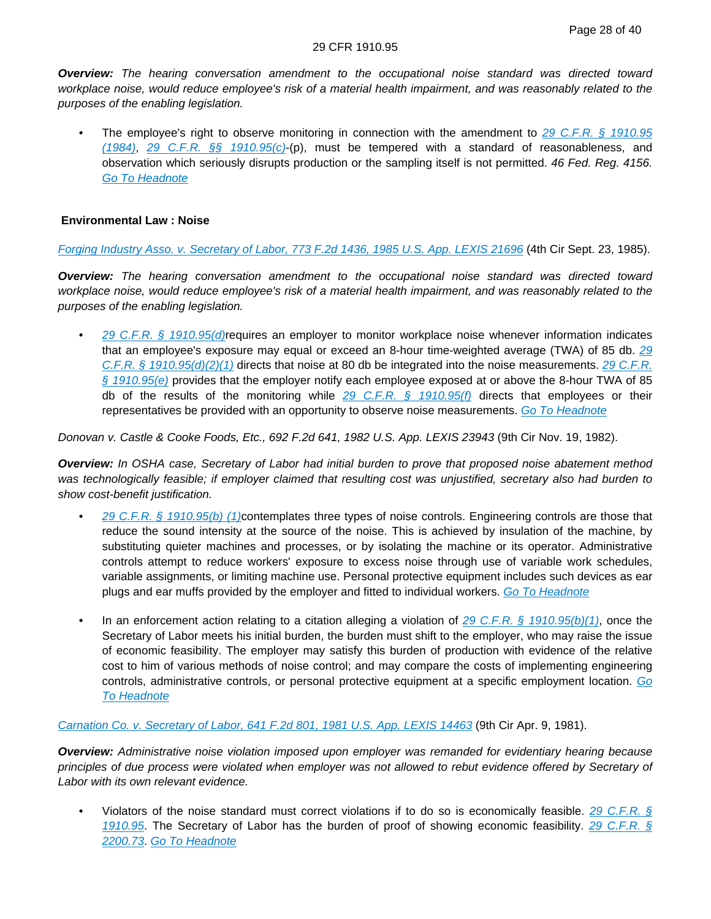***Overview:*** *The hearing conversation amendment to the occupational noise standard was directed toward workplace noise, would reduce employee's risk of a material health impairment, and was reasonably related to the purposes of the enabling legislation.*

- The employee's right to observe monitoring in connection with the amendment to *29 C.F.R. § 1910.95 (1984)*, *29 C.F.R. §§ 1910.95(c)*-(p), must be tempered with a standard of reasonableness, and observation which seriously disrupts production or the sampling itself is not permitted. *46 Fed. Reg. 4156.* *Go To Headnote*

**Environmental Law : Noise**

*Forging Industry Asso. v. Secretary of Labor, 773 F.2d 1436, 1985 U.S. App. LEXIS 21696* (4th Cir Sept. 23, 1985).

***Overview:*** *The hearing conversation amendment to the occupational noise standard was directed toward workplace noise, would reduce employee's risk of a material health impairment, and was reasonably related to the purposes of the enabling legislation.*

- *29 C.F.R. § 1910.95(d)*requires an employer to monitor workplace noise whenever information indicates that an employee's exposure may equal or exceed an 8-hour time-weighted average (TWA) of 85 db. *29 C.F.R. § 1910.95(d)(2)(1)* directs that noise at 80 db be integrated into the noise measurements. *29 C.F.R. § 1910.95(e)* provides that the employer notify each employee exposed at or above the 8-hour TWA of 85 db of the results of the monitoring while *29 C.F.R. § 1910.95(f)* directs that employees or their representatives be provided with an opportunity to observe noise measurements. *Go To Headnote*

*Donovan v. Castle & Cooke Foods, Etc., 692 F.2d 641, 1982 U.S. App. LEXIS 23943* (9th Cir Nov. 19, 1982).

***Overview:*** *In OSHA case, Secretary of Labor had initial burden to prove that proposed noise abatement method was technologically feasible; if employer claimed that resulting cost was unjustified, secretary also had burden to show cost-benefit justification.*

- *29 C.F.R. § 1910.95(b) (1)*contemplates three types of noise controls. Engineering controls are those that reduce the sound intensity at the source of the noise. This is achieved by insulation of the machine, by substituting quieter machines and processes, or by isolating the machine or its operator. Administrative controls attempt to reduce workers' exposure to excess noise through use of variable work schedules, variable assignments, or limiting machine use. Personal protective equipment includes such devices as ear plugs and ear muffs provided by the employer and fitted to individual workers. *Go To Headnote*

- In an enforcement action relating to a citation alleging a violation of *29 C.F.R. § 1910.95(b)(1)*, once the Secretary of Labor meets his initial burden, the burden must shift to the employer, who may raise the issue of economic feasibility. The employer may satisfy this burden of production with evidence of the relative cost to him of various methods of noise control; and may compare the costs of implementing engineering controls, administrative controls, or personal protective equipment at a specific employment location. *Go To Headnote*

*Carnation Co. v. Secretary of Labor, 641 F.2d 801, 1981 U.S. App. LEXIS 14463* (9th Cir Apr. 9, 1981).

***Overview:*** *Administrative noise violation imposed upon employer was remanded for evidentiary hearing because principles of due process were violated when employer was not allowed to rebut evidence offered by Secretary of Labor with its own relevant evidence.*

- Violators of the noise standard must correct violations if to do so is economically feasible. *29 C.F.R. § 1910.95*. The Secretary of Labor has the burden of proof of showing economic feasibility. *29 C.F.R. § 2200.73*. *Go To Headnote*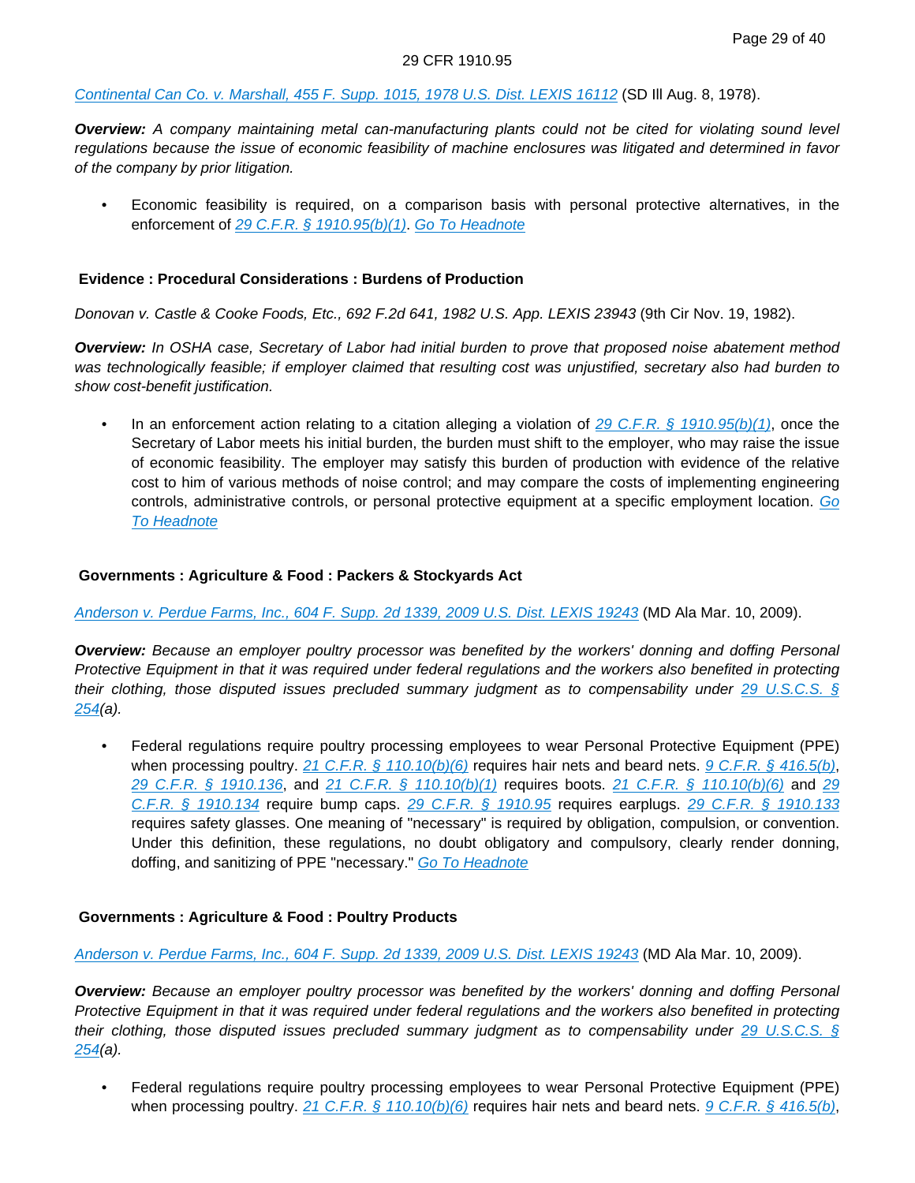[Continental Can Co. v. Marshall, 455 F. Supp. 1015, 1978 U.S. Dist. LEXIS 16112](#) (SD Ill Aug. 8, 1978).

***Overview:*** *A company maintaining metal can-manufacturing plants could not be cited for violating sound level regulations because the issue of economic feasibility of machine enclosures was litigated and determined in favor of the company by prior litigation.*

- Economic feasibility is required, on a comparison basis with personal protective alternatives, in the enforcement of [29 C.F.R. § 1910.95(b)(1)](#). [Go To Headnote](#)

**Evidence : Procedural Considerations : Burdens of Production**

*Donovan v. Castle & Cooke Foods, Etc., 692 F.2d 641, 1982 U.S. App. LEXIS 23943* (9th Cir Nov. 19, 1982).

***Overview:*** *In OSHA case, Secretary of Labor had initial burden to prove that proposed noise abatement method was technologically feasible; if employer claimed that resulting cost was unjustified, secretary also had burden to show cost-benefit justification.*

- In an enforcement action relating to a citation alleging a violation of [29 C.F.R. § 1910.95(b)(1)](#), once the Secretary of Labor meets his initial burden, the burden must shift to the employer, who may raise the issue of economic feasibility. The employer may satisfy this burden of production with evidence of the relative cost to him of various methods of noise control; and may compare the costs of implementing engineering controls, administrative controls, or personal protective equipment at a specific employment location. [Go To Headnote](#)

**Governments : Agriculture & Food : Packers & Stockyards Act**

[Anderson v. Perdue Farms, Inc., 604 F. Supp. 2d 1339, 2009 U.S. Dist. LEXIS 19243](#) (MD Ala Mar. 10, 2009).

***Overview:*** *Because an employer poultry processor was benefited by the workers' donning and doffing Personal Protective Equipment in that it was required under federal regulations and the workers also benefited in protecting their clothing, those disputed issues precluded summary judgment as to compensability under [29 U.S.C.S. § 254](#)(a).*

- Federal regulations require poultry processing employees to wear Personal Protective Equipment (PPE) when processing poultry. [21 C.F.R. § 110.10(b)(6)](#) requires hair nets and beard nets. [9 C.F.R. § 416.5(b)](#), [29 C.F.R. § 1910.136](#), and [21 C.F.R. § 110.10(b)(1)](#) requires boots. [21 C.F.R. § 110.10(b)(6)](#) and [29 C.F.R. § 1910.134](#) require bump caps. [29 C.F.R. § 1910.95](#) requires earplugs. [29 C.F.R. § 1910.133](#) requires safety glasses. One meaning of "necessary" is required by obligation, compulsion, or convention. Under this definition, these regulations, no doubt obligatory and compulsory, clearly render donning, doffing, and sanitizing of PPE "necessary." [Go To Headnote](#)

**Governments : Agriculture & Food : Poultry Products**

[Anderson v. Perdue Farms, Inc., 604 F. Supp. 2d 1339, 2009 U.S. Dist. LEXIS 19243](#) (MD Ala Mar. 10, 2009).

***Overview:*** *Because an employer poultry processor was benefited by the workers' donning and doffing Personal Protective Equipment in that it was required under federal regulations and the workers also benefited in protecting their clothing, those disputed issues precluded summary judgment as to compensability under [29 U.S.C.S. § 254](#)(a).*

- Federal regulations require poultry processing employees to wear Personal Protective Equipment (PPE) when processing poultry. [21 C.F.R. § 110.10(b)(6)](#) requires hair nets and beard nets. [9 C.F.R. § 416.5(b)](#),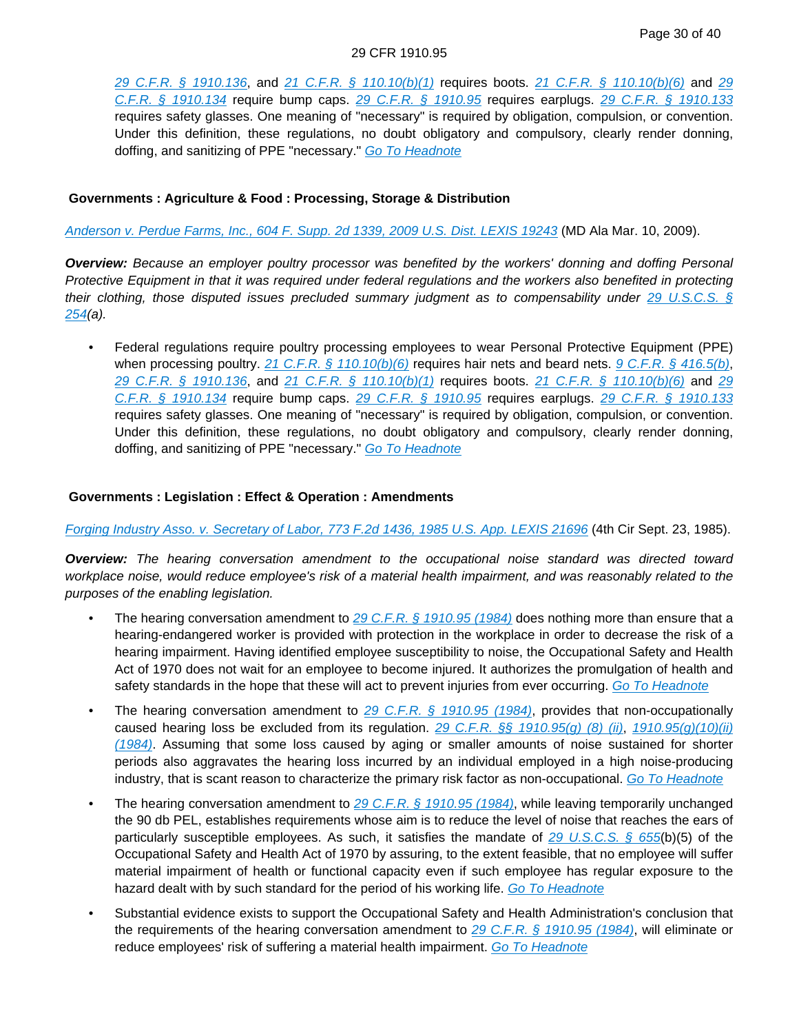29 C.F.R. § 1910.136, and 21 C.F.R. § 110.10(b)(1) requires boots. 21 C.F.R. § 110.10(b)(6) and 29 C.F.R. § 1910.134 require bump caps. 29 C.F.R. § 1910.95 requires earplugs. 29 C.F.R. § 1910.133 requires safety glasses. One meaning of "necessary" is required by obligation, compulsion, or convention. Under this definition, these regulations, no doubt obligatory and compulsory, clearly render donning, doffing, and sanitizing of PPE "necessary." Go To Headnote

**Governments : Agriculture & Food : Processing, Storage & Distribution**

Anderson v. Perdue Farms, Inc., 604 F. Supp. 2d 1339, 2009 U.S. Dist. LEXIS 19243 (MD Ala Mar. 10, 2009).

***Overview:*** *Because an employer poultry processor was benefited by the workers' donning and doffing Personal Protective Equipment in that it was required under federal regulations and the workers also benefited in protecting their clothing, those disputed issues precluded summary judgment as to compensability under 29 U.S.C.S. § 254(a).*

- Federal regulations require poultry processing employees to wear Personal Protective Equipment (PPE) when processing poultry. 21 C.F.R. § 110.10(b)(6) requires hair nets and beard nets. 9 C.F.R. § 416.5(b), 29 C.F.R. § 1910.136, and 21 C.F.R. § 110.10(b)(1) requires boots. 21 C.F.R. § 110.10(b)(6) and 29 C.F.R. § 1910.134 require bump caps. 29 C.F.R. § 1910.95 requires earplugs. 29 C.F.R. § 1910.133 requires safety glasses. One meaning of "necessary" is required by obligation, compulsion, or convention. Under this definition, these regulations, no doubt obligatory and compulsory, clearly render donning, doffing, and sanitizing of PPE "necessary." Go To Headnote

**Governments : Legislation : Effect & Operation : Amendments**

Forging Industry Asso. v. Secretary of Labor, 773 F.2d 1436, 1985 U.S. App. LEXIS 21696 (4th Cir Sept. 23, 1985).

***Overview:*** *The hearing conversation amendment to the occupational noise standard was directed toward workplace noise, would reduce employee's risk of a material health impairment, and was reasonably related to the purposes of the enabling legislation.*

- The hearing conversation amendment to 29 C.F.R. § 1910.95 (1984) does nothing more than ensure that a hearing-endangered worker is provided with protection in the workplace in order to decrease the risk of a hearing impairment. Having identified employee susceptibility to noise, the Occupational Safety and Health Act of 1970 does not wait for an employee to become injured. It authorizes the promulgation of health and safety standards in the hope that these will act to prevent injuries from ever occurring. Go To Headnote
- The hearing conversation amendment to 29 C.F.R. § 1910.95 (1984), provides that non-occupationally caused hearing loss be excluded from its regulation. 29 C.F.R. §§ 1910.95(g) (8) (ii), 1910.95(g)(10)(ii) (1984). Assuming that some loss caused by aging or smaller amounts of noise sustained for shorter periods also aggravates the hearing loss incurred by an individual employed in a high noise-producing industry, that is scant reason to characterize the primary risk factor as non-occupational. Go To Headnote
- The hearing conversation amendment to 29 C.F.R. § 1910.95 (1984), while leaving temporarily unchanged the 90 db PEL, establishes requirements whose aim is to reduce the level of noise that reaches the ears of particularly susceptible employees. As such, it satisfies the mandate of 29 U.S.C.S. § 655(b)(5) of the Occupational Safety and Health Act of 1970 by assuring, to the extent feasible, that no employee will suffer material impairment of health or functional capacity even if such employee has regular exposure to the hazard dealt with by such standard for the period of his working life. Go To Headnote
- Substantial evidence exists to support the Occupational Safety and Health Administration's conclusion that the requirements of the hearing conversation amendment to 29 C.F.R. § 1910.95 (1984), will eliminate or reduce employees' risk of suffering a material health impairment. Go To Headnote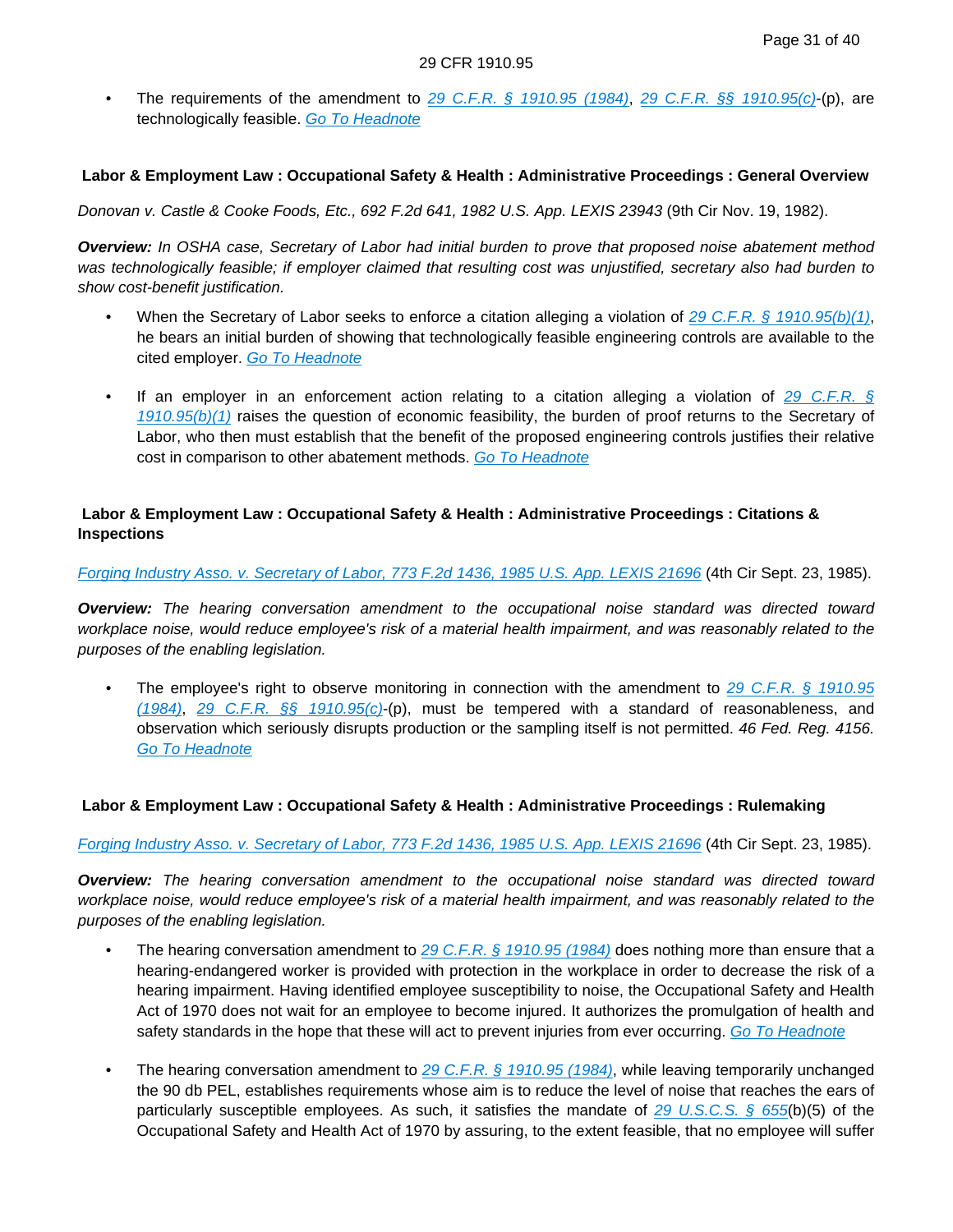- The requirements of the amendment to *29 C.F.R. § 1910.95 (1984)*, *29 C.F.R. §§ 1910.95(c)*-(p), are technologically feasible. *Go To Headnote*

**Labor & Employment Law : Occupational Safety & Health : Administrative Proceedings : General Overview**

*Donovan v. Castle & Cooke Foods, Etc., 692 F.2d 641, 1982 U.S. App. LEXIS 23943* (9th Cir Nov. 19, 1982).

***Overview:*** *In OSHA case, Secretary of Labor had initial burden to prove that proposed noise abatement method was technologically feasible; if employer claimed that resulting cost was unjustified, secretary also had burden to show cost-benefit justification.*

- When the Secretary of Labor seeks to enforce a citation alleging a violation of *29 C.F.R. § 1910.95(b)(1)*, he bears an initial burden of showing that technologically feasible engineering controls are available to the cited employer. *Go To Headnote*

- If an employer in an enforcement action relating to a citation alleging a violation of *29 C.F.R. § 1910.95(b)(1)* raises the question of economic feasibility, the burden of proof returns to the Secretary of Labor, who then must establish that the benefit of the proposed engineering controls justifies their relative cost in comparison to other abatement methods. *Go To Headnote*

**Labor & Employment Law : Occupational Safety & Health : Administrative Proceedings : Citations & Inspections**

*Forging Industry Asso. v. Secretary of Labor, 773 F.2d 1436, 1985 U.S. App. LEXIS 21696* (4th Cir Sept. 23, 1985).

***Overview:*** *The hearing conversation amendment to the occupational noise standard was directed toward workplace noise, would reduce employee's risk of a material health impairment, and was reasonably related to the purposes of the enabling legislation.*

- The employee's right to observe monitoring in connection with the amendment to *29 C.F.R. § 1910.95 (1984)*, *29 C.F.R. §§ 1910.95(c)*-(p), must be tempered with a standard of reasonableness, and observation which seriously disrupts production or the sampling itself is not permitted. *46 Fed. Reg. 4156.* *Go To Headnote*

**Labor & Employment Law : Occupational Safety & Health : Administrative Proceedings : Rulemaking**

*Forging Industry Asso. v. Secretary of Labor, 773 F.2d 1436, 1985 U.S. App. LEXIS 21696* (4th Cir Sept. 23, 1985).

***Overview:*** *The hearing conversation amendment to the occupational noise standard was directed toward workplace noise, would reduce employee's risk of a material health impairment, and was reasonably related to the purposes of the enabling legislation.*

- The hearing conversation amendment to *29 C.F.R. § 1910.95 (1984)* does nothing more than ensure that a hearing-endangered worker is provided with protection in the workplace in order to decrease the risk of a hearing impairment. Having identified employee susceptibility to noise, the Occupational Safety and Health Act of 1970 does not wait for an employee to become injured. It authorizes the promulgation of health and safety standards in the hope that these will act to prevent injuries from ever occurring. *Go To Headnote*

- The hearing conversation amendment to *29 C.F.R. § 1910.95 (1984)*, while leaving temporarily unchanged the 90 db PEL, establishes requirements whose aim is to reduce the level of noise that reaches the ears of particularly susceptible employees. As such, it satisfies the mandate of *29 U.S.C.S. § 655*(b)(5) of the Occupational Safety and Health Act of 1970 by assuring, to the extent feasible, that no employee will suffer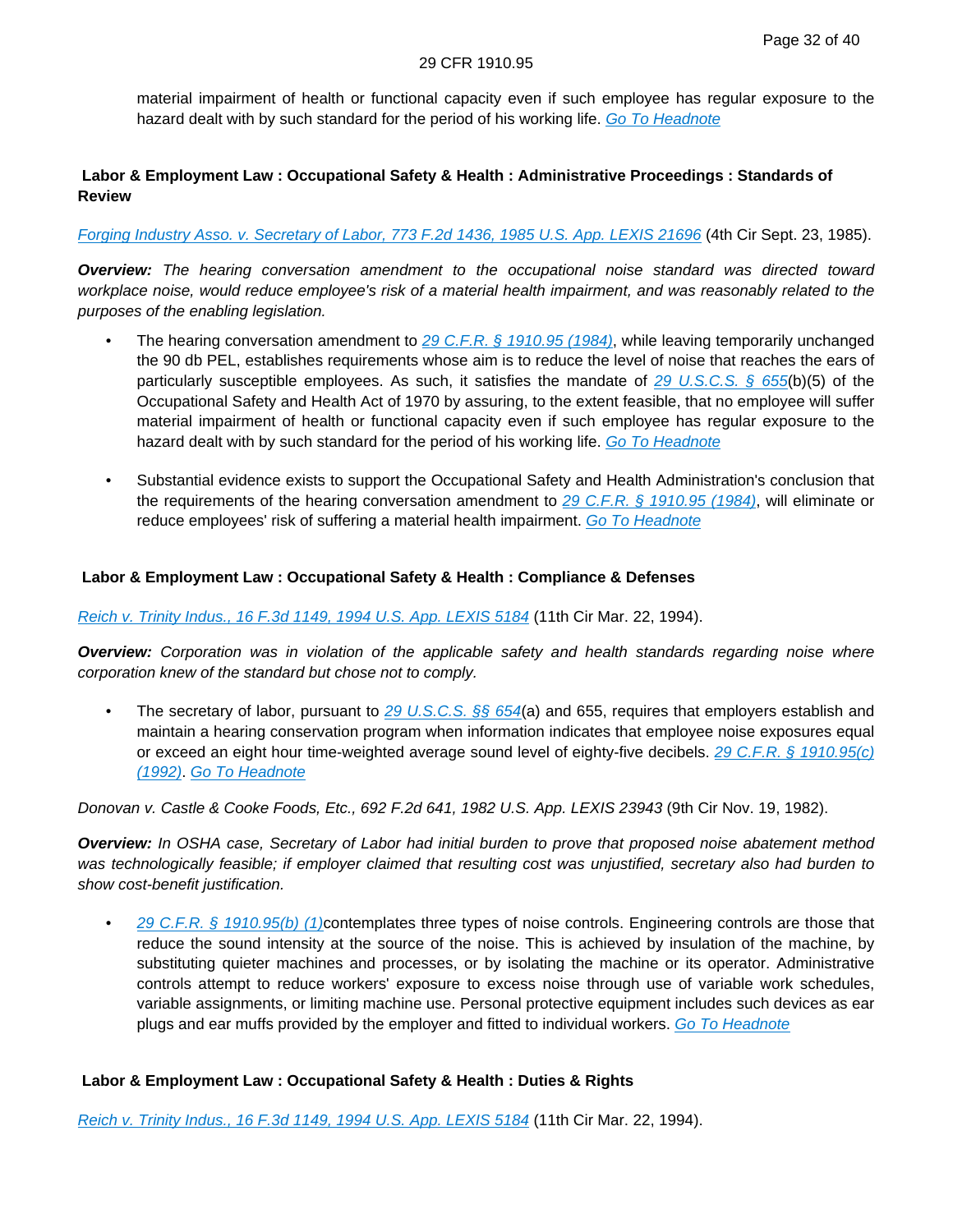material impairment of health or functional capacity even if such employee has regular exposure to the hazard dealt with by such standard for the period of his working life. Go To Headnote

**Labor & Employment Law : Occupational Safety & Health : Administrative Proceedings : Standards of Review**

Forging Industry Asso. v. Secretary of Labor, 773 F.2d 1436, 1985 U.S. App. LEXIS 21696 (4th Cir Sept. 23, 1985).

***Overview:*** *The hearing conversation amendment to the occupational noise standard was directed toward workplace noise, would reduce employee's risk of a material health impairment, and was reasonably related to the purposes of the enabling legislation.*

- The hearing conversation amendment to 29 C.F.R. § 1910.95 (1984), while leaving temporarily unchanged the 90 db PEL, establishes requirements whose aim is to reduce the level of noise that reaches the ears of particularly susceptible employees. As such, it satisfies the mandate of 29 U.S.C.S. § 655(b)(5) of the Occupational Safety and Health Act of 1970 by assuring, to the extent feasible, that no employee will suffer material impairment of health or functional capacity even if such employee has regular exposure to the hazard dealt with by such standard for the period of his working life. Go To Headnote

- Substantial evidence exists to support the Occupational Safety and Health Administration's conclusion that the requirements of the hearing conversation amendment to 29 C.F.R. § 1910.95 (1984), will eliminate or reduce employees' risk of suffering a material health impairment. Go To Headnote

**Labor & Employment Law : Occupational Safety & Health : Compliance & Defenses**

Reich v. Trinity Indus., 16 F.3d 1149, 1994 U.S. App. LEXIS 5184 (11th Cir Mar. 22, 1994).

***Overview:*** *Corporation was in violation of the applicable safety and health standards regarding noise where corporation knew of the standard but chose not to comply.*

- The secretary of labor, pursuant to 29 U.S.C.S. §§ 654(a) and 655, requires that employers establish and maintain a hearing conservation program when information indicates that employee noise exposures equal or exceed an eight hour time-weighted average sound level of eighty-five decibels. 29 C.F.R. § 1910.95(c) (1992). Go To Headnote

*Donovan v. Castle & Cooke Foods, Etc., 692 F.2d 641, 1982 U.S. App. LEXIS 23943* (9th Cir Nov. 19, 1982).

***Overview:*** *In OSHA case, Secretary of Labor had initial burden to prove that proposed noise abatement method was technologically feasible; if employer claimed that resulting cost was unjustified, secretary also had burden to show cost-benefit justification.*

- 29 C.F.R. § 1910.95(b) (1)contemplates three types of noise controls. Engineering controls are those that reduce the sound intensity at the source of the noise. This is achieved by insulation of the machine, by substituting quieter machines and processes, or by isolating the machine or its operator. Administrative controls attempt to reduce workers' exposure to excess noise through use of variable work schedules, variable assignments, or limiting machine use. Personal protective equipment includes such devices as ear plugs and ear muffs provided by the employer and fitted to individual workers. Go To Headnote

**Labor & Employment Law : Occupational Safety & Health : Duties & Rights**

Reich v. Trinity Indus., 16 F.3d 1149, 1994 U.S. App. LEXIS 5184 (11th Cir Mar. 22, 1994).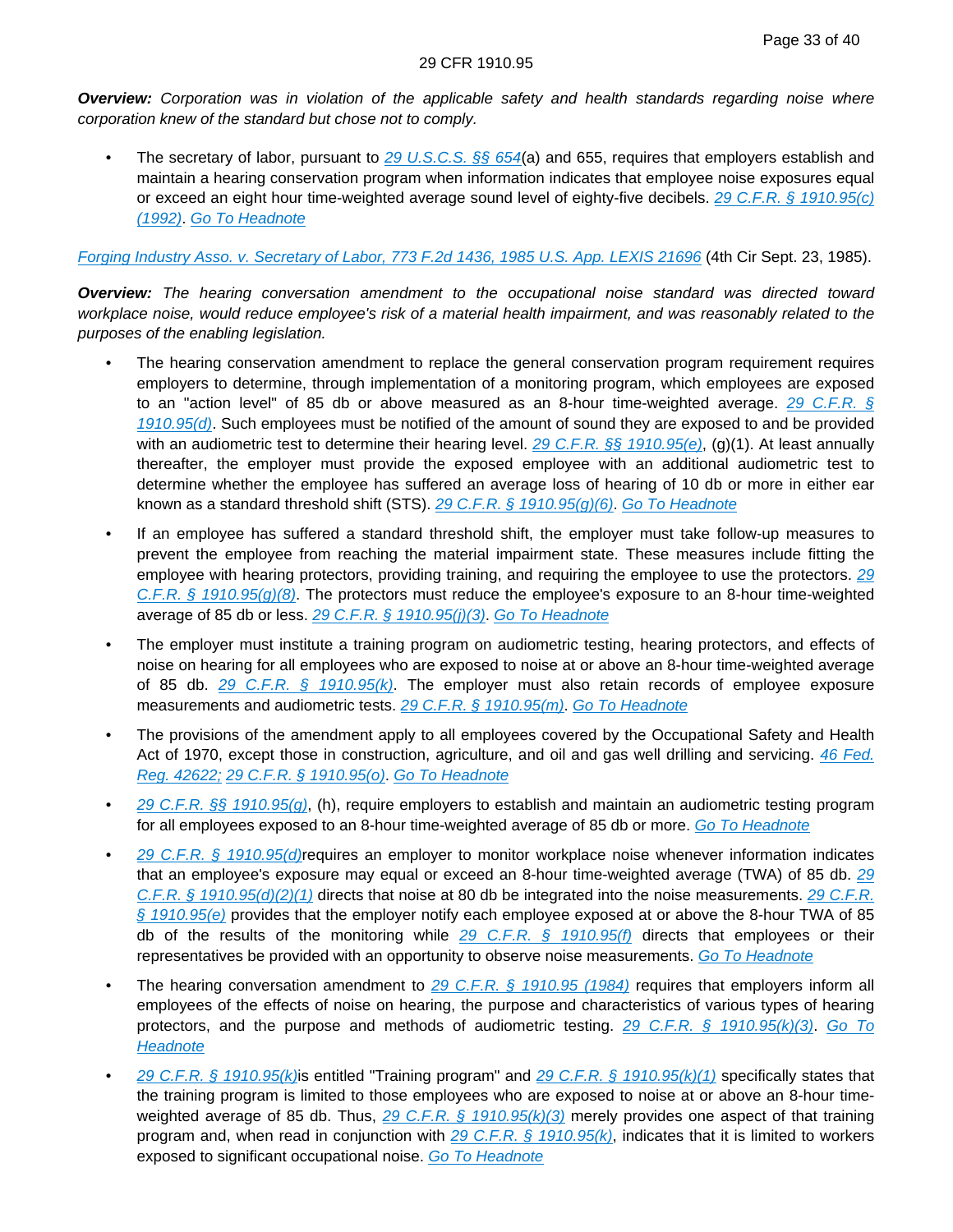***Overview:*** *Corporation was in violation of the applicable safety and health standards regarding noise where corporation knew of the standard but chose not to comply.*

- The secretary of labor, pursuant to 29 U.S.C.S. §§ 654(a) and 655, requires that employers establish and maintain a hearing conservation program when information indicates that employee noise exposures equal or exceed an eight hour time-weighted average sound level of eighty-five decibels. 29 C.F.R. § 1910.95(c) (1992). Go To Headnote

Forging Industry Asso. v. Secretary of Labor, 773 F.2d 1436, 1985 U.S. App. LEXIS 21696 (4th Cir Sept. 23, 1985).

***Overview:*** *The hearing conversation amendment to the occupational noise standard was directed toward workplace noise, would reduce employee's risk of a material health impairment, and was reasonably related to the purposes of the enabling legislation.*

- The hearing conservation amendment to replace the general conservation program requirement requires employers to determine, through implementation of a monitoring program, which employees are exposed to an "action level" of 85 db or above measured as an 8-hour time-weighted average. 29 C.F.R. § 1910.95(d). Such employees must be notified of the amount of sound they are exposed to and be provided with an audiometric test to determine their hearing level. 29 C.F.R. §§ 1910.95(e), (g)(1). At least annually thereafter, the employer must provide the exposed employee with an additional audiometric test to determine whether the employee has suffered an average loss of hearing of 10 db or more in either ear known as a standard threshold shift (STS). 29 C.F.R. § 1910.95(g)(6). Go To Headnote
- If an employee has suffered a standard threshold shift, the employer must take follow-up measures to prevent the employee from reaching the material impairment state. These measures include fitting the employee with hearing protectors, providing training, and requiring the employee to use the protectors. 29 C.F.R. § 1910.95(g)(8). The protectors must reduce the employee's exposure to an 8-hour time-weighted average of 85 db or less. 29 C.F.R. § 1910.95(j)(3). Go To Headnote
- The employer must institute a training program on audiometric testing, hearing protectors, and effects of noise on hearing for all employees who are exposed to noise at or above an 8-hour time-weighted average of 85 db. 29 C.F.R. § 1910.95(k). The employer must also retain records of employee exposure measurements and audiometric tests. 29 C.F.R. § 1910.95(m). Go To Headnote
- The provisions of the amendment apply to all employees covered by the Occupational Safety and Health Act of 1970, except those in construction, agriculture, and oil and gas well drilling and servicing. 46 Fed. Reg. 42622; 29 C.F.R. § 1910.95(o). Go To Headnote
- 29 C.F.R. §§ 1910.95(g), (h), require employers to establish and maintain an audiometric testing program for all employees exposed to an 8-hour time-weighted average of 85 db or more. Go To Headnote
- 29 C.F.R. § 1910.95(d)requires an employer to monitor workplace noise whenever information indicates that an employee's exposure may equal or exceed an 8-hour time-weighted average (TWA) of 85 db. 29 C.F.R. § 1910.95(d)(2)(1) directs that noise at 80 db be integrated into the noise measurements. 29 C.F.R. § 1910.95(e) provides that the employer notify each employee exposed at or above the 8-hour TWA of 85 db of the results of the monitoring while 29 C.F.R. § 1910.95(f) directs that employees or their representatives be provided with an opportunity to observe noise measurements. Go To Headnote
- The hearing conversation amendment to 29 C.F.R. § 1910.95 (1984) requires that employers inform all employees of the effects of noise on hearing, the purpose and characteristics of various types of hearing protectors, and the purpose and methods of audiometric testing. 29 C.F.R. § 1910.95(k)(3). Go To Headnote
- 29 C.F.R. § 1910.95(k)is entitled "Training program" and 29 C.F.R. § 1910.95(k)(1) specifically states that the training program is limited to those employees who are exposed to noise at or above an 8-hour time-weighted average of 85 db. Thus, 29 C.F.R. § 1910.95(k)(3) merely provides one aspect of that training program and, when read in conjunction with 29 C.F.R. § 1910.95(k), indicates that it is limited to workers exposed to significant occupational noise. Go To Headnote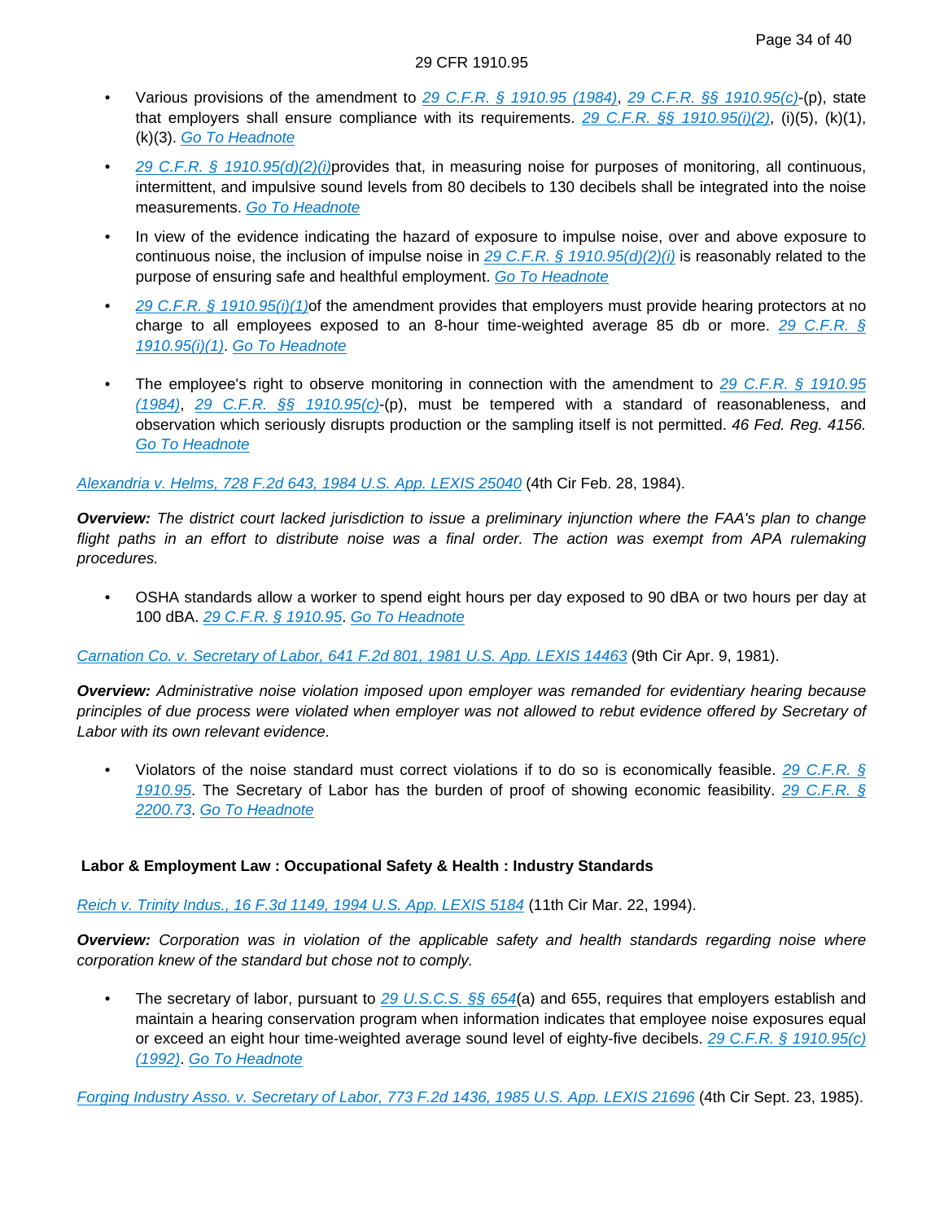- Various provisions of the amendment to *29 C.F.R. § 1910.95 (1984)*, *29 C.F.R. §§ 1910.95(c)*-(p), state that employers shall ensure compliance with its requirements. *29 C.F.R. §§ 1910.95(i)(2)*, (i)(5), (k)(1), (k)(3). *Go To Headnote*
- *29 C.F.R. § 1910.95(d)(2)(i)*provides that, in measuring noise for purposes of monitoring, all continuous, intermittent, and impulsive sound levels from 80 decibels to 130 decibels shall be integrated into the noise measurements. *Go To Headnote*
- In view of the evidence indicating the hazard of exposure to impulse noise, over and above exposure to continuous noise, the inclusion of impulse noise in *29 C.F.R. § 1910.95(d)(2)(i)* is reasonably related to the purpose of ensuring safe and healthful employment. *Go To Headnote*
- *29 C.F.R. § 1910.95(i)(1)*of the amendment provides that employers must provide hearing protectors at no charge to all employees exposed to an 8-hour time-weighted average 85 db or more. *29 C.F.R. § 1910.95(i)(1)*. *Go To Headnote*
- The employee's right to observe monitoring in connection with the amendment to *29 C.F.R. § 1910.95 (1984)*, *29 C.F.R. §§ 1910.95(c)*-(p), must be tempered with a standard of reasonableness, and observation which seriously disrupts production or the sampling itself is not permitted. *46 Fed. Reg. 4156.* *Go To Headnote*

*Alexandria v. Helms, 728 F.2d 643, 1984 U.S. App. LEXIS 25040* (4th Cir Feb. 28, 1984).

***Overview:*** *The district court lacked jurisdiction to issue a preliminary injunction where the FAA's plan to change flight paths in an effort to distribute noise was a final order. The action was exempt from APA rulemaking procedures.*

- OSHA standards allow a worker to spend eight hours per day exposed to 90 dBA or two hours per day at 100 dBA. *29 C.F.R. § 1910.95*. *Go To Headnote*

*Carnation Co. v. Secretary of Labor, 641 F.2d 801, 1981 U.S. App. LEXIS 14463* (9th Cir Apr. 9, 1981).

***Overview:*** *Administrative noise violation imposed upon employer was remanded for evidentiary hearing because principles of due process were violated when employer was not allowed to rebut evidence offered by Secretary of Labor with its own relevant evidence.*

- Violators of the noise standard must correct violations if to do so is economically feasible. *29 C.F.R. § 1910.95*. The Secretary of Labor has the burden of proof of showing economic feasibility. *29 C.F.R. § 2200.73*. *Go To Headnote*

**Labor & Employment Law : Occupational Safety & Health : Industry Standards**

*Reich v. Trinity Indus., 16 F.3d 1149, 1994 U.S. App. LEXIS 5184* (11th Cir Mar. 22, 1994).

***Overview:*** *Corporation was in violation of the applicable safety and health standards regarding noise where corporation knew of the standard but chose not to comply.*

- The secretary of labor, pursuant to *29 U.S.C.S. §§ 654*(a) and 655, requires that employers establish and maintain a hearing conservation program when information indicates that employee noise exposures equal or exceed an eight hour time-weighted average sound level of eighty-five decibels. *29 C.F.R. § 1910.95(c) (1992)*. *Go To Headnote*

*Forging Industry Asso. v. Secretary of Labor, 773 F.2d 1436, 1985 U.S. App. LEXIS 21696* (4th Cir Sept. 23, 1985).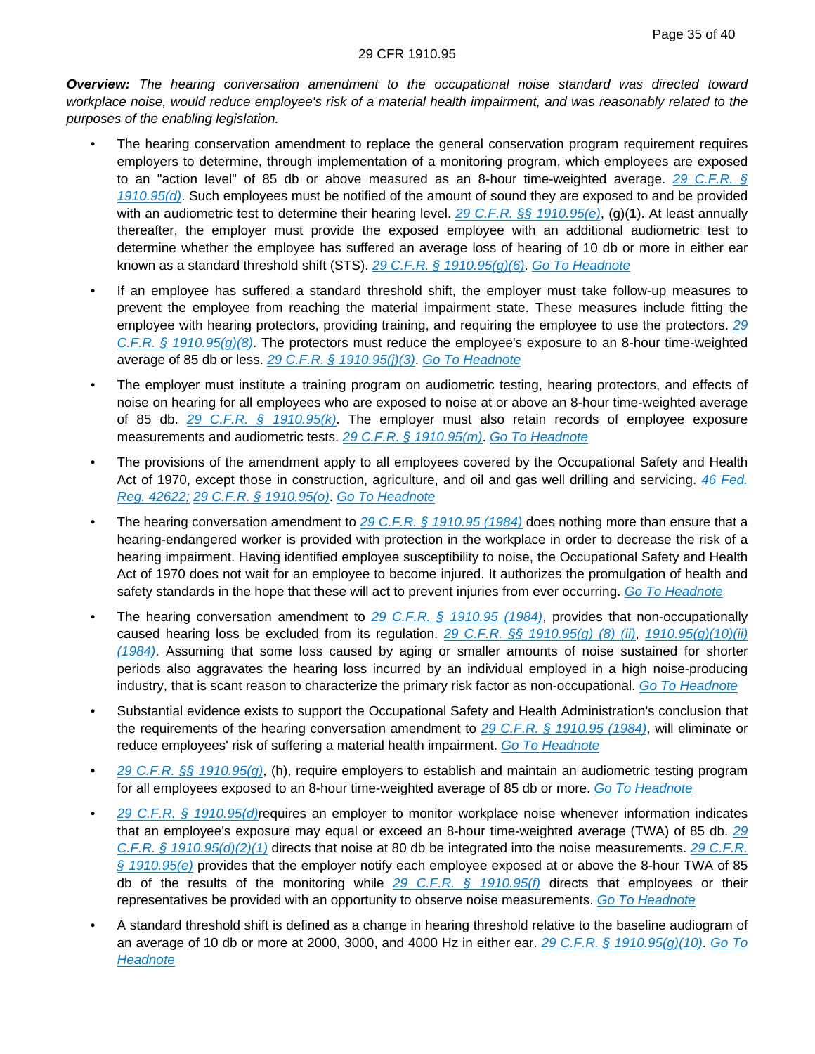***Overview:*** *The hearing conversation amendment to the occupational noise standard was directed toward workplace noise, would reduce employee's risk of a material health impairment, and was reasonably related to the purposes of the enabling legislation.*

- The hearing conservation amendment to replace the general conservation program requirement requires employers to determine, through implementation of a monitoring program, which employees are exposed to an "action level" of 85 db or above measured as an 8-hour time-weighted average. 29 C.F.R. § 1910.95(d). Such employees must be notified of the amount of sound they are exposed to and be provided with an audiometric test to determine their hearing level. 29 C.F.R. §§ 1910.95(e), (g)(1). At least annually thereafter, the employer must provide the exposed employee with an additional audiometric test to determine whether the employee has suffered an average loss of hearing of 10 db or more in either ear known as a standard threshold shift (STS). 29 C.F.R. § 1910.95(g)(6). Go To Headnote

- If an employee has suffered a standard threshold shift, the employer must take follow-up measures to prevent the employee from reaching the material impairment state. These measures include fitting the employee with hearing protectors, providing training, and requiring the employee to use the protectors. 29 C.F.R. § 1910.95(g)(8). The protectors must reduce the employee's exposure to an 8-hour time-weighted average of 85 db or less. 29 C.F.R. § 1910.95(j)(3). Go To Headnote

- The employer must institute a training program on audiometric testing, hearing protectors, and effects of noise on hearing for all employees who are exposed to noise at or above an 8-hour time-weighted average of 85 db. 29 C.F.R. § 1910.95(k). The employer must also retain records of employee exposure measurements and audiometric tests. 29 C.F.R. § 1910.95(m). Go To Headnote

- The provisions of the amendment apply to all employees covered by the Occupational Safety and Health Act of 1970, except those in construction, agriculture, and oil and gas well drilling and servicing. 46 Fed. Reg. 42622; 29 C.F.R. § 1910.95(o). Go To Headnote

- The hearing conversation amendment to 29 C.F.R. § 1910.95 (1984) does nothing more than ensure that a hearing-endangered worker is provided with protection in the workplace in order to decrease the risk of a hearing impairment. Having identified employee susceptibility to noise, the Occupational Safety and Health Act of 1970 does not wait for an employee to become injured. It authorizes the promulgation of health and safety standards in the hope that these will act to prevent injuries from ever occurring. Go To Headnote

- The hearing conversation amendment to 29 C.F.R. § 1910.95 (1984), provides that non-occupationally caused hearing loss be excluded from its regulation. 29 C.F.R. §§ 1910.95(g) (8) (ii), 1910.95(g)(10)(ii) (1984). Assuming that some loss caused by aging or smaller amounts of noise sustained for shorter periods also aggravates the hearing loss incurred by an individual employed in a high noise-producing industry, that is scant reason to characterize the primary risk factor as non-occupational. Go To Headnote

- Substantial evidence exists to support the Occupational Safety and Health Administration's conclusion that the requirements of the hearing conversation amendment to 29 C.F.R. § 1910.95 (1984), will eliminate or reduce employees' risk of suffering a material health impairment. Go To Headnote

- 29 C.F.R. §§ 1910.95(g), (h), require employers to establish and maintain an audiometric testing program for all employees exposed to an 8-hour time-weighted average of 85 db or more. Go To Headnote

- 29 C.F.R. § 1910.95(d)requires an employer to monitor workplace noise whenever information indicates that an employee's exposure may equal or exceed an 8-hour time-weighted average (TWA) of 85 db. 29 C.F.R. § 1910.95(d)(2)(1) directs that noise at 80 db be integrated into the noise measurements. 29 C.F.R. § 1910.95(e) provides that the employer notify each employee exposed at or above the 8-hour TWA of 85 db of the results of the monitoring while 29 C.F.R. § 1910.95(f) directs that employees or their representatives be provided with an opportunity to observe noise measurements. Go To Headnote

- A standard threshold shift is defined as a change in hearing threshold relative to the baseline audiogram of an average of 10 db or more at 2000, 3000, and 4000 Hz in either ear. 29 C.F.R. § 1910.95(g)(10). Go To Headnote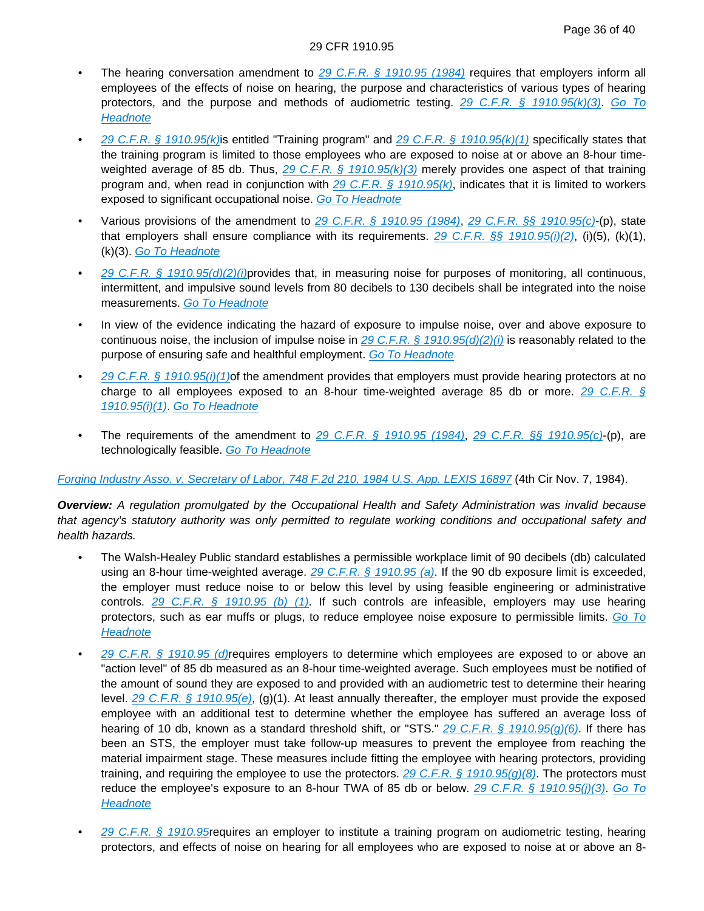- The hearing conversation amendment to 29 C.F.R. § 1910.95 (1984) requires that employers inform all employees of the effects of noise on hearing, the purpose and characteristics of various types of hearing protectors, and the purpose and methods of audiometric testing. 29 C.F.R. § 1910.95(k)(3). Go To Headnote
- 29 C.F.R. § 1910.95(k)is entitled "Training program" and 29 C.F.R. § 1910.95(k)(1) specifically states that the training program is limited to those employees who are exposed to noise at or above an 8-hour time-weighted average of 85 db. Thus, 29 C.F.R. § 1910.95(k)(3) merely provides one aspect of that training program and, when read in conjunction with 29 C.F.R. § 1910.95(k), indicates that it is limited to workers exposed to significant occupational noise. Go To Headnote
- Various provisions of the amendment to 29 C.F.R. § 1910.95 (1984), 29 C.F.R. §§ 1910.95(c)-(p), state that employers shall ensure compliance with its requirements. 29 C.F.R. §§ 1910.95(i)(2), (i)(5), (k)(1), (k)(3). Go To Headnote
- 29 C.F.R. § 1910.95(d)(2)(i)provides that, in measuring noise for purposes of monitoring, all continuous, intermittent, and impulsive sound levels from 80 decibels to 130 decibels shall be integrated into the noise measurements. Go To Headnote
- In view of the evidence indicating the hazard of exposure to impulse noise, over and above exposure to continuous noise, the inclusion of impulse noise in 29 C.F.R. § 1910.95(d)(2)(i) is reasonably related to the purpose of ensuring safe and healthful employment. Go To Headnote
- 29 C.F.R. § 1910.95(i)(1)of the amendment provides that employers must provide hearing protectors at no charge to all employees exposed to an 8-hour time-weighted average 85 db or more. 29 C.F.R. § 1910.95(i)(1). Go To Headnote
- The requirements of the amendment to 29 C.F.R. § 1910.95 (1984), 29 C.F.R. §§ 1910.95(c)-(p), are technologically feasible. Go To Headnote

Forging Industry Asso. v. Secretary of Labor, 748 F.2d 210, 1984 U.S. App. LEXIS 16897 (4th Cir Nov. 7, 1984).

***Overview:*** *A regulation promulgated by the Occupational Health and Safety Administration was invalid because that agency's statutory authority was only permitted to regulate working conditions and occupational safety and health hazards.*

- The Walsh-Healey Public standard establishes a permissible workplace limit of 90 decibels (db) calculated using an 8-hour time-weighted average. 29 C.F.R. § 1910.95 (a). If the 90 db exposure limit is exceeded, the employer must reduce noise to or below this level by using feasible engineering or administrative controls. 29 C.F.R. § 1910.95 (b) (1). If such controls are infeasible, employers may use hearing protectors, such as ear muffs or plugs, to reduce employee noise exposure to permissible limits. Go To Headnote
- 29 C.F.R. § 1910.95 (d)requires employers to determine which employees are exposed to or above an "action level" of 85 db measured as an 8-hour time-weighted average. Such employees must be notified of the amount of sound they are exposed to and provided with an audiometric test to determine their hearing level. 29 C.F.R. § 1910.95(e), (g)(1). At least annually thereafter, the employer must provide the exposed employee with an additional test to determine whether the employee has suffered an average loss of hearing of 10 db, known as a standard threshold shift, or "STS." 29 C.F.R. § 1910.95(g)(6). If there has been an STS, the employer must take follow-up measures to prevent the employee from reaching the material impairment stage. These measures include fitting the employee with hearing protectors, providing training, and requiring the employee to use the protectors. 29 C.F.R. § 1910.95(g)(8). The protectors must reduce the employee's exposure to an 8-hour TWA of 85 db or below. 29 C.F.R. § 1910.95(j)(3). Go To Headnote
- 29 C.F.R. § 1910.95requires an employer to institute a training program on audiometric testing, hearing protectors, and effects of noise on hearing for all employees who are exposed to noise at or above an 8-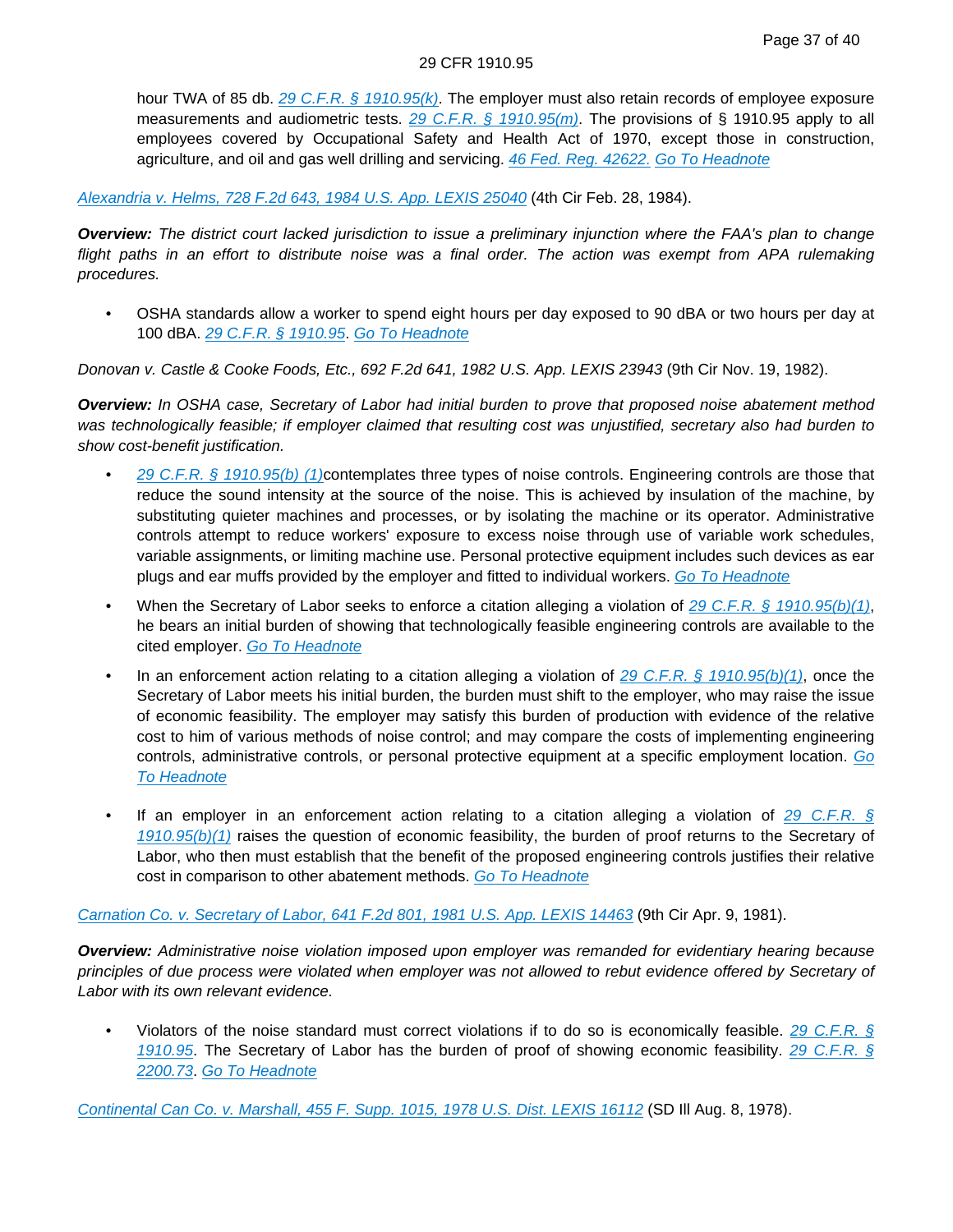hour TWA of 85 db. [29 C.F.R. § 1910.95(k)]. The employer must also retain records of employee exposure measurements and audiometric tests. [29 C.F.R. § 1910.95(m)]. The provisions of § 1910.95 apply to all employees covered by Occupational Safety and Health Act of 1970, except those in construction, agriculture, and oil and gas well drilling and servicing. *46 Fed. Reg. 42622.* Go To Headnote

*Alexandria v. Helms, 728 F.2d 643, 1984 U.S. App. LEXIS 25040* (4th Cir Feb. 28, 1984).

***Overview:*** *The district court lacked jurisdiction to issue a preliminary injunction where the FAA's plan to change flight paths in an effort to distribute noise was a final order. The action was exempt from APA rulemaking procedures.*

- OSHA standards allow a worker to spend eight hours per day exposed to 90 dBA or two hours per day at 100 dBA. *29 C.F.R. § 1910.95*. Go To Headnote

*Donovan v. Castle & Cooke Foods, Etc., 692 F.2d 641, 1982 U.S. App. LEXIS 23943* (9th Cir Nov. 19, 1982).

***Overview:*** *In OSHA case, Secretary of Labor had initial burden to prove that proposed noise abatement method was technologically feasible; if employer claimed that resulting cost was unjustified, secretary also had burden to show cost-benefit justification.*

- *29 C.F.R. § 1910.95(b) (1)*contemplates three types of noise controls. Engineering controls are those that reduce the sound intensity at the source of the noise. This is achieved by insulation of the machine, by substituting quieter machines and processes, or by isolating the machine or its operator. Administrative controls attempt to reduce workers' exposure to excess noise through use of variable work schedules, variable assignments, or limiting machine use. Personal protective equipment includes such devices as ear plugs and ear muffs provided by the employer and fitted to individual workers. Go To Headnote
- When the Secretary of Labor seeks to enforce a citation alleging a violation of *29 C.F.R. § 1910.95(b)(1)*, he bears an initial burden of showing that technologically feasible engineering controls are available to the cited employer. Go To Headnote
- In an enforcement action relating to a citation alleging a violation of *29 C.F.R. § 1910.95(b)(1)*, once the Secretary of Labor meets his initial burden, the burden must shift to the employer, who may raise the issue of economic feasibility. The employer may satisfy this burden of production with evidence of the relative cost to him of various methods of noise control; and may compare the costs of implementing engineering controls, administrative controls, or personal protective equipment at a specific employment location. Go To Headnote
- If an employer in an enforcement action relating to a citation alleging a violation of *29 C.F.R. § 1910.95(b)(1)* raises the question of economic feasibility, the burden of proof returns to the Secretary of Labor, who then must establish that the benefit of the proposed engineering controls justifies their relative cost in comparison to other abatement methods. Go To Headnote

*Carnation Co. v. Secretary of Labor, 641 F.2d 801, 1981 U.S. App. LEXIS 14463* (9th Cir Apr. 9, 1981).

***Overview:*** *Administrative noise violation imposed upon employer was remanded for evidentiary hearing because principles of due process were violated when employer was not allowed to rebut evidence offered by Secretary of Labor with its own relevant evidence.*

- Violators of the noise standard must correct violations if to do so is economically feasible. *29 C.F.R. § 1910.95*. The Secretary of Labor has the burden of proof of showing economic feasibility. *29 C.F.R. § 2200.73*. Go To Headnote

*Continental Can Co. v. Marshall, 455 F. Supp. 1015, 1978 U.S. Dist. LEXIS 16112* (SD Ill Aug. 8, 1978).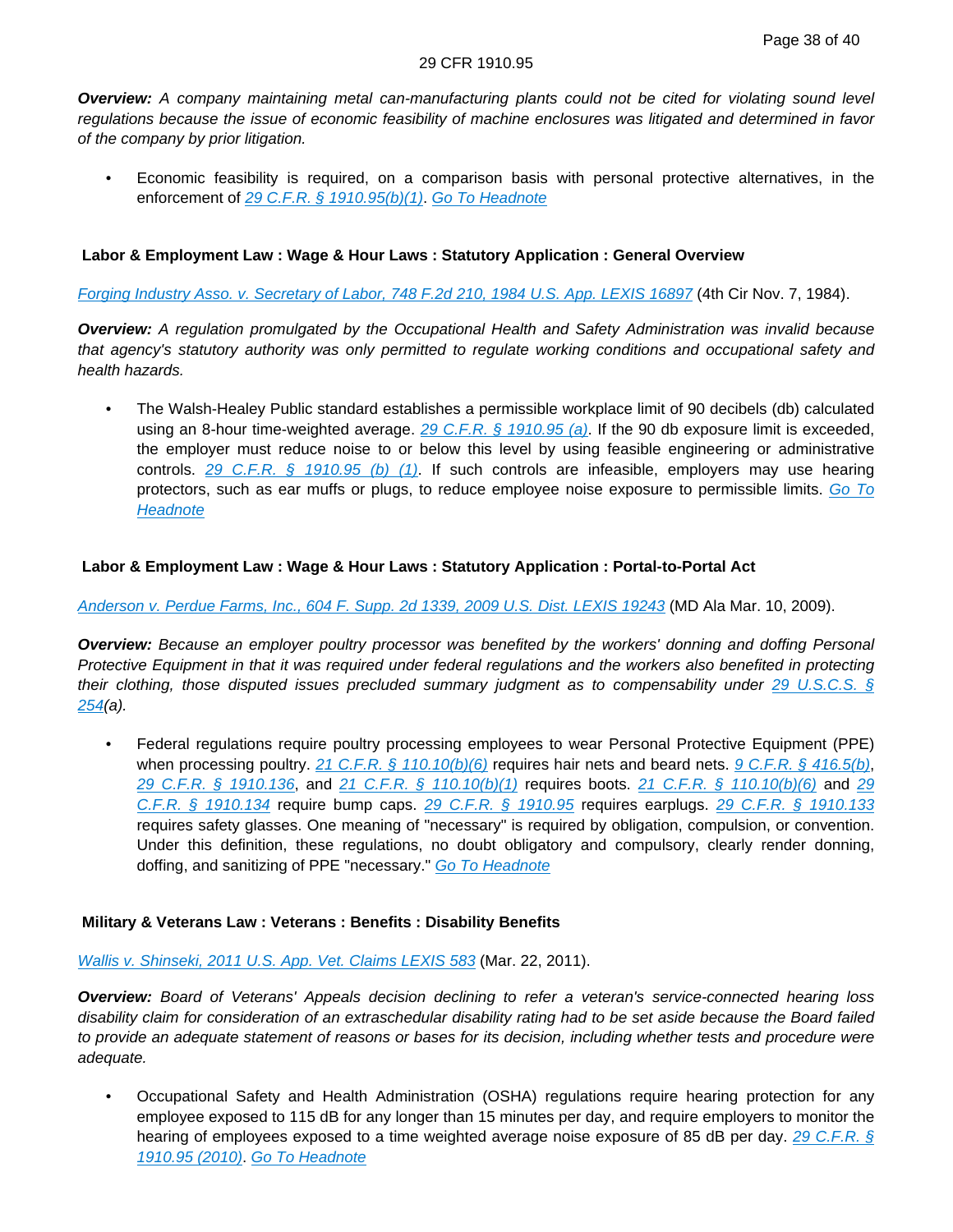***Overview:*** *A company maintaining metal can-manufacturing plants could not be cited for violating sound level regulations because the issue of economic feasibility of machine enclosures was litigated and determined in favor of the company by prior litigation.*

- Economic feasibility is required, on a comparison basis with personal protective alternatives, in the enforcement of 29 C.F.R. § 1910.95(b)(1). Go To Headnote

**Labor & Employment Law : Wage & Hour Laws : Statutory Application : General Overview**

Forging Industry Asso. v. Secretary of Labor, 748 F.2d 210, 1984 U.S. App. LEXIS 16897 (4th Cir Nov. 7, 1984).

***Overview:*** *A regulation promulgated by the Occupational Health and Safety Administration was invalid because that agency's statutory authority was only permitted to regulate working conditions and occupational safety and health hazards.*

- The Walsh-Healey Public standard establishes a permissible workplace limit of 90 decibels (db) calculated using an 8-hour time-weighted average. 29 C.F.R. § 1910.95 (a). If the 90 db exposure limit is exceeded, the employer must reduce noise to or below this level by using feasible engineering or administrative controls. 29 C.F.R. § 1910.95 (b) (1). If such controls are infeasible, employers may use hearing protectors, such as ear muffs or plugs, to reduce employee noise exposure to permissible limits. Go To Headnote

**Labor & Employment Law : Wage & Hour Laws : Statutory Application : Portal-to-Portal Act**

Anderson v. Perdue Farms, Inc., 604 F. Supp. 2d 1339, 2009 U.S. Dist. LEXIS 19243 (MD Ala Mar. 10, 2009).

***Overview:*** *Because an employer poultry processor was benefited by the workers' donning and doffing Personal Protective Equipment in that it was required under federal regulations and the workers also benefited in protecting their clothing, those disputed issues precluded summary judgment as to compensability under 29 U.S.C.S. § 254(a).*

- Federal regulations require poultry processing employees to wear Personal Protective Equipment (PPE) when processing poultry. 21 C.F.R. § 110.10(b)(6) requires hair nets and beard nets. 9 C.F.R. § 416.5(b), 29 C.F.R. § 1910.136, and 21 C.F.R. § 110.10(b)(1) requires boots. 21 C.F.R. § 110.10(b)(6) and 29 C.F.R. § 1910.134 require bump caps. 29 C.F.R. § 1910.95 requires earplugs. 29 C.F.R. § 1910.133 requires safety glasses. One meaning of "necessary" is required by obligation, compulsion, or convention. Under this definition, these regulations, no doubt obligatory and compulsory, clearly render donning, doffing, and sanitizing of PPE "necessary." Go To Headnote

**Military & Veterans Law : Veterans : Benefits : Disability Benefits**

Wallis v. Shinseki, 2011 U.S. App. Vet. Claims LEXIS 583 (Mar. 22, 2011).

***Overview:*** *Board of Veterans' Appeals decision declining to refer a veteran's service-connected hearing loss disability claim for consideration of an extraschedular disability rating had to be set aside because the Board failed to provide an adequate statement of reasons or bases for its decision, including whether tests and procedure were adequate.*

- Occupational Safety and Health Administration (OSHA) regulations require hearing protection for any employee exposed to 115 dB for any longer than 15 minutes per day, and require employers to monitor the hearing of employees exposed to a time weighted average noise exposure of 85 dB per day. 29 C.F.R. § 1910.95 (2010). Go To Headnote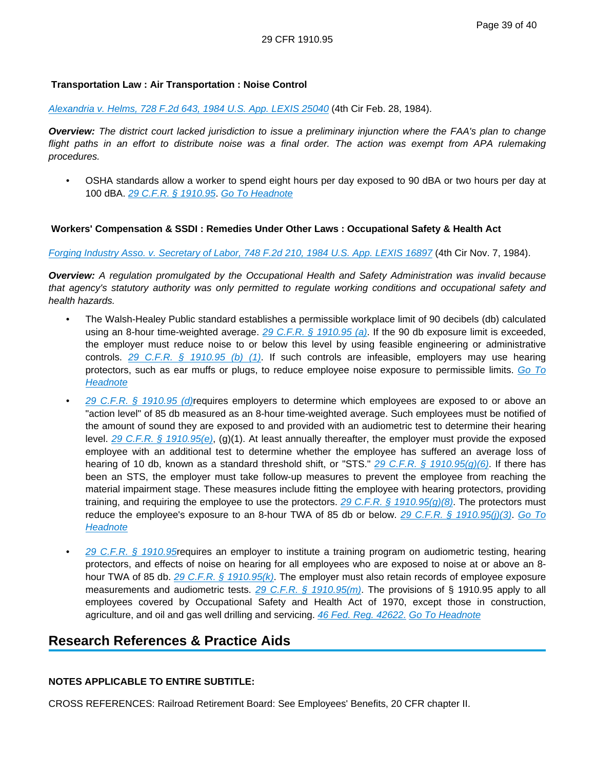**Transportation Law : Air Transportation : Noise Control**

Alexandria v. Helms, 728 F.2d 643, 1984 U.S. App. LEXIS 25040 (4th Cir Feb. 28, 1984).

***Overview:*** *The district court lacked jurisdiction to issue a preliminary injunction where the FAA's plan to change flight paths in an effort to distribute noise was a final order. The action was exempt from APA rulemaking procedures.*

- OSHA standards allow a worker to spend eight hours per day exposed to 90 dBA or two hours per day at 100 dBA. 29 C.F.R. § 1910.95. Go To Headnote

**Workers' Compensation & SSDI : Remedies Under Other Laws : Occupational Safety & Health Act**

Forging Industry Asso. v. Secretary of Labor, 748 F.2d 210, 1984 U.S. App. LEXIS 16897 (4th Cir Nov. 7, 1984).

***Overview:*** *A regulation promulgated by the Occupational Health and Safety Administration was invalid because that agency's statutory authority was only permitted to regulate working conditions and occupational safety and health hazards.*

- The Walsh-Healey Public standard establishes a permissible workplace limit of 90 decibels (db) calculated using an 8-hour time-weighted average. 29 C.F.R. § 1910.95 (a). If the 90 db exposure limit is exceeded, the employer must reduce noise to or below this level by using feasible engineering or administrative controls. 29 C.F.R. § 1910.95 (b) (1). If such controls are infeasible, employers may use hearing protectors, such as ear muffs or plugs, to reduce employee noise exposure to permissible limits. Go To Headnote
- 29 C.F.R. § 1910.95 (d)requires employers to determine which employees are exposed to or above an "action level" of 85 db measured as an 8-hour time-weighted average. Such employees must be notified of the amount of sound they are exposed to and provided with an audiometric test to determine their hearing level. 29 C.F.R. § 1910.95(e), (g)(1). At least annually thereafter, the employer must provide the exposed employee with an additional test to determine whether the employee has suffered an average loss of hearing of 10 db, known as a standard threshold shift, or "STS." 29 C.F.R. § 1910.95(g)(6). If there has been an STS, the employer must take follow-up measures to prevent the employee from reaching the material impairment stage. These measures include fitting the employee with hearing protectors, providing training, and requiring the employee to use the protectors. 29 C.F.R. § 1910.95(g)(8). The protectors must reduce the employee's exposure to an 8-hour TWA of 85 db or below. 29 C.F.R. § 1910.95(j)(3). Go To Headnote
- 29 C.F.R. § 1910.95requires an employer to institute a training program on audiometric testing, hearing protectors, and effects of noise on hearing for all employees who are exposed to noise at or above an 8-hour TWA of 85 db. 29 C.F.R. § 1910.95(k). The employer must also retain records of employee exposure measurements and audiometric tests. 29 C.F.R. § 1910.95(m). The provisions of § 1910.95 apply to all employees covered by Occupational Safety and Health Act of 1970, except those in construction, agriculture, and oil and gas well drilling and servicing. 46 Fed. Reg. 42622. Go To Headnote

## Research References & Practice Aids

**NOTES APPLICABLE TO ENTIRE SUBTITLE:**

CROSS REFERENCES: Railroad Retirement Board: See Employees' Benefits, 20 CFR chapter II.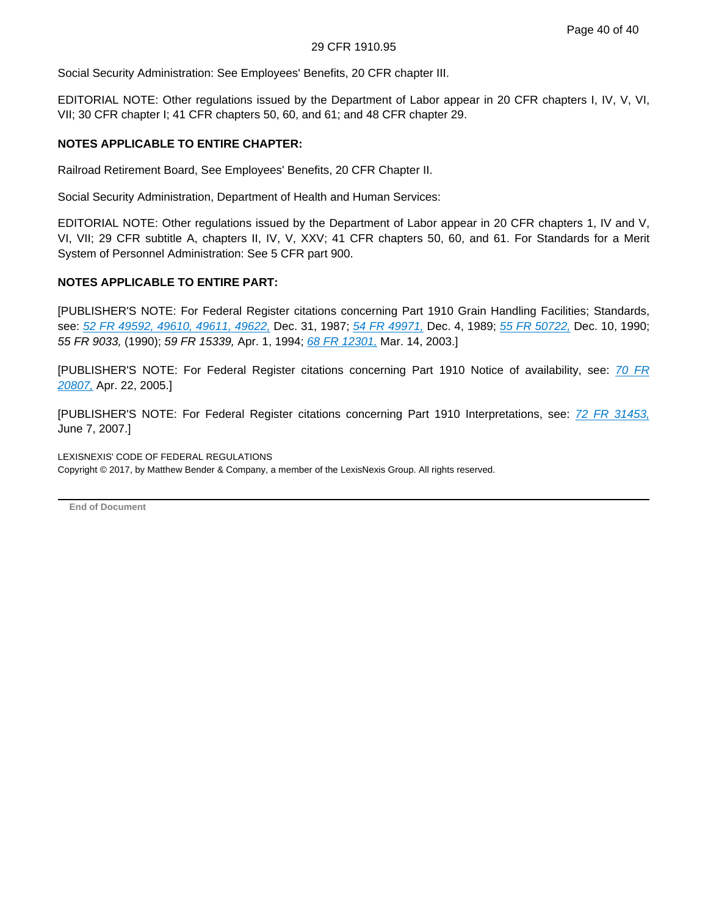Social Security Administration: See Employees' Benefits, 20 CFR chapter III.

EDITORIAL NOTE: Other regulations issued by the Department of Labor appear in 20 CFR chapters I, IV, V, VI, VII; 30 CFR chapter I; 41 CFR chapters 50, 60, and 61; and 48 CFR chapter 29.

**NOTES APPLICABLE TO ENTIRE CHAPTER:**

Railroad Retirement Board, See Employees' Benefits, 20 CFR Chapter II.

Social Security Administration, Department of Health and Human Services:

EDITORIAL NOTE: Other regulations issued by the Department of Labor appear in 20 CFR chapters 1, IV and V, VI, VII; 29 CFR subtitle A, chapters II, IV, V, XXV; 41 CFR chapters 50, 60, and 61. For Standards for a Merit System of Personnel Administration: See 5 CFR part 900.

**NOTES APPLICABLE TO ENTIRE PART:**

[PUBLISHER'S NOTE: For Federal Register citations concerning Part 1910 Grain Handling Facilities; Standards, see: *52 FR 49592, 49610, 49611, 49622,* Dec. 31, 1987; *54 FR 49971,* Dec. 4, 1989; *55 FR 50722,* Dec. 10, 1990; *55 FR 9033,* (1990); *59 FR 15339,* Apr. 1, 1994; *68 FR 12301,* Mar. 14, 2003.]

[PUBLISHER'S NOTE: For Federal Register citations concerning Part 1910 Notice of availability, see: *70 FR 20807,* Apr. 22, 2005.]

[PUBLISHER'S NOTE: For Federal Register citations concerning Part 1910 Interpretations, see: *72 FR 31453,* June 7, 2007.]

LEXISNEXIS' CODE OF FEDERAL REGULATIONS
Copyright © 2017, by Matthew Bender & Company, a member of the LexisNexis Group. All rights reserved.

---

End of Document